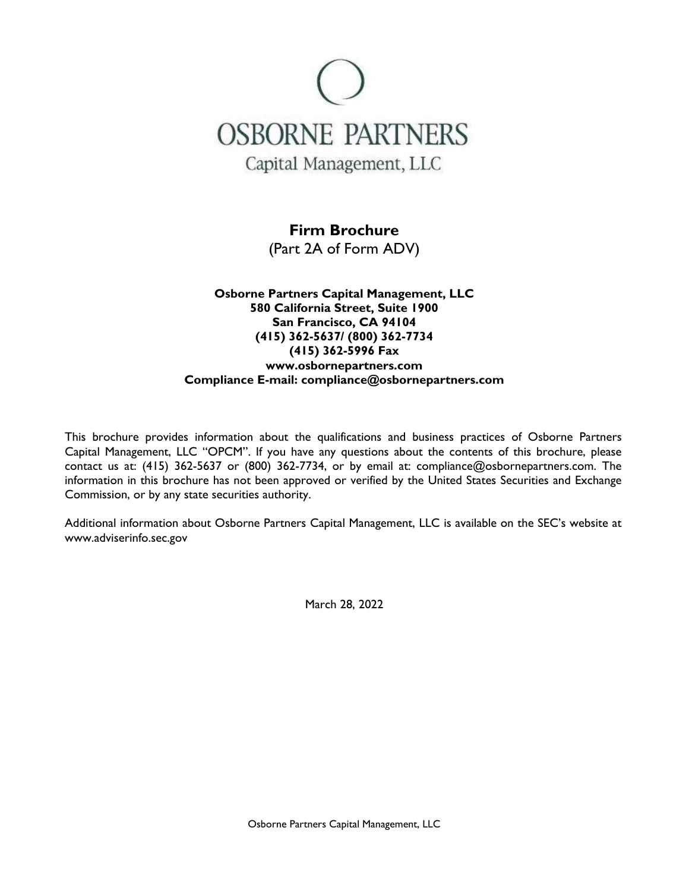# OSBORNE PARTNERS

Capital Management, LLC

## Firm Brochure

(Part 2A of Form ADV)

**Osborne Partners Capital Management, LLC**
**580 California Street, Suite 1900**
**San Francisco, CA 94104**
**(415) 362-5637/ (800) 362-7734**
**(415) 362-5996 Fax**
**www.osbornepartners.com**
**Compliance E-mail: compliance@osbornepartners.com**

This brochure provides information about the qualifications and business practices of Osborne Partners Capital Management, LLC "OPCM". If you have any questions about the contents of this brochure, please contact us at: (415) 362-5637 or (800) 362-7734, or by email at: compliance@osbornepartners.com. The information in this brochure has not been approved or verified by the United States Securities and Exchange Commission, or by any state securities authority.

Additional information about Osborne Partners Capital Management, LLC is available on the SEC's website at www.adviserinfo.sec.gov

March 28, 2022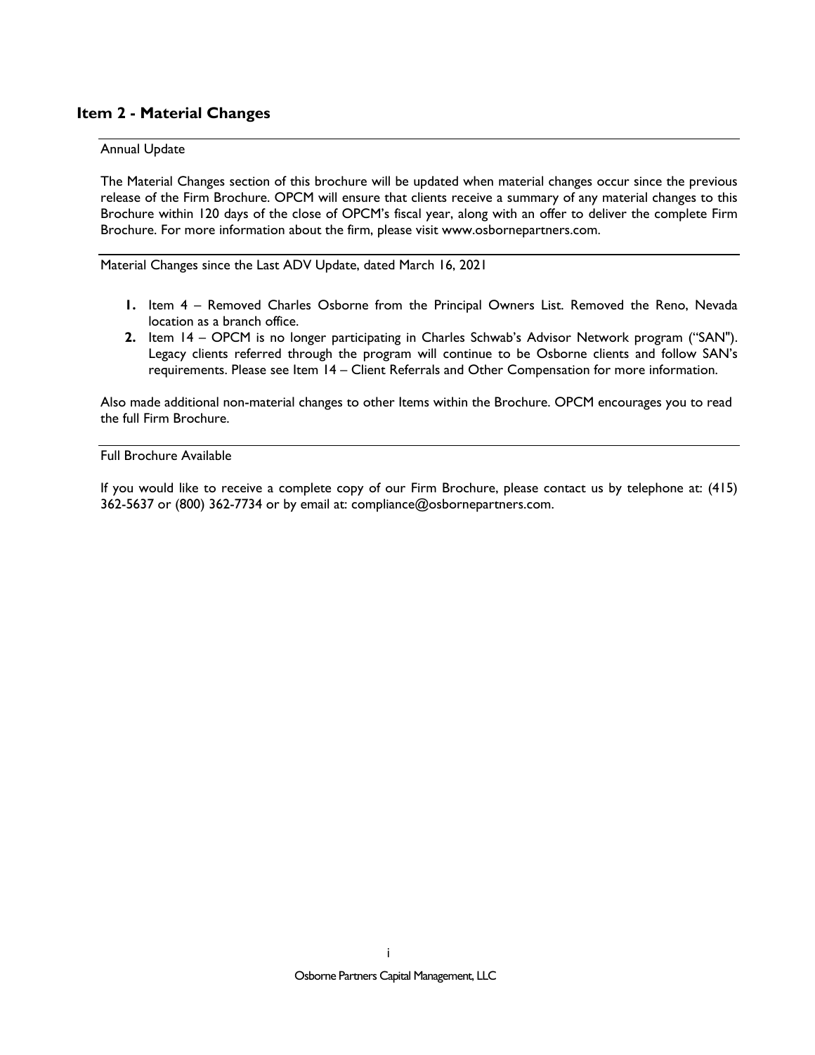## Item 2 - Material Changes

Annual Update

The Material Changes section of this brochure will be updated when material changes occur since the previous release of the Firm Brochure. OPCM will ensure that clients receive a summary of any material changes to this Brochure within 120 days of the close of OPCM's fiscal year, along with an offer to deliver the complete Firm Brochure. For more information about the firm, please visit www.osbornepartners.com.

Material Changes since the Last ADV Update, dated March 16, 2021

1. Item 4 – Removed Charles Osborne from the Principal Owners List. Removed the Reno, Nevada location as a branch office.
2. Item 14 – OPCM is no longer participating in Charles Schwab's Advisor Network program ("SAN"). Legacy clients referred through the program will continue to be Osborne clients and follow SAN's requirements. Please see Item 14 – Client Referrals and Other Compensation for more information.

Also made additional non-material changes to other Items within the Brochure. OPCM encourages you to read the full Firm Brochure.

Full Brochure Available

If you would like to receive a complete copy of our Firm Brochure, please contact us by telephone at: (415) 362-5637 or (800) 362-7734 or by email at: compliance@osbornepartners.com.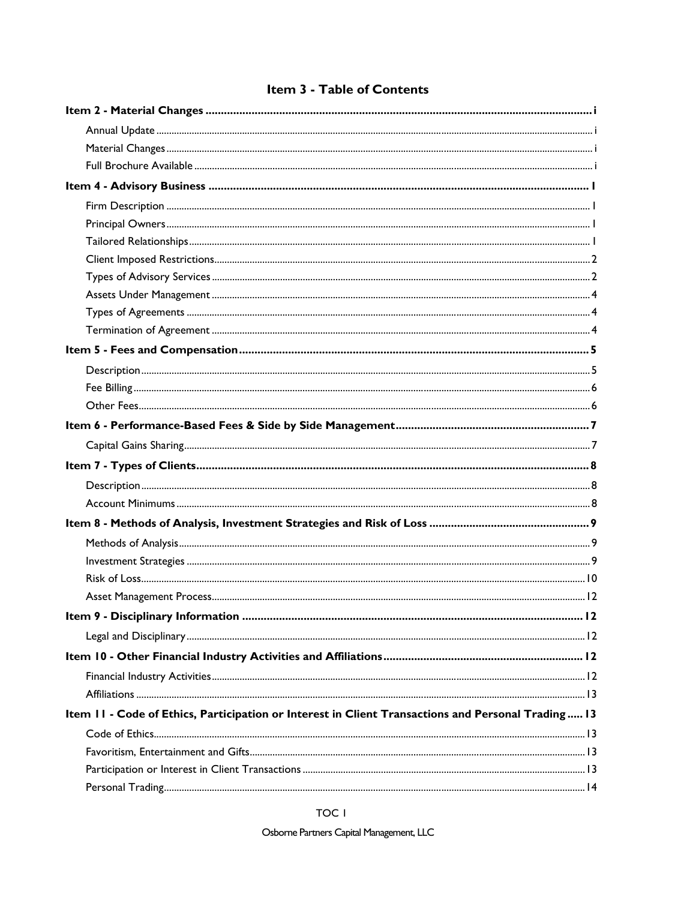# Item 3 - Table of Contents

**Item 2 - Material Changes** ..... i

- Annual Update ..... i
- Material Changes ..... i
- Full Brochure Available ..... i

**Item 4 - Advisory Business** ..... 1

- Firm Description ..... 1
- Principal Owners ..... 1
- Tailored Relationships ..... 1
- Client Imposed Restrictions ..... 2
- Types of Advisory Services ..... 2
- Assets Under Management ..... 4
- Types of Agreements ..... 4
- Termination of Agreement ..... 4

**Item 5 - Fees and Compensation** ..... 5

- Description ..... 5
- Fee Billing ..... 6
- Other Fees ..... 6

**Item 6 - Performance-Based Fees & Side by Side Management** ..... 7

- Capital Gains Sharing ..... 7

**Item 7 - Types of Clients** ..... 8

- Description ..... 8
- Account Minimums ..... 8

**Item 8 - Methods of Analysis, Investment Strategies and Risk of Loss** ..... 9

- Methods of Analysis ..... 9
- Investment Strategies ..... 9
- Risk of Loss ..... 10
- Asset Management Process ..... 12

**Item 9 - Disciplinary Information** ..... 12

- Legal and Disciplinary ..... 12

**Item 10 - Other Financial Industry Activities and Affiliations** ..... 12

- Financial Industry Activities ..... 12
- Affiliations ..... 13

**Item 11 - Code of Ethics, Participation or Interest in Client Transactions and Personal Trading** ..... 13

- Code of Ethics ..... 13
- Favoritism, Entertainment and Gifts ..... 13
- Participation or Interest in Client Transactions ..... 13
- Personal Trading ..... 14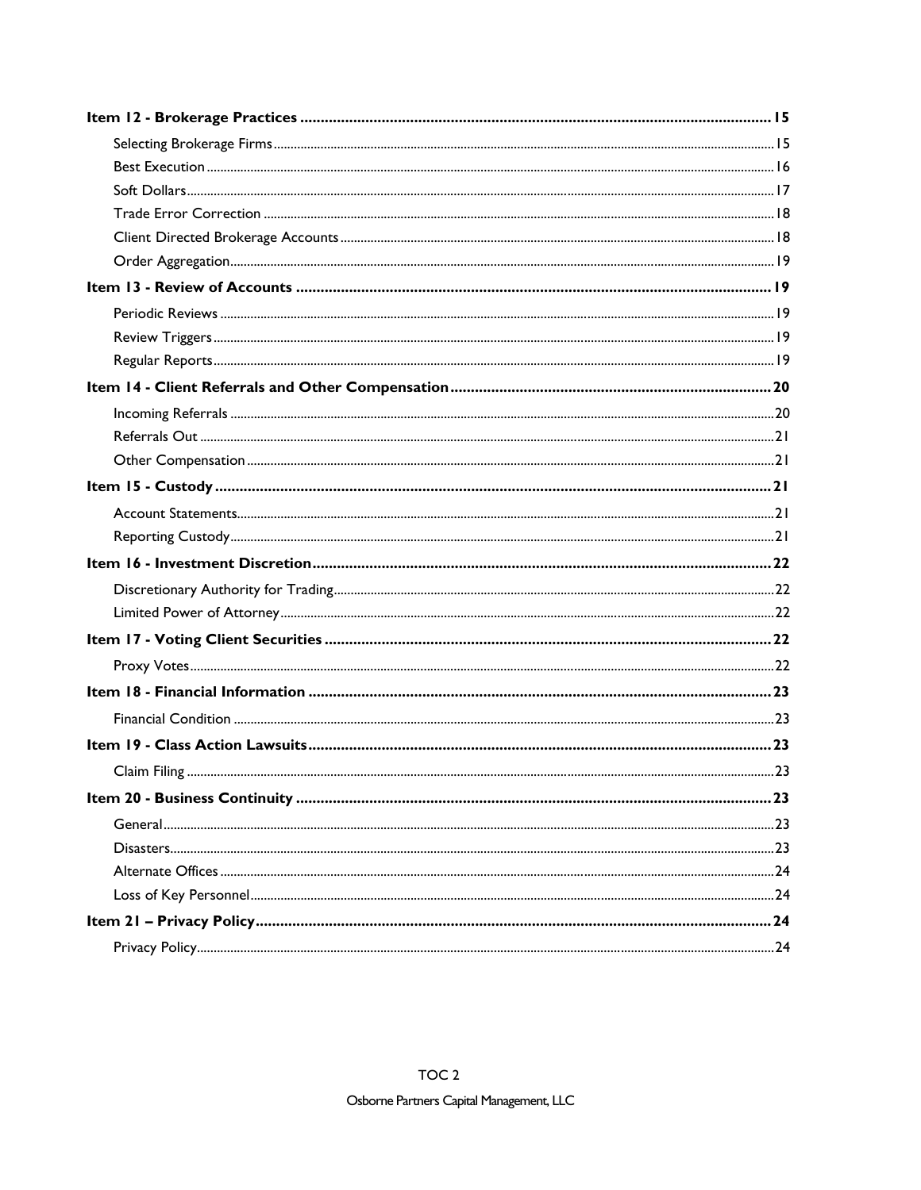**Item 12 - Brokerage Practices** .......... 15

- Selecting Brokerage Firms .......... 15
- Best Execution .......... 16
- Soft Dollars .......... 17
- Trade Error Correction .......... 18
- Client Directed Brokerage Accounts .......... 18
- Order Aggregation .......... 19

**Item 13 - Review of Accounts** .......... 19

- Periodic Reviews .......... 19
- Review Triggers .......... 19
- Regular Reports .......... 19

**Item 14 - Client Referrals and Other Compensation** .......... 20

- Incoming Referrals .......... 20
- Referrals Out .......... 21
- Other Compensation .......... 21

**Item 15 - Custody** .......... 21

- Account Statements .......... 21
- Reporting Custody .......... 21

**Item 16 - Investment Discretion** .......... 22

- Discretionary Authority for Trading .......... 22
- Limited Power of Attorney .......... 22

**Item 17 - Voting Client Securities** .......... 22

- Proxy Votes .......... 22

**Item 18 - Financial Information** .......... 23

- Financial Condition .......... 23

**Item 19 - Class Action Lawsuits** .......... 23

- Claim Filing .......... 23

**Item 20 - Business Continuity** .......... 23

- General .......... 23
- Disasters .......... 23
- Alternate Offices .......... 24
- Loss of Key Personnel .......... 24

**Item 21 – Privacy Policy** .......... 24

- Privacy Policy .......... 24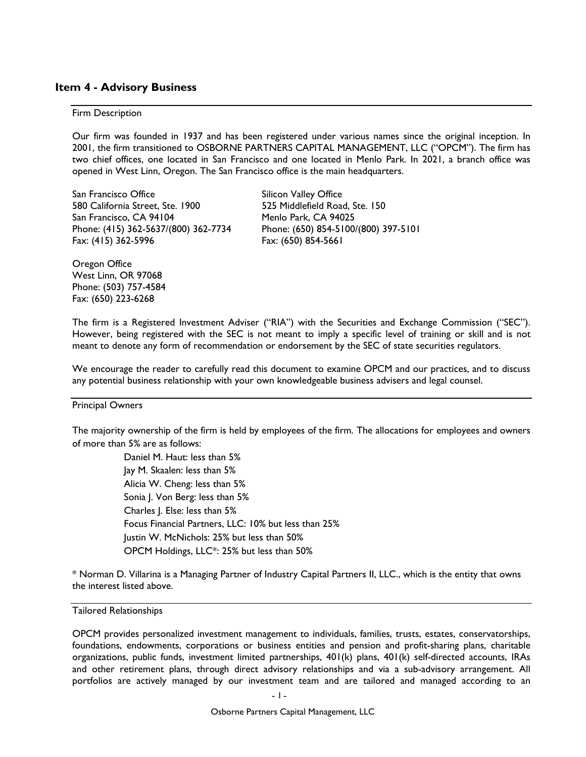## Item 4 - Advisory Business

### Firm Description

Our firm was founded in 1937 and has been registered under various names since the original inception. In 2001, the firm transitioned to OSBORNE PARTNERS CAPITAL MANAGEMENT, LLC ("OPCM"). The firm has two chief offices, one located in San Francisco and one located in Menlo Park. In 2021, a branch office was opened in West Linn, Oregon. The San Francisco office is the main headquarters.

San Francisco Office
580 California Street, Ste. 1900
San Francisco, CA 94104
Phone: (415) 362-5637/(800) 362-7734
Fax: (415) 362-5996

Silicon Valley Office
525 Middlefield Road, Ste. 150
Menlo Park, CA 94025
Phone: (650) 854-5100/(800) 397-5101
Fax: (650) 854-5661

Oregon Office
West Linn, OR 97068
Phone: (503) 757-4584
Fax: (650) 223-6268

The firm is a Registered Investment Adviser ("RIA") with the Securities and Exchange Commission ("SEC"). However, being registered with the SEC is not meant to imply a specific level of training or skill and is not meant to denote any form of recommendation or endorsement by the SEC of state securities regulators.

We encourage the reader to carefully read this document to examine OPCM and our practices, and to discuss any potential business relationship with your own knowledgeable business advisers and legal counsel.

### Principal Owners

The majority ownership of the firm is held by employees of the firm. The allocations for employees and owners of more than 5% are as follows:

Daniel M. Haut: less than 5%
Jay M. Skaalen: less than 5%
Alicia W. Cheng: less than 5%
Sonia J. Von Berg: less than 5%
Charles J. Else: less than 5%
Focus Financial Partners, LLC: 10% but less than 25%
Justin W. McNichols: 25% but less than 50%
OPCM Holdings, LLC*: 25% but less than 50%

* Norman D. Villarina is a Managing Partner of Industry Capital Partners II, LLC., which is the entity that owns the interest listed above.

### Tailored Relationships

OPCM provides personalized investment management to individuals, families, trusts, estates, conservatorships, foundations, endowments, corporations or business entities and pension and profit-sharing plans, charitable organizations, public funds, investment limited partnerships, 401(k) plans, 401(k) self-directed accounts, IRAs and other retirement plans, through direct advisory relationships and via a sub-advisory arrangement. All portfolios are actively managed by our investment team and are tailored and managed according to an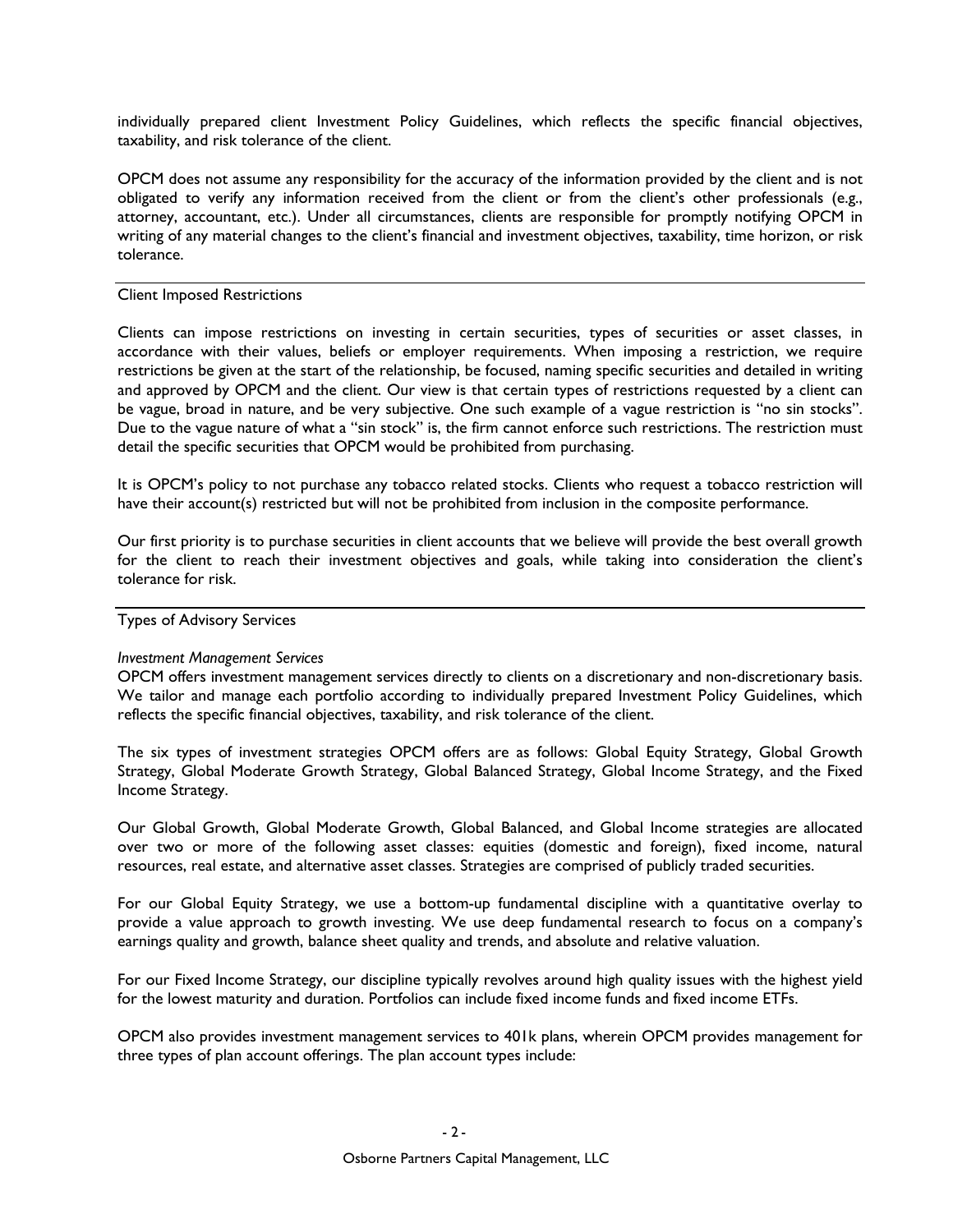individually prepared client Investment Policy Guidelines, which reflects the specific financial objectives, taxability, and risk tolerance of the client.

OPCM does not assume any responsibility for the accuracy of the information provided by the client and is not obligated to verify any information received from the client or from the client's other professionals (e.g., attorney, accountant, etc.). Under all circumstances, clients are responsible for promptly notifying OPCM in writing of any material changes to the client's financial and investment objectives, taxability, time horizon, or risk tolerance.

## Client Imposed Restrictions

Clients can impose restrictions on investing in certain securities, types of securities or asset classes, in accordance with their values, beliefs or employer requirements. When imposing a restriction, we require restrictions be given at the start of the relationship, be focused, naming specific securities and detailed in writing and approved by OPCM and the client. Our view is that certain types of restrictions requested by a client can be vague, broad in nature, and be very subjective. One such example of a vague restriction is "no sin stocks". Due to the vague nature of what a "sin stock" is, the firm cannot enforce such restrictions. The restriction must detail the specific securities that OPCM would be prohibited from purchasing.

It is OPCM's policy to not purchase any tobacco related stocks. Clients who request a tobacco restriction will have their account(s) restricted but will not be prohibited from inclusion in the composite performance.

Our first priority is to purchase securities in client accounts that we believe will provide the best overall growth for the client to reach their investment objectives and goals, while taking into consideration the client's tolerance for risk.

## Types of Advisory Services

*Investment Management Services*

OPCM offers investment management services directly to clients on a discretionary and non-discretionary basis. We tailor and manage each portfolio according to individually prepared Investment Policy Guidelines, which reflects the specific financial objectives, taxability, and risk tolerance of the client.

The six types of investment strategies OPCM offers are as follows: Global Equity Strategy, Global Growth Strategy, Global Moderate Growth Strategy, Global Balanced Strategy, Global Income Strategy, and the Fixed Income Strategy.

Our Global Growth, Global Moderate Growth, Global Balanced, and Global Income strategies are allocated over two or more of the following asset classes: equities (domestic and foreign), fixed income, natural resources, real estate, and alternative asset classes. Strategies are comprised of publicly traded securities.

For our Global Equity Strategy, we use a bottom-up fundamental discipline with a quantitative overlay to provide a value approach to growth investing. We use deep fundamental research to focus on a company's earnings quality and growth, balance sheet quality and trends, and absolute and relative valuation.

For our Fixed Income Strategy, our discipline typically revolves around high quality issues with the highest yield for the lowest maturity and duration. Portfolios can include fixed income funds and fixed income ETFs.

OPCM also provides investment management services to 401k plans, wherein OPCM provides management for three types of plan account offerings. The plan account types include: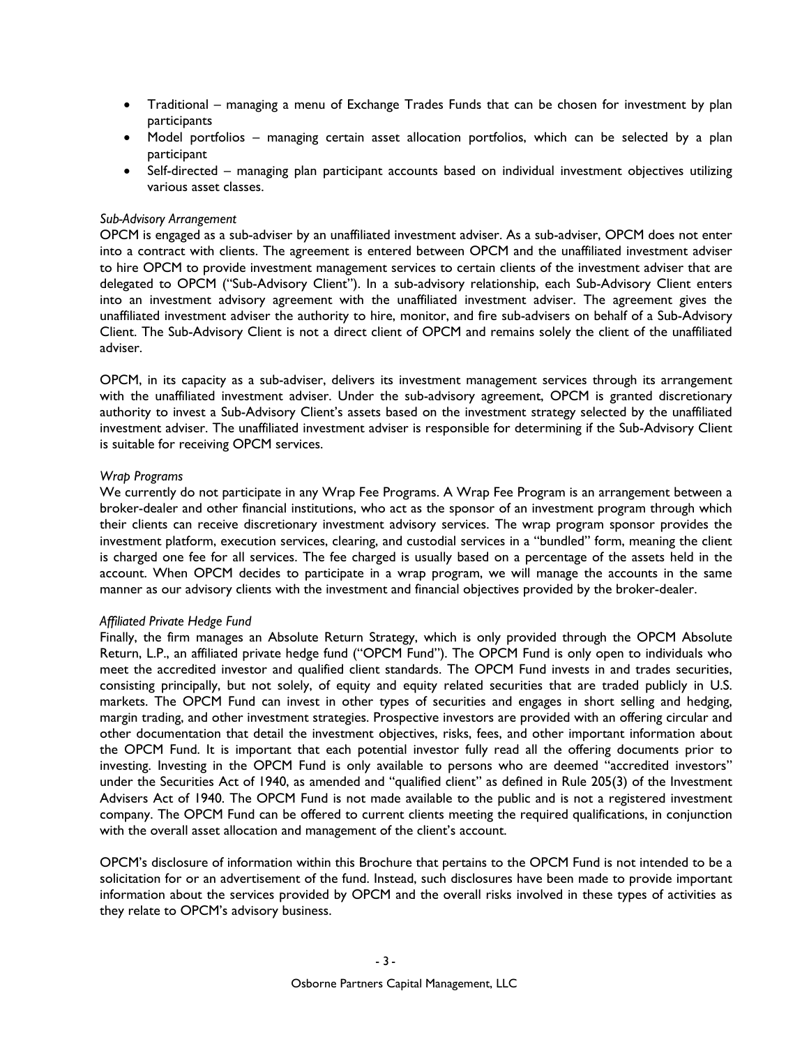- Traditional – managing a menu of Exchange Trades Funds that can be chosen for investment by plan participants
- Model portfolios – managing certain asset allocation portfolios, which can be selected by a plan participant
- Self-directed – managing plan participant accounts based on individual investment objectives utilizing various asset classes.

*Sub-Advisory Arrangement*

OPCM is engaged as a sub-adviser by an unaffiliated investment adviser. As a sub-adviser, OPCM does not enter into a contract with clients. The agreement is entered between OPCM and the unaffiliated investment adviser to hire OPCM to provide investment management services to certain clients of the investment adviser that are delegated to OPCM ("Sub-Advisory Client"). In a sub-advisory relationship, each Sub-Advisory Client enters into an investment advisory agreement with the unaffiliated investment adviser. The agreement gives the unaffiliated investment adviser the authority to hire, monitor, and fire sub-advisers on behalf of a Sub-Advisory Client. The Sub-Advisory Client is not a direct client of OPCM and remains solely the client of the unaffiliated adviser.

OPCM, in its capacity as a sub-adviser, delivers its investment management services through its arrangement with the unaffiliated investment adviser. Under the sub-advisory agreement, OPCM is granted discretionary authority to invest a Sub-Advisory Client's assets based on the investment strategy selected by the unaffiliated investment adviser. The unaffiliated investment adviser is responsible for determining if the Sub-Advisory Client is suitable for receiving OPCM services.

*Wrap Programs*

We currently do not participate in any Wrap Fee Programs. A Wrap Fee Program is an arrangement between a broker-dealer and other financial institutions, who act as the sponsor of an investment program through which their clients can receive discretionary investment advisory services. The wrap program sponsor provides the investment platform, execution services, clearing, and custodial services in a "bundled" form, meaning the client is charged one fee for all services. The fee charged is usually based on a percentage of the assets held in the account. When OPCM decides to participate in a wrap program, we will manage the accounts in the same manner as our advisory clients with the investment and financial objectives provided by the broker-dealer.

*Affiliated Private Hedge Fund*

Finally, the firm manages an Absolute Return Strategy, which is only provided through the OPCM Absolute Return, L.P., an affiliated private hedge fund ("OPCM Fund"). The OPCM Fund is only open to individuals who meet the accredited investor and qualified client standards. The OPCM Fund invests in and trades securities, consisting principally, but not solely, of equity and equity related securities that are traded publicly in U.S. markets. The OPCM Fund can invest in other types of securities and engages in short selling and hedging, margin trading, and other investment strategies. Prospective investors are provided with an offering circular and other documentation that detail the investment objectives, risks, fees, and other important information about the OPCM Fund. It is important that each potential investor fully read all the offering documents prior to investing. Investing in the OPCM Fund is only available to persons who are deemed "accredited investors" under the Securities Act of 1940, as amended and "qualified client" as defined in Rule 205(3) of the Investment Advisers Act of 1940. The OPCM Fund is not made available to the public and is not a registered investment company. The OPCM Fund can be offered to current clients meeting the required qualifications, in conjunction with the overall asset allocation and management of the client's account.

OPCM's disclosure of information within this Brochure that pertains to the OPCM Fund is not intended to be a solicitation for or an advertisement of the fund. Instead, such disclosures have been made to provide important information about the services provided by OPCM and the overall risks involved in these types of activities as they relate to OPCM's advisory business.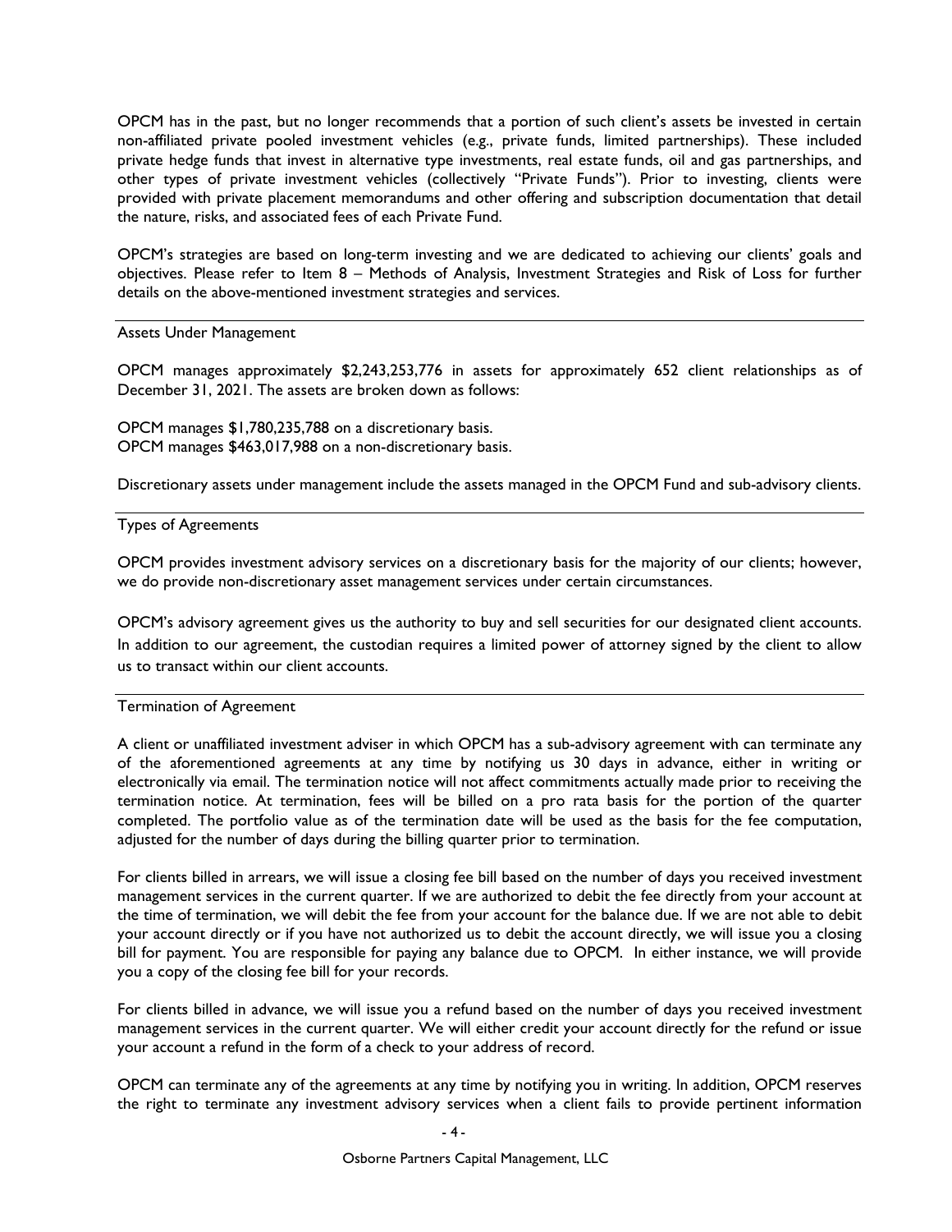OPCM has in the past, but no longer recommends that a portion of such client's assets be invested in certain non-affiliated private pooled investment vehicles (e.g., private funds, limited partnerships). These included private hedge funds that invest in alternative type investments, real estate funds, oil and gas partnerships, and other types of private investment vehicles (collectively "Private Funds"). Prior to investing, clients were provided with private placement memorandums and other offering and subscription documentation that detail the nature, risks, and associated fees of each Private Fund.

OPCM's strategies are based on long-term investing and we are dedicated to achieving our clients' goals and objectives. Please refer to Item 8 – Methods of Analysis, Investment Strategies and Risk of Loss for further details on the above-mentioned investment strategies and services.

### Assets Under Management

OPCM manages approximately $2,243,253,776 in assets for approximately 652 client relationships as of December 31, 2021. The assets are broken down as follows:

OPCM manages $1,780,235,788 on a discretionary basis.
OPCM manages $463,017,988 on a non-discretionary basis.

Discretionary assets under management include the assets managed in the OPCM Fund and sub-advisory clients.

### Types of Agreements

OPCM provides investment advisory services on a discretionary basis for the majority of our clients; however, we do provide non-discretionary asset management services under certain circumstances.

OPCM's advisory agreement gives us the authority to buy and sell securities for our designated client accounts. In addition to our agreement, the custodian requires a limited power of attorney signed by the client to allow us to transact within our client accounts.

### Termination of Agreement

A client or unaffiliated investment adviser in which OPCM has a sub-advisory agreement with can terminate any of the aforementioned agreements at any time by notifying us 30 days in advance, either in writing or electronically via email. The termination notice will not affect commitments actually made prior to receiving the termination notice. At termination, fees will be billed on a pro rata basis for the portion of the quarter completed. The portfolio value as of the termination date will be used as the basis for the fee computation, adjusted for the number of days during the billing quarter prior to termination.

For clients billed in arrears, we will issue a closing fee bill based on the number of days you received investment management services in the current quarter. If we are authorized to debit the fee directly from your account at the time of termination, we will debit the fee from your account for the balance due. If we are not able to debit your account directly or if you have not authorized us to debit the account directly, we will issue you a closing bill for payment. You are responsible for paying any balance due to OPCM. In either instance, we will provide you a copy of the closing fee bill for your records.

For clients billed in advance, we will issue you a refund based on the number of days you received investment management services in the current quarter. We will either credit your account directly for the refund or issue your account a refund in the form of a check to your address of record.

OPCM can terminate any of the agreements at any time by notifying you in writing. In addition, OPCM reserves the right to terminate any investment advisory services when a client fails to provide pertinent information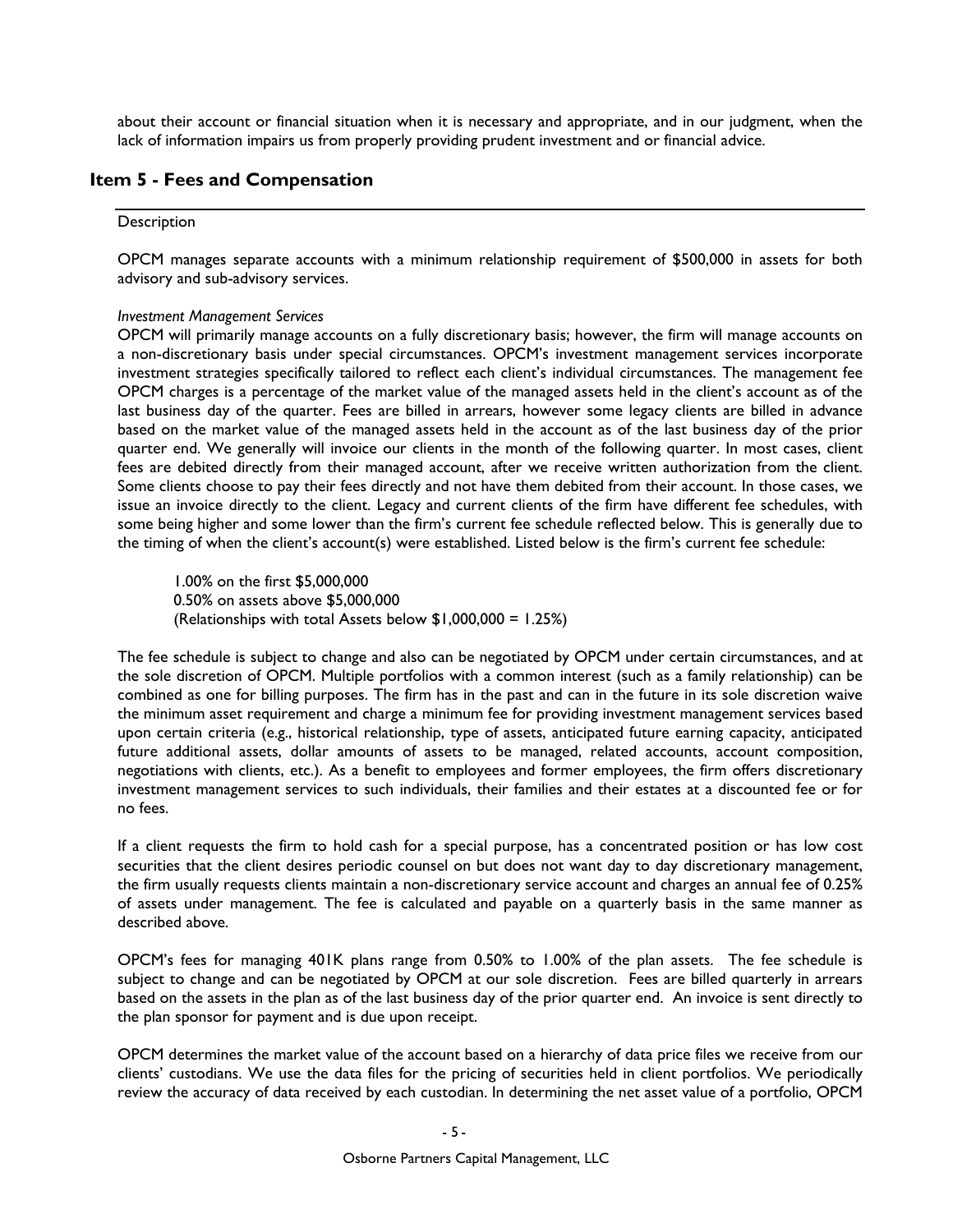about their account or financial situation when it is necessary and appropriate, and in our judgment, when the lack of information impairs us from properly providing prudent investment and or financial advice.

## Item 5 - Fees and Compensation

Description

OPCM manages separate accounts with a minimum relationship requirement of $500,000 in assets for both advisory and sub-advisory services.

*Investment Management Services*

OPCM will primarily manage accounts on a fully discretionary basis; however, the firm will manage accounts on a non-discretionary basis under special circumstances. OPCM's investment management services incorporate investment strategies specifically tailored to reflect each client's individual circumstances. The management fee OPCM charges is a percentage of the market value of the managed assets held in the client's account as of the last business day of the quarter. Fees are billed in arrears, however some legacy clients are billed in advance based on the market value of the managed assets held in the account as of the last business day of the prior quarter end. We generally will invoice our clients in the month of the following quarter. In most cases, client fees are debited directly from their managed account, after we receive written authorization from the client. Some clients choose to pay their fees directly and not have them debited from their account. In those cases, we issue an invoice directly to the client. Legacy and current clients of the firm have different fee schedules, with some being higher and some lower than the firm's current fee schedule reflected below. This is generally due to the timing of when the client's account(s) were established. Listed below is the firm's current fee schedule:

1.00% on the first $5,000,000
0.50% on assets above $5,000,000
(Relationships with total Assets below $1,000,000 = 1.25%)

The fee schedule is subject to change and also can be negotiated by OPCM under certain circumstances, and at the sole discretion of OPCM. Multiple portfolios with a common interest (such as a family relationship) can be combined as one for billing purposes. The firm has in the past and can in the future in its sole discretion waive the minimum asset requirement and charge a minimum fee for providing investment management services based upon certain criteria (e.g., historical relationship, type of assets, anticipated future earning capacity, anticipated future additional assets, dollar amounts of assets to be managed, related accounts, account composition, negotiations with clients, etc.). As a benefit to employees and former employees, the firm offers discretionary investment management services to such individuals, their families and their estates at a discounted fee or for no fees.

If a client requests the firm to hold cash for a special purpose, has a concentrated position or has low cost securities that the client desires periodic counsel on but does not want day to day discretionary management, the firm usually requests clients maintain a non-discretionary service account and charges an annual fee of 0.25% of assets under management. The fee is calculated and payable on a quarterly basis in the same manner as described above.

OPCM's fees for managing 401K plans range from 0.50% to 1.00% of the plan assets. The fee schedule is subject to change and can be negotiated by OPCM at our sole discretion. Fees are billed quarterly in arrears based on the assets in the plan as of the last business day of the prior quarter end. An invoice is sent directly to the plan sponsor for payment and is due upon receipt.

OPCM determines the market value of the account based on a hierarchy of data price files we receive from our clients' custodians. We use the data files for the pricing of securities held in client portfolios. We periodically review the accuracy of data received by each custodian. In determining the net asset value of a portfolio, OPCM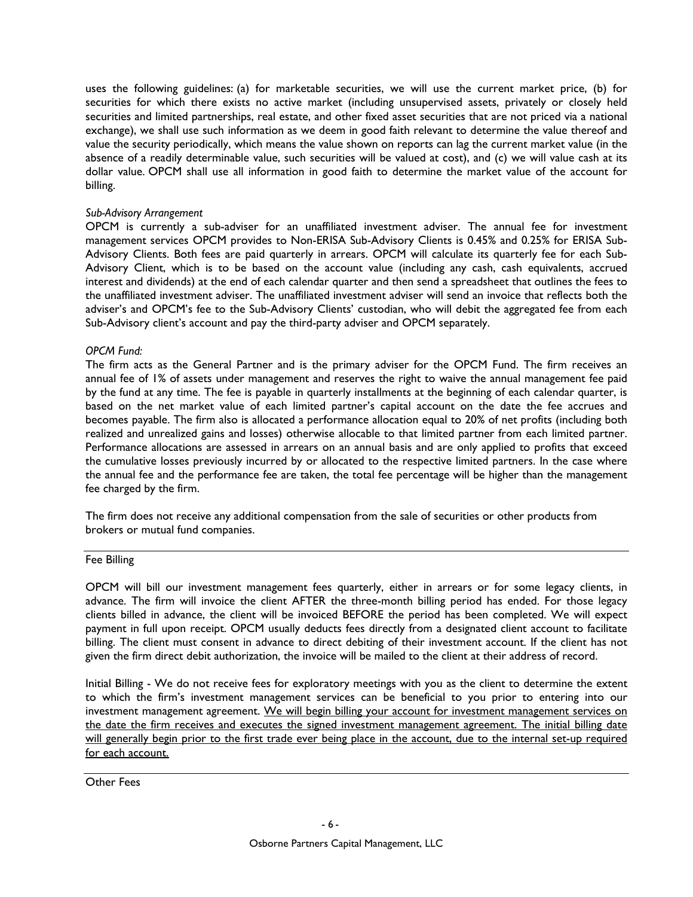uses the following guidelines: (a) for marketable securities, we will use the current market price, (b) for securities for which there exists no active market (including unsupervised assets, privately or closely held securities and limited partnerships, real estate, and other fixed asset securities that are not priced via a national exchange), we shall use such information as we deem in good faith relevant to determine the value thereof and value the security periodically, which means the value shown on reports can lag the current market value (in the absence of a readily determinable value, such securities will be valued at cost), and (c) we will value cash at its dollar value. OPCM shall use all information in good faith to determine the market value of the account for billing.

*Sub-Advisory Arrangement*

OPCM is currently a sub-adviser for an unaffiliated investment adviser. The annual fee for investment management services OPCM provides to Non-ERISA Sub-Advisory Clients is 0.45% and 0.25% for ERISA Sub-Advisory Clients. Both fees are paid quarterly in arrears. OPCM will calculate its quarterly fee for each Sub-Advisory Client, which is to be based on the account value (including any cash, cash equivalents, accrued interest and dividends) at the end of each calendar quarter and then send a spreadsheet that outlines the fees to the unaffiliated investment adviser. The unaffiliated investment adviser will send an invoice that reflects both the adviser's and OPCM's fee to the Sub-Advisory Clients' custodian, who will debit the aggregated fee from each Sub-Advisory client's account and pay the third-party adviser and OPCM separately.

*OPCM Fund:*

The firm acts as the General Partner and is the primary adviser for the OPCM Fund. The firm receives an annual fee of 1% of assets under management and reserves the right to waive the annual management fee paid by the fund at any time. The fee is payable in quarterly installments at the beginning of each calendar quarter, is based on the net market value of each limited partner's capital account on the date the fee accrues and becomes payable. The firm also is allocated a performance allocation equal to 20% of net profits (including both realized and unrealized gains and losses) otherwise allocable to that limited partner from each limited partner. Performance allocations are assessed in arrears on an annual basis and are only applied to profits that exceed the cumulative losses previously incurred by or allocated to the respective limited partners. In the case where the annual fee and the performance fee are taken, the total fee percentage will be higher than the management fee charged by the firm.

The firm does not receive any additional compensation from the sale of securities or other products from brokers or mutual fund companies.

## Fee Billing

OPCM will bill our investment management fees quarterly, either in arrears or for some legacy clients, in advance. The firm will invoice the client AFTER the three-month billing period has ended. For those legacy clients billed in advance, the client will be invoiced BEFORE the period has been completed. We will expect payment in full upon receipt. OPCM usually deducts fees directly from a designated client account to facilitate billing. The client must consent in advance to direct debiting of their investment account. If the client has not given the firm direct debit authorization, the invoice will be mailed to the client at their address of record.

Initial Billing - We do not receive fees for exploratory meetings with you as the client to determine the extent to which the firm's investment management services can be beneficial to you prior to entering into our investment management agreement. We will begin billing your account for investment management services on the date the firm receives and executes the signed investment management agreement. The initial billing date will generally begin prior to the first trade ever being place in the account, due to the internal set-up required for each account.

## Other Fees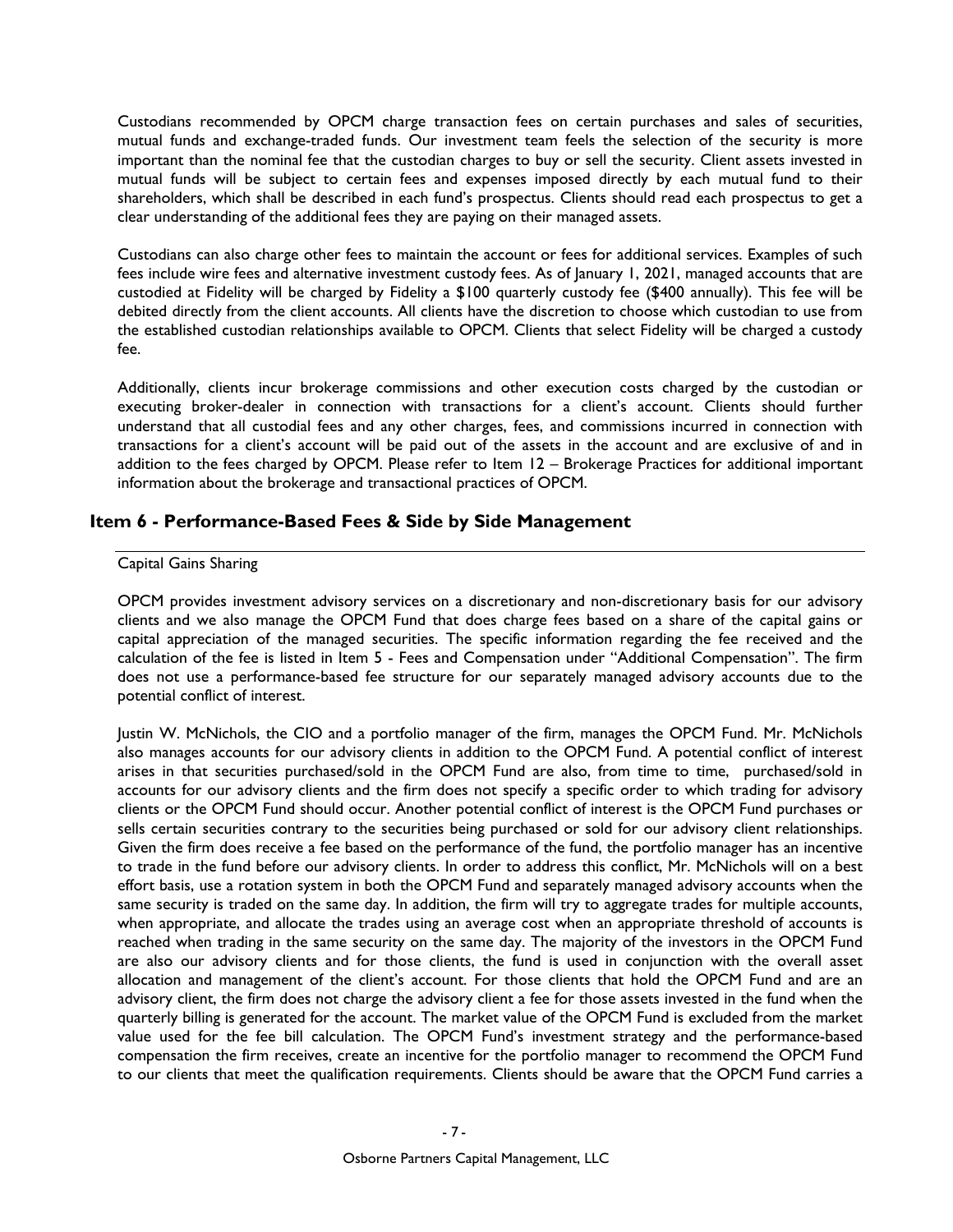Custodians recommended by OPCM charge transaction fees on certain purchases and sales of securities, mutual funds and exchange-traded funds. Our investment team feels the selection of the security is more important than the nominal fee that the custodian charges to buy or sell the security. Client assets invested in mutual funds will be subject to certain fees and expenses imposed directly by each mutual fund to their shareholders, which shall be described in each fund's prospectus. Clients should read each prospectus to get a clear understanding of the additional fees they are paying on their managed assets.

Custodians can also charge other fees to maintain the account or fees for additional services. Examples of such fees include wire fees and alternative investment custody fees. As of January 1, 2021, managed accounts that are custodied at Fidelity will be charged by Fidelity a $100 quarterly custody fee ($400 annually). This fee will be debited directly from the client accounts. All clients have the discretion to choose which custodian to use from the established custodian relationships available to OPCM. Clients that select Fidelity will be charged a custody fee.

Additionally, clients incur brokerage commissions and other execution costs charged by the custodian or executing broker-dealer in connection with transactions for a client's account. Clients should further understand that all custodial fees and any other charges, fees, and commissions incurred in connection with transactions for a client's account will be paid out of the assets in the account and are exclusive of and in addition to the fees charged by OPCM. Please refer to Item 12 – Brokerage Practices for additional important information about the brokerage and transactional practices of OPCM.

## Item 6 - Performance-Based Fees & Side by Side Management

Capital Gains Sharing

OPCM provides investment advisory services on a discretionary and non-discretionary basis for our advisory clients and we also manage the OPCM Fund that does charge fees based on a share of the capital gains or capital appreciation of the managed securities. The specific information regarding the fee received and the calculation of the fee is listed in Item 5 - Fees and Compensation under "Additional Compensation". The firm does not use a performance-based fee structure for our separately managed advisory accounts due to the potential conflict of interest.

Justin W. McNichols, the CIO and a portfolio manager of the firm, manages the OPCM Fund. Mr. McNichols also manages accounts for our advisory clients in addition to the OPCM Fund. A potential conflict of interest arises in that securities purchased/sold in the OPCM Fund are also, from time to time, purchased/sold in accounts for our advisory clients and the firm does not specify a specific order to which trading for advisory clients or the OPCM Fund should occur. Another potential conflict of interest is the OPCM Fund purchases or sells certain securities contrary to the securities being purchased or sold for our advisory client relationships. Given the firm does receive a fee based on the performance of the fund, the portfolio manager has an incentive to trade in the fund before our advisory clients. In order to address this conflict, Mr. McNichols will on a best effort basis, use a rotation system in both the OPCM Fund and separately managed advisory accounts when the same security is traded on the same day. In addition, the firm will try to aggregate trades for multiple accounts, when appropriate, and allocate the trades using an average cost when an appropriate threshold of accounts is reached when trading in the same security on the same day. The majority of the investors in the OPCM Fund are also our advisory clients and for those clients, the fund is used in conjunction with the overall asset allocation and management of the client's account. For those clients that hold the OPCM Fund and are an advisory client, the firm does not charge the advisory client a fee for those assets invested in the fund when the quarterly billing is generated for the account. The market value of the OPCM Fund is excluded from the market value used for the fee bill calculation. The OPCM Fund's investment strategy and the performance-based compensation the firm receives, create an incentive for the portfolio manager to recommend the OPCM Fund to our clients that meet the qualification requirements. Clients should be aware that the OPCM Fund carries a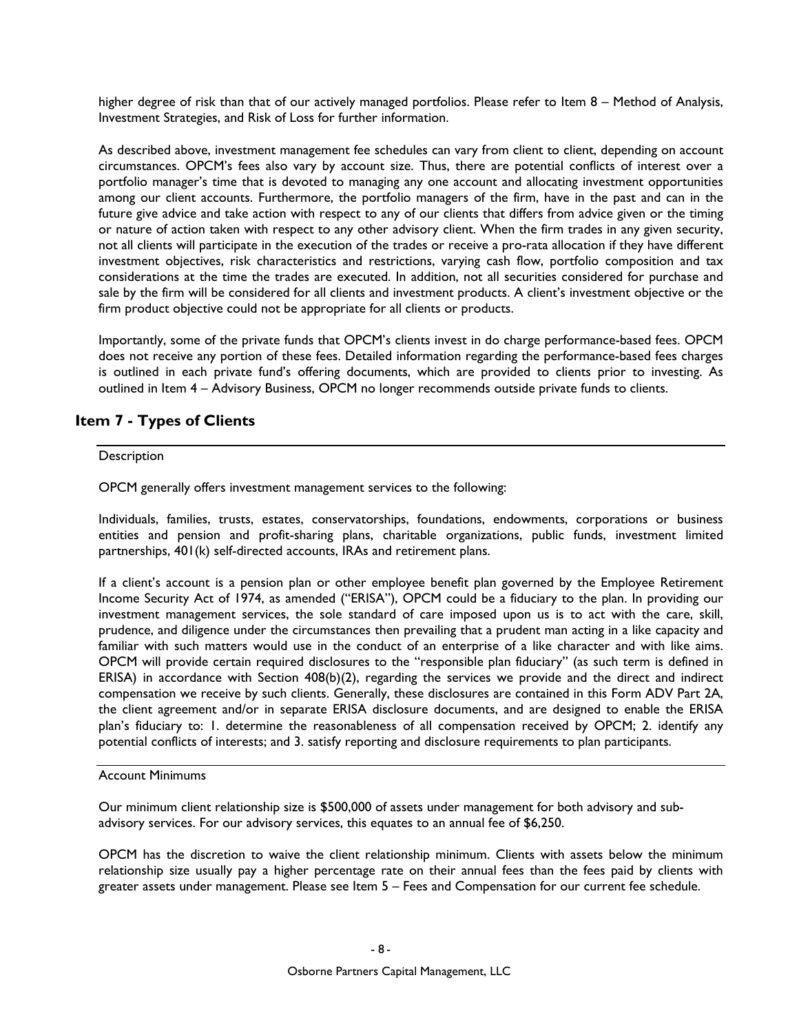higher degree of risk than that of our actively managed portfolios. Please refer to Item 8 – Method of Analysis, Investment Strategies, and Risk of Loss for further information.

As described above, investment management fee schedules can vary from client to client, depending on account circumstances. OPCM's fees also vary by account size. Thus, there are potential conflicts of interest over a portfolio manager's time that is devoted to managing any one account and allocating investment opportunities among our client accounts. Furthermore, the portfolio managers of the firm, have in the past and can in the future give advice and take action with respect to any of our clients that differs from advice given or the timing or nature of action taken with respect to any other advisory client. When the firm trades in any given security, not all clients will participate in the execution of the trades or receive a pro-rata allocation if they have different investment objectives, risk characteristics and restrictions, varying cash flow, portfolio composition and tax considerations at the time the trades are executed. In addition, not all securities considered for purchase and sale by the firm will be considered for all clients and investment products. A client's investment objective or the firm product objective could not be appropriate for all clients or products.

Importantly, some of the private funds that OPCM's clients invest in do charge performance-based fees. OPCM does not receive any portion of these fees. Detailed information regarding the performance-based fees charges is outlined in each private fund's offering documents, which are provided to clients prior to investing. As outlined in Item 4 – Advisory Business, OPCM no longer recommends outside private funds to clients.

## Item 7 - Types of Clients

Description

OPCM generally offers investment management services to the following:

Individuals, families, trusts, estates, conservatorships, foundations, endowments, corporations or business entities and pension and profit-sharing plans, charitable organizations, public funds, investment limited partnerships, 401(k) self-directed accounts, IRAs and retirement plans.

If a client's account is a pension plan or other employee benefit plan governed by the Employee Retirement Income Security Act of 1974, as amended ("ERISA"), OPCM could be a fiduciary to the plan. In providing our investment management services, the sole standard of care imposed upon us is to act with the care, skill, prudence, and diligence under the circumstances then prevailing that a prudent man acting in a like capacity and familiar with such matters would use in the conduct of an enterprise of a like character and with like aims. OPCM will provide certain required disclosures to the "responsible plan fiduciary" (as such term is defined in ERISA) in accordance with Section 408(b)(2), regarding the services we provide and the direct and indirect compensation we receive by such clients. Generally, these disclosures are contained in this Form ADV Part 2A, the client agreement and/or in separate ERISA disclosure documents, and are designed to enable the ERISA plan's fiduciary to: 1. determine the reasonableness of all compensation received by OPCM; 2. identify any potential conflicts of interests; and 3. satisfy reporting and disclosure requirements to plan participants.

Account Minimums

Our minimum client relationship size is $500,000 of assets under management for both advisory and sub-advisory services. For our advisory services, this equates to an annual fee of $6,250.

OPCM has the discretion to waive the client relationship minimum. Clients with assets below the minimum relationship size usually pay a higher percentage rate on their annual fees than the fees paid by clients with greater assets under management. Please see Item 5 – Fees and Compensation for our current fee schedule.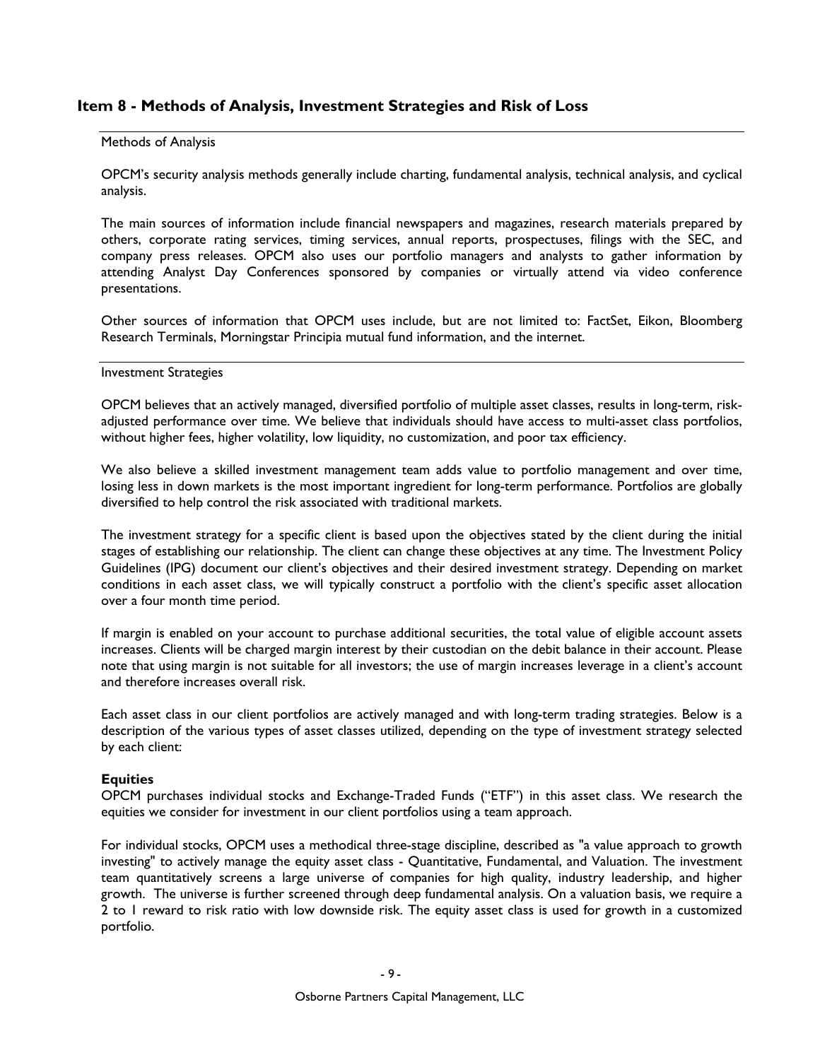## Item 8 - Methods of Analysis, Investment Strategies and Risk of Loss

### Methods of Analysis

OPCM's security analysis methods generally include charting, fundamental analysis, technical analysis, and cyclical analysis.

The main sources of information include financial newspapers and magazines, research materials prepared by others, corporate rating services, timing services, annual reports, prospectuses, filings with the SEC, and company press releases. OPCM also uses our portfolio managers and analysts to gather information by attending Analyst Day Conferences sponsored by companies or virtually attend via video conference presentations.

Other sources of information that OPCM uses include, but are not limited to: FactSet, Eikon, Bloomberg Research Terminals, Morningstar Principia mutual fund information, and the internet.

### Investment Strategies

OPCM believes that an actively managed, diversified portfolio of multiple asset classes, results in long-term, risk-adjusted performance over time. We believe that individuals should have access to multi-asset class portfolios, without higher fees, higher volatility, low liquidity, no customization, and poor tax efficiency.

We also believe a skilled investment management team adds value to portfolio management and over time, losing less in down markets is the most important ingredient for long-term performance. Portfolios are globally diversified to help control the risk associated with traditional markets.

The investment strategy for a specific client is based upon the objectives stated by the client during the initial stages of establishing our relationship. The client can change these objectives at any time. The Investment Policy Guidelines (IPG) document our client's objectives and their desired investment strategy. Depending on market conditions in each asset class, we will typically construct a portfolio with the client's specific asset allocation over a four month time period.

If margin is enabled on your account to purchase additional securities, the total value of eligible account assets increases. Clients will be charged margin interest by their custodian on the debit balance in their account. Please note that using margin is not suitable for all investors; the use of margin increases leverage in a client's account and therefore increases overall risk.

Each asset class in our client portfolios are actively managed and with long-term trading strategies. Below is a description of the various types of asset classes utilized, depending on the type of investment strategy selected by each client:

**Equities**
OPCM purchases individual stocks and Exchange-Traded Funds ("ETF") in this asset class. We research the equities we consider for investment in our client portfolios using a team approach.

For individual stocks, OPCM uses a methodical three-stage discipline, described as "a value approach to growth investing" to actively manage the equity asset class - Quantitative, Fundamental, and Valuation. The investment team quantitatively screens a large universe of companies for high quality, industry leadership, and higher growth. The universe is further screened through deep fundamental analysis. On a valuation basis, we require a 2 to 1 reward to risk ratio with low downside risk. The equity asset class is used for growth in a customized portfolio.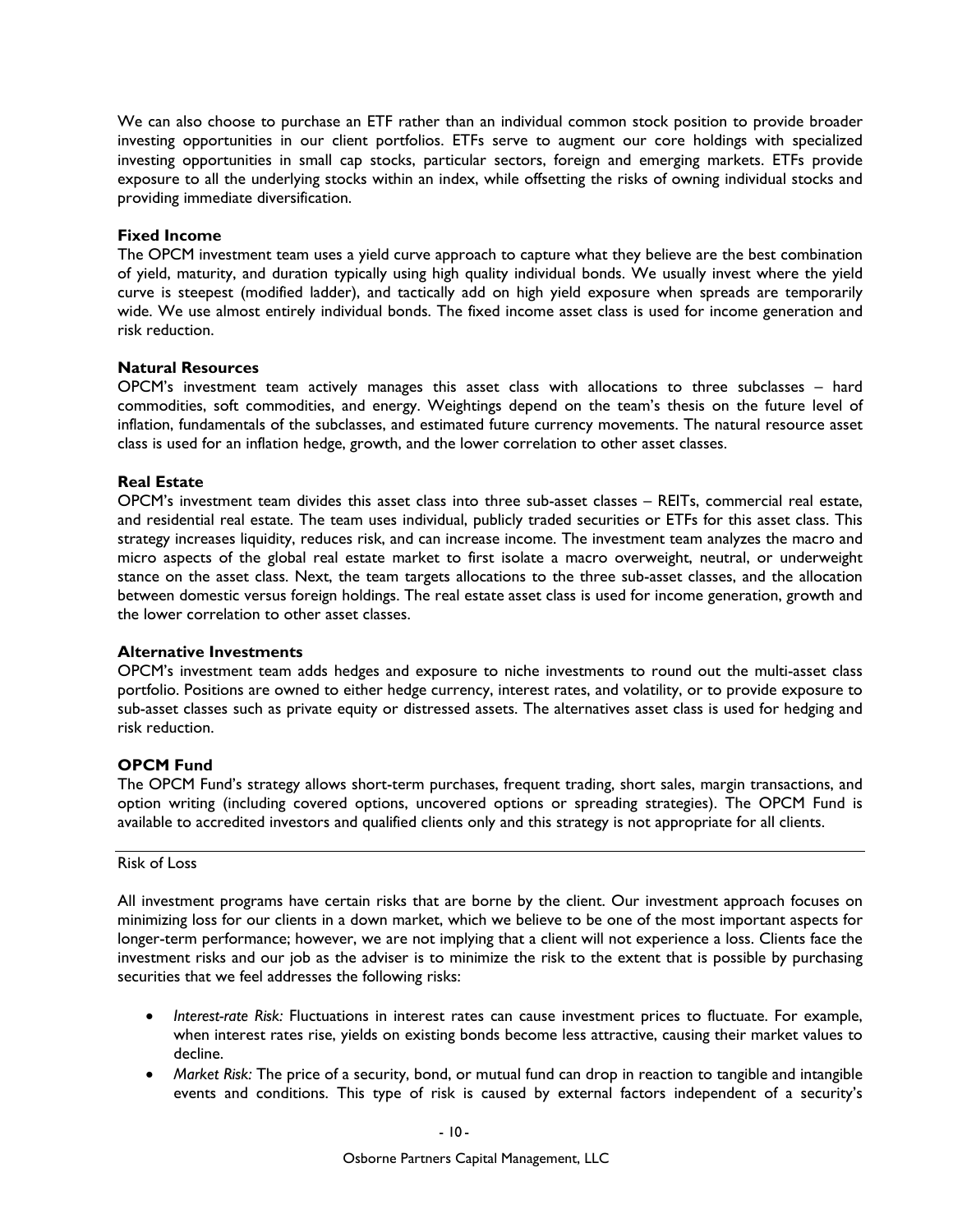We can also choose to purchase an ETF rather than an individual common stock position to provide broader investing opportunities in our client portfolios. ETFs serve to augment our core holdings with specialized investing opportunities in small cap stocks, particular sectors, foreign and emerging markets. ETFs provide exposure to all the underlying stocks within an index, while offsetting the risks of owning individual stocks and providing immediate diversification.

**Fixed Income**

The OPCM investment team uses a yield curve approach to capture what they believe are the best combination of yield, maturity, and duration typically using high quality individual bonds. We usually invest where the yield curve is steepest (modified ladder), and tactically add on high yield exposure when spreads are temporarily wide. We use almost entirely individual bonds. The fixed income asset class is used for income generation and risk reduction.

**Natural Resources**

OPCM's investment team actively manages this asset class with allocations to three subclasses – hard commodities, soft commodities, and energy. Weightings depend on the team's thesis on the future level of inflation, fundamentals of the subclasses, and estimated future currency movements. The natural resource asset class is used for an inflation hedge, growth, and the lower correlation to other asset classes.

**Real Estate**

OPCM's investment team divides this asset class into three sub-asset classes – REITs, commercial real estate, and residential real estate. The team uses individual, publicly traded securities or ETFs for this asset class. This strategy increases liquidity, reduces risk, and can increase income. The investment team analyzes the macro and micro aspects of the global real estate market to first isolate a macro overweight, neutral, or underweight stance on the asset class. Next, the team targets allocations to the three sub-asset classes, and the allocation between domestic versus foreign holdings. The real estate asset class is used for income generation, growth and the lower correlation to other asset classes.

**Alternative Investments**

OPCM's investment team adds hedges and exposure to niche investments to round out the multi-asset class portfolio. Positions are owned to either hedge currency, interest rates, and volatility, or to provide exposure to sub-asset classes such as private equity or distressed assets. The alternatives asset class is used for hedging and risk reduction.

**OPCM Fund**

The OPCM Fund's strategy allows short-term purchases, frequent trading, short sales, margin transactions, and option writing (including covered options, uncovered options or spreading strategies). The OPCM Fund is available to accredited investors and qualified clients only and this strategy is not appropriate for all clients.

## Risk of Loss

All investment programs have certain risks that are borne by the client. Our investment approach focuses on minimizing loss for our clients in a down market, which we believe to be one of the most important aspects for longer-term performance; however, we are not implying that a client will not experience a loss. Clients face the investment risks and our job as the adviser is to minimize the risk to the extent that is possible by purchasing securities that we feel addresses the following risks:

- *Interest-rate Risk:* Fluctuations in interest rates can cause investment prices to fluctuate. For example, when interest rates rise, yields on existing bonds become less attractive, causing their market values to decline.
- *Market Risk:* The price of a security, bond, or mutual fund can drop in reaction to tangible and intangible events and conditions. This type of risk is caused by external factors independent of a security's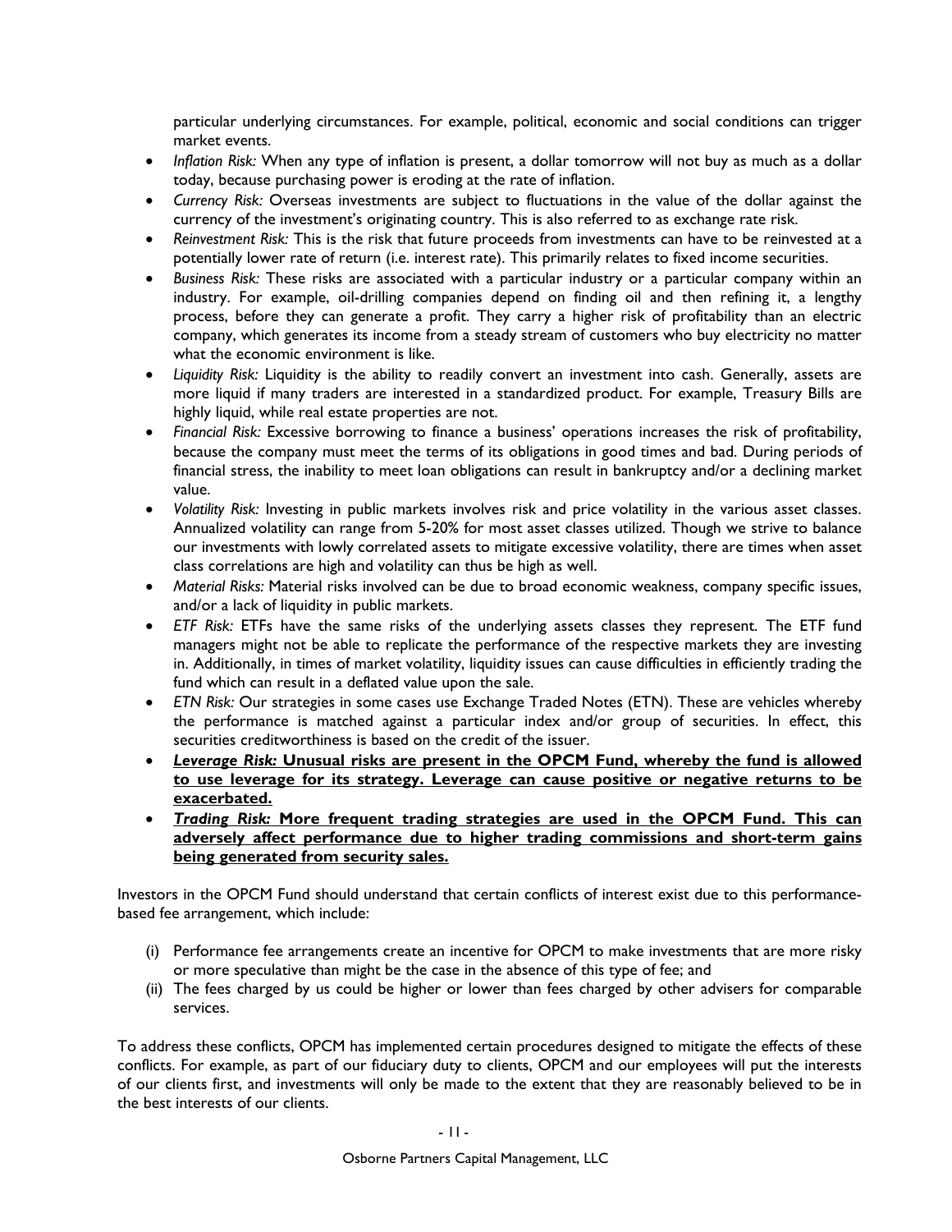particular underlying circumstances. For example, political, economic and social conditions can trigger market events.

- *Inflation Risk:* When any type of inflation is present, a dollar tomorrow will not buy as much as a dollar today, because purchasing power is eroding at the rate of inflation.
- *Currency Risk:* Overseas investments are subject to fluctuations in the value of the dollar against the currency of the investment's originating country. This is also referred to as exchange rate risk.
- *Reinvestment Risk:* This is the risk that future proceeds from investments can have to be reinvested at a potentially lower rate of return (i.e. interest rate). This primarily relates to fixed income securities.
- *Business Risk:* These risks are associated with a particular industry or a particular company within an industry. For example, oil-drilling companies depend on finding oil and then refining it, a lengthy process, before they can generate a profit. They carry a higher risk of profitability than an electric company, which generates its income from a steady stream of customers who buy electricity no matter what the economic environment is like.
- *Liquidity Risk:* Liquidity is the ability to readily convert an investment into cash. Generally, assets are more liquid if many traders are interested in a standardized product. For example, Treasury Bills are highly liquid, while real estate properties are not.
- *Financial Risk:* Excessive borrowing to finance a business' operations increases the risk of profitability, because the company must meet the terms of its obligations in good times and bad. During periods of financial stress, the inability to meet loan obligations can result in bankruptcy and/or a declining market value.
- *Volatility Risk:* Investing in public markets involves risk and price volatility in the various asset classes. Annualized volatility can range from 5-20% for most asset classes utilized. Though we strive to balance our investments with lowly correlated assets to mitigate excessive volatility, there are times when asset class correlations are high and volatility can thus be high as well.
- *Material Risks:* Material risks involved can be due to broad economic weakness, company specific issues, and/or a lack of liquidity in public markets.
- *ETF Risk:* ETFs have the same risks of the underlying assets classes they represent. The ETF fund managers might not be able to replicate the performance of the respective markets they are investing in. Additionally, in times of market volatility, liquidity issues can cause difficulties in efficiently trading the fund which can result in a deflated value upon the sale.
- *ETN Risk:* Our strategies in some cases use Exchange Traded Notes (ETN). These are vehicles whereby the performance is matched against a particular index and/or group of securities. In effect, this securities creditworthiness is based on the credit of the issuer.
- ***Leverage Risk:* Unusual risks are present in the OPCM Fund, whereby the fund is allowed to use leverage for its strategy. Leverage can cause positive or negative returns to be exacerbated.**
- ***Trading Risk:* More frequent trading strategies are used in the OPCM Fund. This can adversely affect performance due to higher trading commissions and short-term gains being generated from security sales.**

Investors in the OPCM Fund should understand that certain conflicts of interest exist due to this performance-based fee arrangement, which include:

(i) Performance fee arrangements create an incentive for OPCM to make investments that are more risky or more speculative than might be the case in the absence of this type of fee; and

(ii) The fees charged by us could be higher or lower than fees charged by other advisers for comparable services.

To address these conflicts, OPCM has implemented certain procedures designed to mitigate the effects of these conflicts. For example, as part of our fiduciary duty to clients, OPCM and our employees will put the interests of our clients first, and investments will only be made to the extent that they are reasonably believed to be in the best interests of our clients.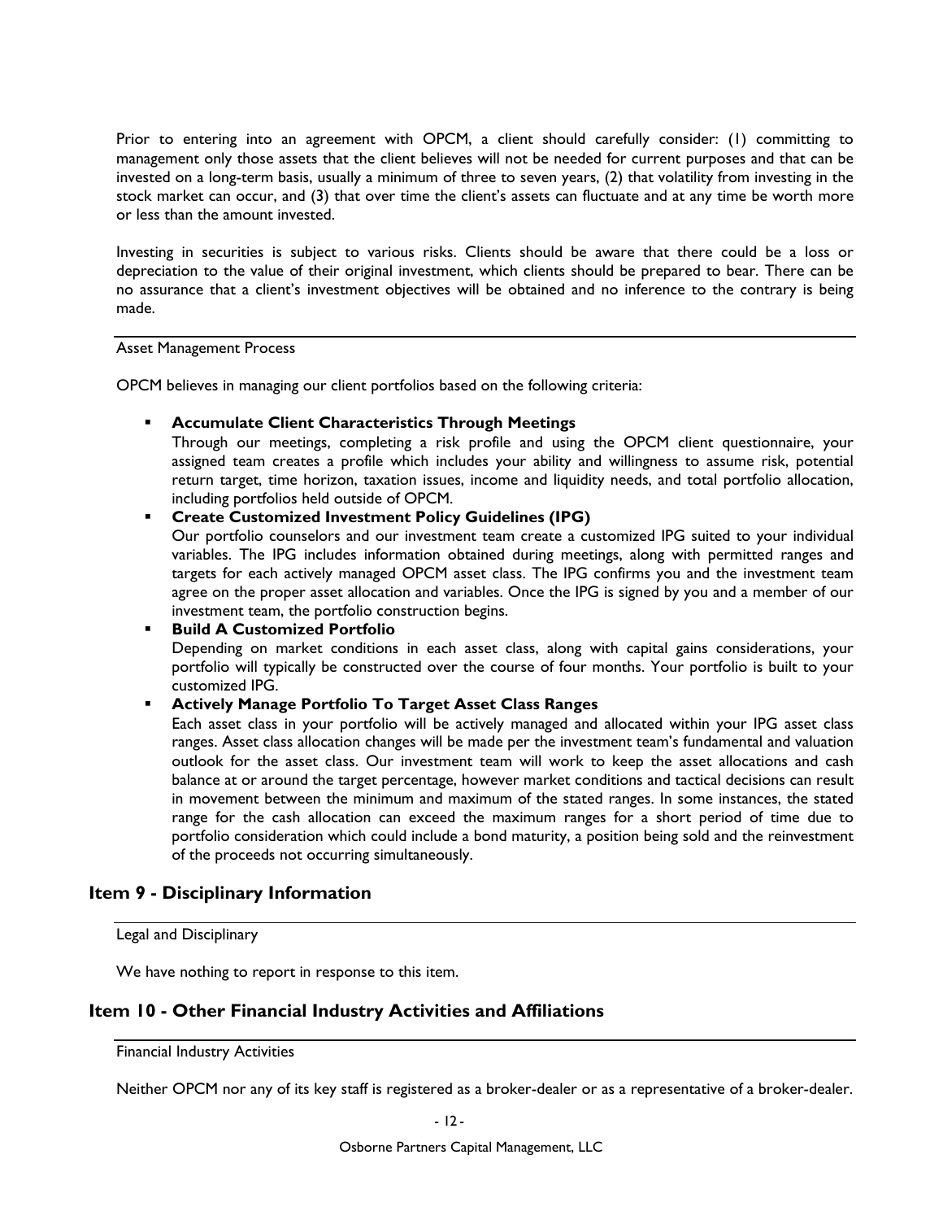Prior to entering into an agreement with OPCM, a client should carefully consider: (1) committing to management only those assets that the client believes will not be needed for current purposes and that can be invested on a long-term basis, usually a minimum of three to seven years, (2) that volatility from investing in the stock market can occur, and (3) that over time the client's assets can fluctuate and at any time be worth more or less than the amount invested.

Investing in securities is subject to various risks. Clients should be aware that there could be a loss or depreciation to the value of their original investment, which clients should be prepared to bear. There can be no assurance that a client's investment objectives will be obtained and no inference to the contrary is being made.

### Asset Management Process

OPCM believes in managing our client portfolios based on the following criteria:

- **Accumulate Client Characteristics Through Meetings**
  Through our meetings, completing a risk profile and using the OPCM client questionnaire, your assigned team creates a profile which includes your ability and willingness to assume risk, potential return target, time horizon, taxation issues, income and liquidity needs, and total portfolio allocation, including portfolios held outside of OPCM.
- **Create Customized Investment Policy Guidelines (IPG)**
  Our portfolio counselors and our investment team create a customized IPG suited to your individual variables. The IPG includes information obtained during meetings, along with permitted ranges and targets for each actively managed OPCM asset class. The IPG confirms you and the investment team agree on the proper asset allocation and variables. Once the IPG is signed by you and a member of our investment team, the portfolio construction begins.
- **Build A Customized Portfolio**
  Depending on market conditions in each asset class, along with capital gains considerations, your portfolio will typically be constructed over the course of four months. Your portfolio is built to your customized IPG.
- **Actively Manage Portfolio To Target Asset Class Ranges**
  Each asset class in your portfolio will be actively managed and allocated within your IPG asset class ranges. Asset class allocation changes will be made per the investment team's fundamental and valuation outlook for the asset class. Our investment team will work to keep the asset allocations and cash balance at or around the target percentage, however market conditions and tactical decisions can result in movement between the minimum and maximum of the stated ranges. In some instances, the stated range for the cash allocation can exceed the maximum ranges for a short period of time due to portfolio consideration which could include a bond maturity, a position being sold and the reinvestment of the proceeds not occurring simultaneously.

## Item 9 - Disciplinary Information

### Legal and Disciplinary

We have nothing to report in response to this item.

## Item 10 - Other Financial Industry Activities and Affiliations

### Financial Industry Activities

Neither OPCM nor any of its key staff is registered as a broker-dealer or as a representative of a broker-dealer.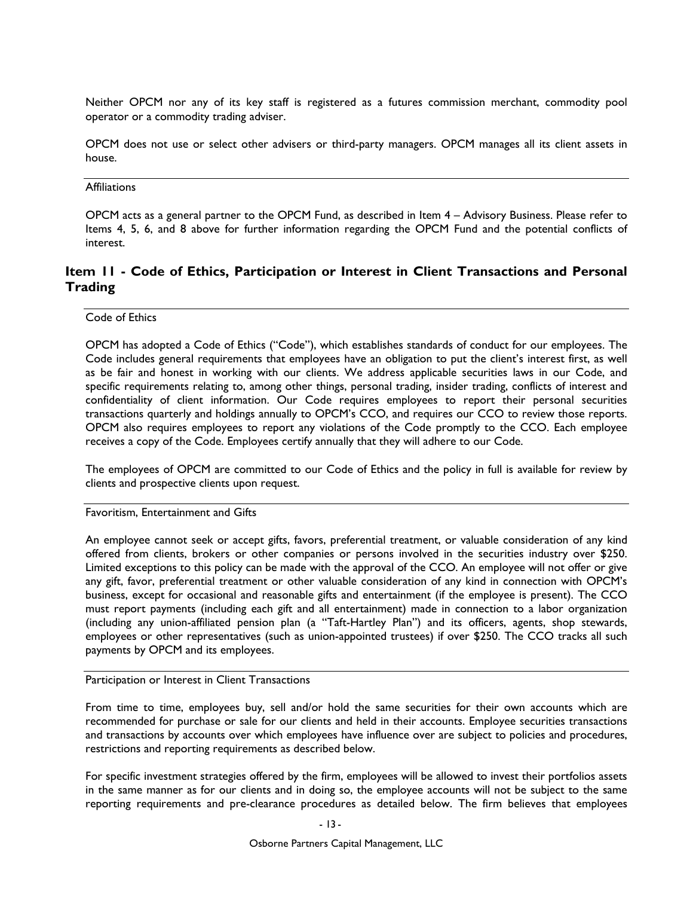Neither OPCM nor any of its key staff is registered as a futures commission merchant, commodity pool operator or a commodity trading adviser.

OPCM does not use or select other advisers or third-party managers. OPCM manages all its client assets in house.

### Affiliations

OPCM acts as a general partner to the OPCM Fund, as described in Item 4 – Advisory Business. Please refer to Items 4, 5, 6, and 8 above for further information regarding the OPCM Fund and the potential conflicts of interest.

## Item 11 - Code of Ethics, Participation or Interest in Client Transactions and Personal Trading

### Code of Ethics

OPCM has adopted a Code of Ethics ("Code"), which establishes standards of conduct for our employees. The Code includes general requirements that employees have an obligation to put the client's interest first, as well as be fair and honest in working with our clients. We address applicable securities laws in our Code, and specific requirements relating to, among other things, personal trading, insider trading, conflicts of interest and confidentiality of client information. Our Code requires employees to report their personal securities transactions quarterly and holdings annually to OPCM's CCO, and requires our CCO to review those reports. OPCM also requires employees to report any violations of the Code promptly to the CCO. Each employee receives a copy of the Code. Employees certify annually that they will adhere to our Code.

The employees of OPCM are committed to our Code of Ethics and the policy in full is available for review by clients and prospective clients upon request.

### Favoritism, Entertainment and Gifts

An employee cannot seek or accept gifts, favors, preferential treatment, or valuable consideration of any kind offered from clients, brokers or other companies or persons involved in the securities industry over $250. Limited exceptions to this policy can be made with the approval of the CCO. An employee will not offer or give any gift, favor, preferential treatment or other valuable consideration of any kind in connection with OPCM's business, except for occasional and reasonable gifts and entertainment (if the employee is present). The CCO must report payments (including each gift and all entertainment) made in connection to a labor organization (including any union-affiliated pension plan (a "Taft-Hartley Plan") and its officers, agents, shop stewards, employees or other representatives (such as union-appointed trustees) if over $250. The CCO tracks all such payments by OPCM and its employees.

### Participation or Interest in Client Transactions

From time to time, employees buy, sell and/or hold the same securities for their own accounts which are recommended for purchase or sale for our clients and held in their accounts. Employee securities transactions and transactions by accounts over which employees have influence over are subject to policies and procedures, restrictions and reporting requirements as described below.

For specific investment strategies offered by the firm, employees will be allowed to invest their portfolios assets in the same manner as for our clients and in doing so, the employee accounts will not be subject to the same reporting requirements and pre-clearance procedures as detailed below. The firm believes that employees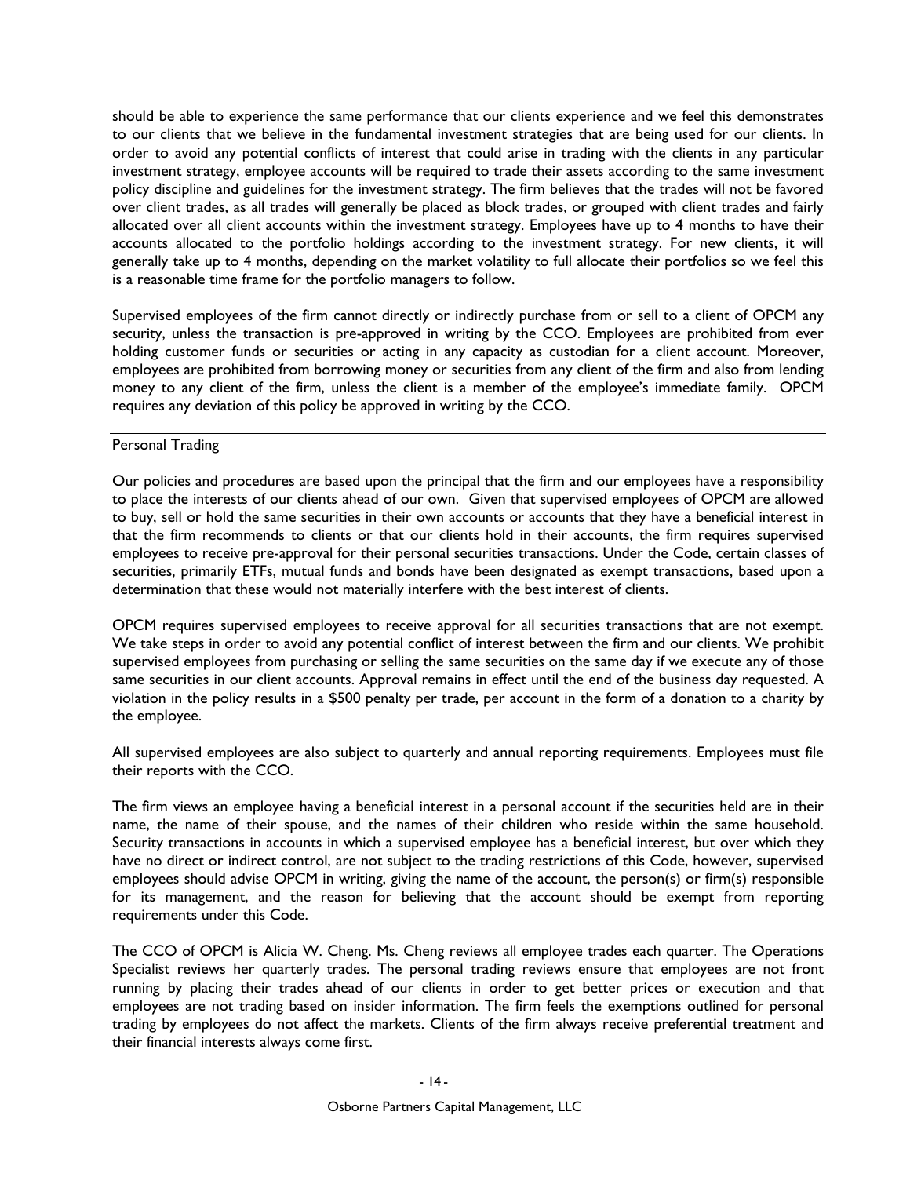should be able to experience the same performance that our clients experience and we feel this demonstrates to our clients that we believe in the fundamental investment strategies that are being used for our clients. In order to avoid any potential conflicts of interest that could arise in trading with the clients in any particular investment strategy, employee accounts will be required to trade their assets according to the same investment policy discipline and guidelines for the investment strategy. The firm believes that the trades will not be favored over client trades, as all trades will generally be placed as block trades, or grouped with client trades and fairly allocated over all client accounts within the investment strategy. Employees have up to 4 months to have their accounts allocated to the portfolio holdings according to the investment strategy. For new clients, it will generally take up to 4 months, depending on the market volatility to full allocate their portfolios so we feel this is a reasonable time frame for the portfolio managers to follow.

Supervised employees of the firm cannot directly or indirectly purchase from or sell to a client of OPCM any security, unless the transaction is pre-approved in writing by the CCO. Employees are prohibited from ever holding customer funds or securities or acting in any capacity as custodian for a client account. Moreover, employees are prohibited from borrowing money or securities from any client of the firm and also from lending money to any client of the firm, unless the client is a member of the employee's immediate family. OPCM requires any deviation of this policy be approved in writing by the CCO.

## Personal Trading

Our policies and procedures are based upon the principal that the firm and our employees have a responsibility to place the interests of our clients ahead of our own. Given that supervised employees of OPCM are allowed to buy, sell or hold the same securities in their own accounts or accounts that they have a beneficial interest in that the firm recommends to clients or that our clients hold in their accounts, the firm requires supervised employees to receive pre-approval for their personal securities transactions. Under the Code, certain classes of securities, primarily ETFs, mutual funds and bonds have been designated as exempt transactions, based upon a determination that these would not materially interfere with the best interest of clients.

OPCM requires supervised employees to receive approval for all securities transactions that are not exempt. We take steps in order to avoid any potential conflict of interest between the firm and our clients. We prohibit supervised employees from purchasing or selling the same securities on the same day if we execute any of those same securities in our client accounts. Approval remains in effect until the end of the business day requested. A violation in the policy results in a $500 penalty per trade, per account in the form of a donation to a charity by the employee.

All supervised employees are also subject to quarterly and annual reporting requirements. Employees must file their reports with the CCO.

The firm views an employee having a beneficial interest in a personal account if the securities held are in their name, the name of their spouse, and the names of their children who reside within the same household. Security transactions in accounts in which a supervised employee has a beneficial interest, but over which they have no direct or indirect control, are not subject to the trading restrictions of this Code, however, supervised employees should advise OPCM in writing, giving the name of the account, the person(s) or firm(s) responsible for its management, and the reason for believing that the account should be exempt from reporting requirements under this Code.

The CCO of OPCM is Alicia W. Cheng. Ms. Cheng reviews all employee trades each quarter. The Operations Specialist reviews her quarterly trades. The personal trading reviews ensure that employees are not front running by placing their trades ahead of our clients in order to get better prices or execution and that employees are not trading based on insider information. The firm feels the exemptions outlined for personal trading by employees do not affect the markets. Clients of the firm always receive preferential treatment and their financial interests always come first.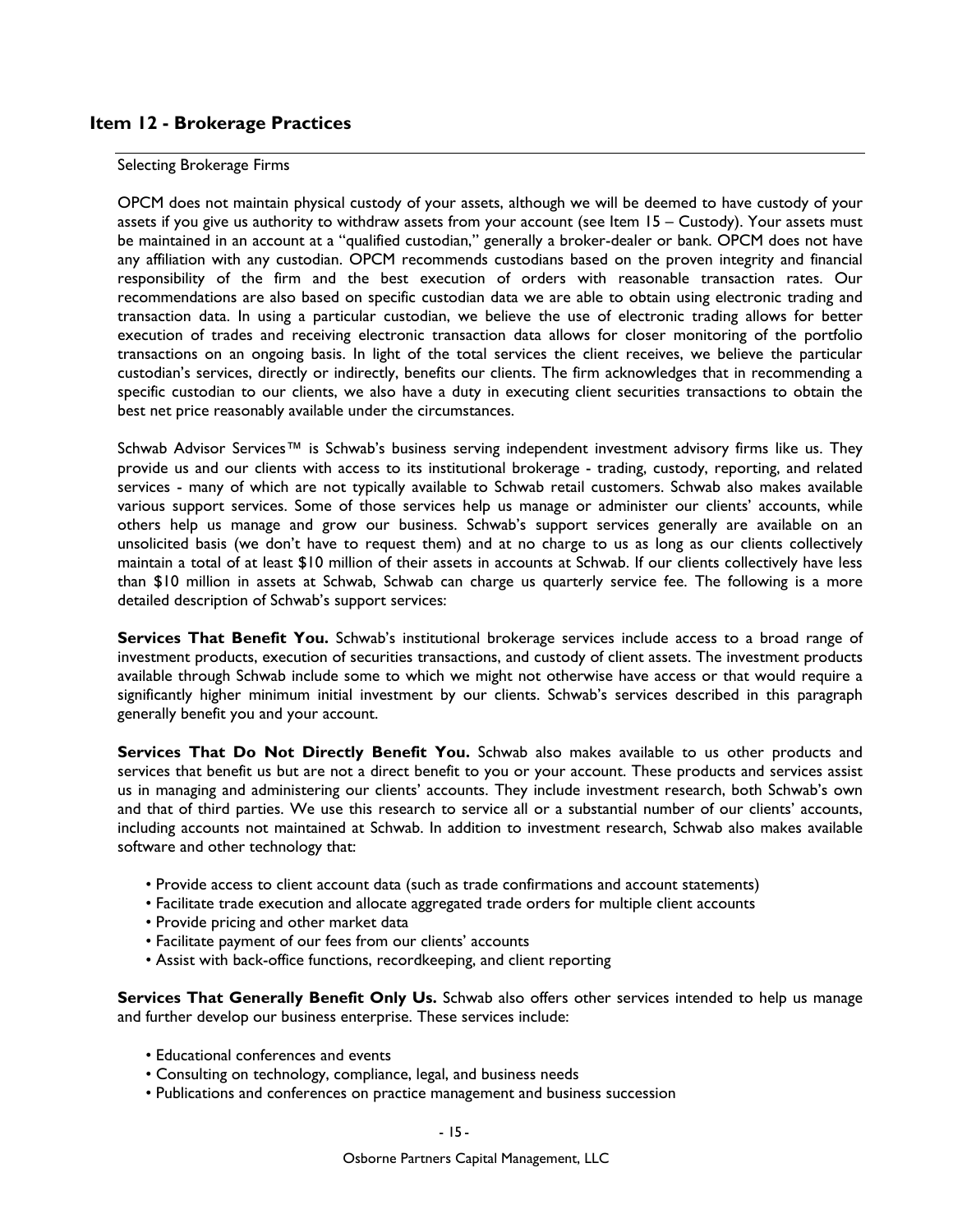## Item 12 - Brokerage Practices

Selecting Brokerage Firms

OPCM does not maintain physical custody of your assets, although we will be deemed to have custody of your assets if you give us authority to withdraw assets from your account (see Item 15 – Custody). Your assets must be maintained in an account at a "qualified custodian," generally a broker-dealer or bank. OPCM does not have any affiliation with any custodian. OPCM recommends custodians based on the proven integrity and financial responsibility of the firm and the best execution of orders with reasonable transaction rates. Our recommendations are also based on specific custodian data we are able to obtain using electronic trading and transaction data. In using a particular custodian, we believe the use of electronic trading allows for better execution of trades and receiving electronic transaction data allows for closer monitoring of the portfolio transactions on an ongoing basis. In light of the total services the client receives, we believe the particular custodian's services, directly or indirectly, benefits our clients. The firm acknowledges that in recommending a specific custodian to our clients, we also have a duty in executing client securities transactions to obtain the best net price reasonably available under the circumstances.

Schwab Advisor Services™ is Schwab's business serving independent investment advisory firms like us. They provide us and our clients with access to its institutional brokerage - trading, custody, reporting, and related services - many of which are not typically available to Schwab retail customers. Schwab also makes available various support services. Some of those services help us manage or administer our clients' accounts, while others help us manage and grow our business. Schwab's support services generally are available on an unsolicited basis (we don't have to request them) and at no charge to us as long as our clients collectively maintain a total of at least $10 million of their assets in accounts at Schwab. If our clients collectively have less than $10 million in assets at Schwab, Schwab can charge us quarterly service fee. The following is a more detailed description of Schwab's support services:

**Services That Benefit You.** Schwab's institutional brokerage services include access to a broad range of investment products, execution of securities transactions, and custody of client assets. The investment products available through Schwab include some to which we might not otherwise have access or that would require a significantly higher minimum initial investment by our clients. Schwab's services described in this paragraph generally benefit you and your account.

**Services That Do Not Directly Benefit You.** Schwab also makes available to us other products and services that benefit us but are not a direct benefit to you or your account. These products and services assist us in managing and administering our clients' accounts. They include investment research, both Schwab's own and that of third parties. We use this research to service all or a substantial number of our clients' accounts, including accounts not maintained at Schwab. In addition to investment research, Schwab also makes available software and other technology that:

- Provide access to client account data (such as trade confirmations and account statements)
- Facilitate trade execution and allocate aggregated trade orders for multiple client accounts
- Provide pricing and other market data
- Facilitate payment of our fees from our clients' accounts
- Assist with back-office functions, recordkeeping, and client reporting

**Services That Generally Benefit Only Us.** Schwab also offers other services intended to help us manage and further develop our business enterprise. These services include:

- Educational conferences and events
- Consulting on technology, compliance, legal, and business needs
- Publications and conferences on practice management and business succession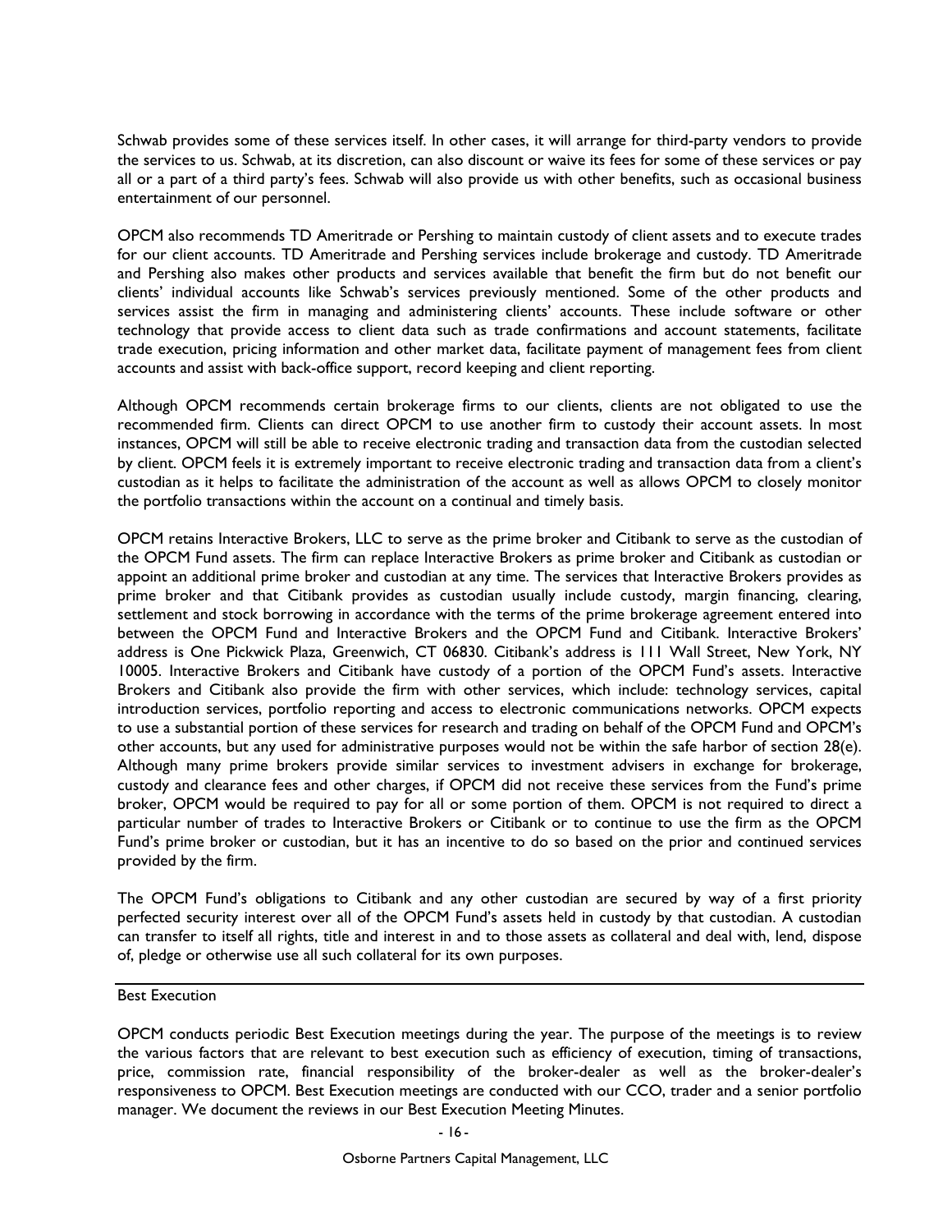Schwab provides some of these services itself. In other cases, it will arrange for third-party vendors to provide the services to us. Schwab, at its discretion, can also discount or waive its fees for some of these services or pay all or a part of a third party's fees. Schwab will also provide us with other benefits, such as occasional business entertainment of our personnel.

OPCM also recommends TD Ameritrade or Pershing to maintain custody of client assets and to execute trades for our client accounts. TD Ameritrade and Pershing services include brokerage and custody. TD Ameritrade and Pershing also makes other products and services available that benefit the firm but do not benefit our clients' individual accounts like Schwab's services previously mentioned. Some of the other products and services assist the firm in managing and administering clients' accounts. These include software or other technology that provide access to client data such as trade confirmations and account statements, facilitate trade execution, pricing information and other market data, facilitate payment of management fees from client accounts and assist with back-office support, record keeping and client reporting.

Although OPCM recommends certain brokerage firms to our clients, clients are not obligated to use the recommended firm. Clients can direct OPCM to use another firm to custody their account assets. In most instances, OPCM will still be able to receive electronic trading and transaction data from the custodian selected by client. OPCM feels it is extremely important to receive electronic trading and transaction data from a client's custodian as it helps to facilitate the administration of the account as well as allows OPCM to closely monitor the portfolio transactions within the account on a continual and timely basis.

OPCM retains Interactive Brokers, LLC to serve as the prime broker and Citibank to serve as the custodian of the OPCM Fund assets. The firm can replace Interactive Brokers as prime broker and Citibank as custodian or appoint an additional prime broker and custodian at any time. The services that Interactive Brokers provides as prime broker and that Citibank provides as custodian usually include custody, margin financing, clearing, settlement and stock borrowing in accordance with the terms of the prime brokerage agreement entered into between the OPCM Fund and Interactive Brokers and the OPCM Fund and Citibank. Interactive Brokers' address is One Pickwick Plaza, Greenwich, CT 06830. Citibank's address is 111 Wall Street, New York, NY 10005. Interactive Brokers and Citibank have custody of a portion of the OPCM Fund's assets. Interactive Brokers and Citibank also provide the firm with other services, which include: technology services, capital introduction services, portfolio reporting and access to electronic communications networks. OPCM expects to use a substantial portion of these services for research and trading on behalf of the OPCM Fund and OPCM's other accounts, but any used for administrative purposes would not be within the safe harbor of section 28(e). Although many prime brokers provide similar services to investment advisers in exchange for brokerage, custody and clearance fees and other charges, if OPCM did not receive these services from the Fund's prime broker, OPCM would be required to pay for all or some portion of them. OPCM is not required to direct a particular number of trades to Interactive Brokers or Citibank or to continue to use the firm as the OPCM Fund's prime broker or custodian, but it has an incentive to do so based on the prior and continued services provided by the firm.

The OPCM Fund's obligations to Citibank and any other custodian are secured by way of a first priority perfected security interest over all of the OPCM Fund's assets held in custody by that custodian. A custodian can transfer to itself all rights, title and interest in and to those assets as collateral and deal with, lend, dispose of, pledge or otherwise use all such collateral for its own purposes.

## Best Execution

OPCM conducts periodic Best Execution meetings during the year. The purpose of the meetings is to review the various factors that are relevant to best execution such as efficiency of execution, timing of transactions, price, commission rate, financial responsibility of the broker-dealer as well as the broker-dealer's responsiveness to OPCM. Best Execution meetings are conducted with our CCO, trader and a senior portfolio manager. We document the reviews in our Best Execution Meeting Minutes.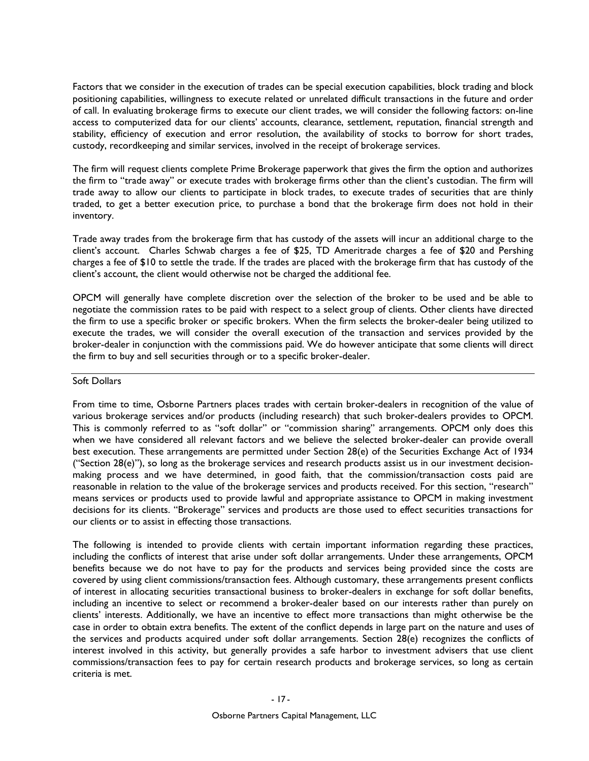Factors that we consider in the execution of trades can be special execution capabilities, block trading and block positioning capabilities, willingness to execute related or unrelated difficult transactions in the future and order of call. In evaluating brokerage firms to execute our client trades, we will consider the following factors: on-line access to computerized data for our clients' accounts, clearance, settlement, reputation, financial strength and stability, efficiency of execution and error resolution, the availability of stocks to borrow for short trades, custody, recordkeeping and similar services, involved in the receipt of brokerage services.

The firm will request clients complete Prime Brokerage paperwork that gives the firm the option and authorizes the firm to "trade away" or execute trades with brokerage firms other than the client's custodian. The firm will trade away to allow our clients to participate in block trades, to execute trades of securities that are thinly traded, to get a better execution price, to purchase a bond that the brokerage firm does not hold in their inventory.

Trade away trades from the brokerage firm that has custody of the assets will incur an additional charge to the client's account. Charles Schwab charges a fee of $25, TD Ameritrade charges a fee of $20 and Pershing charges a fee of $10 to settle the trade. If the trades are placed with the brokerage firm that has custody of the client's account, the client would otherwise not be charged the additional fee.

OPCM will generally have complete discretion over the selection of the broker to be used and be able to negotiate the commission rates to be paid with respect to a select group of clients. Other clients have directed the firm to use a specific broker or specific brokers. When the firm selects the broker-dealer being utilized to execute the trades, we will consider the overall execution of the transaction and services provided by the broker-dealer in conjunction with the commissions paid. We do however anticipate that some clients will direct the firm to buy and sell securities through or to a specific broker-dealer.

## Soft Dollars

From time to time, Osborne Partners places trades with certain broker-dealers in recognition of the value of various brokerage services and/or products (including research) that such broker-dealers provides to OPCM. This is commonly referred to as "soft dollar" or "commission sharing" arrangements. OPCM only does this when we have considered all relevant factors and we believe the selected broker-dealer can provide overall best execution. These arrangements are permitted under Section 28(e) of the Securities Exchange Act of 1934 ("Section 28(e)"), so long as the brokerage services and research products assist us in our investment decision-making process and we have determined, in good faith, that the commission/transaction costs paid are reasonable in relation to the value of the brokerage services and products received. For this section, "research" means services or products used to provide lawful and appropriate assistance to OPCM in making investment decisions for its clients. "Brokerage" services and products are those used to effect securities transactions for our clients or to assist in effecting those transactions.

The following is intended to provide clients with certain important information regarding these practices, including the conflicts of interest that arise under soft dollar arrangements. Under these arrangements, OPCM benefits because we do not have to pay for the products and services being provided since the costs are covered by using client commissions/transaction fees. Although customary, these arrangements present conflicts of interest in allocating securities transactional business to broker-dealers in exchange for soft dollar benefits, including an incentive to select or recommend a broker-dealer based on our interests rather than purely on clients' interests. Additionally, we have an incentive to effect more transactions than might otherwise be the case in order to obtain extra benefits. The extent of the conflict depends in large part on the nature and uses of the services and products acquired under soft dollar arrangements. Section 28(e) recognizes the conflicts of interest involved in this activity, but generally provides a safe harbor to investment advisers that use client commissions/transaction fees to pay for certain research products and brokerage services, so long as certain criteria is met.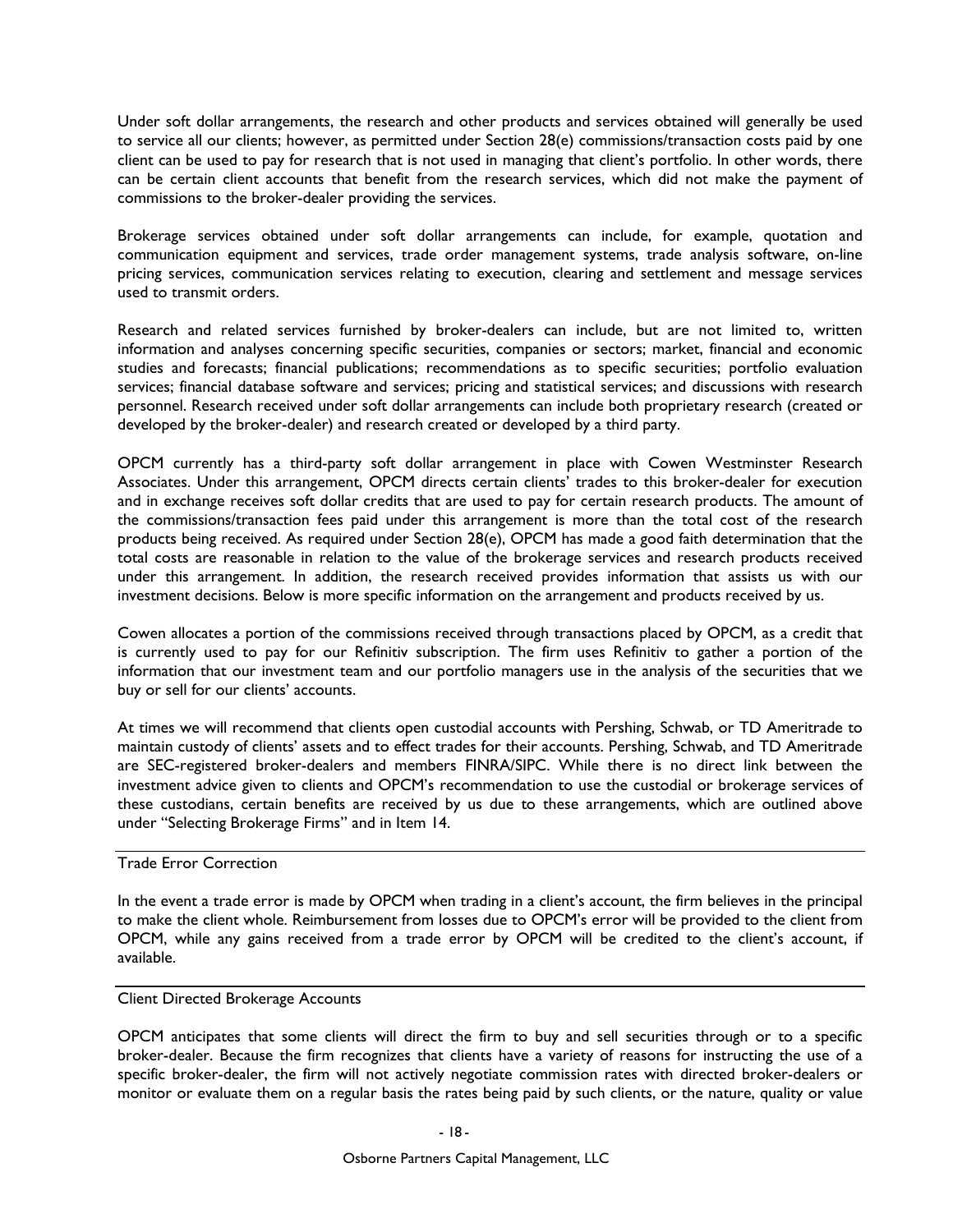Under soft dollar arrangements, the research and other products and services obtained will generally be used to service all our clients; however, as permitted under Section 28(e) commissions/transaction costs paid by one client can be used to pay for research that is not used in managing that client's portfolio. In other words, there can be certain client accounts that benefit from the research services, which did not make the payment of commissions to the broker-dealer providing the services.

Brokerage services obtained under soft dollar arrangements can include, for example, quotation and communication equipment and services, trade order management systems, trade analysis software, on-line pricing services, communication services relating to execution, clearing and settlement and message services used to transmit orders.

Research and related services furnished by broker-dealers can include, but are not limited to, written information and analyses concerning specific securities, companies or sectors; market, financial and economic studies and forecasts; financial publications; recommendations as to specific securities; portfolio evaluation services; financial database software and services; pricing and statistical services; and discussions with research personnel. Research received under soft dollar arrangements can include both proprietary research (created or developed by the broker-dealer) and research created or developed by a third party.

OPCM currently has a third-party soft dollar arrangement in place with Cowen Westminster Research Associates. Under this arrangement, OPCM directs certain clients' trades to this broker-dealer for execution and in exchange receives soft dollar credits that are used to pay for certain research products. The amount of the commissions/transaction fees paid under this arrangement is more than the total cost of the research products being received. As required under Section 28(e), OPCM has made a good faith determination that the total costs are reasonable in relation to the value of the brokerage services and research products received under this arrangement. In addition, the research received provides information that assists us with our investment decisions. Below is more specific information on the arrangement and products received by us.

Cowen allocates a portion of the commissions received through transactions placed by OPCM, as a credit that is currently used to pay for our Refinitiv subscription. The firm uses Refinitiv to gather a portion of the information that our investment team and our portfolio managers use in the analysis of the securities that we buy or sell for our clients' accounts.

At times we will recommend that clients open custodial accounts with Pershing, Schwab, or TD Ameritrade to maintain custody of clients' assets and to effect trades for their accounts. Pershing, Schwab, and TD Ameritrade are SEC-registered broker-dealers and members FINRA/SIPC. While there is no direct link between the investment advice given to clients and OPCM's recommendation to use the custodial or brokerage services of these custodians, certain benefits are received by us due to these arrangements, which are outlined above under "Selecting Brokerage Firms" and in Item 14.

### Trade Error Correction

In the event a trade error is made by OPCM when trading in a client's account, the firm believes in the principal to make the client whole. Reimbursement from losses due to OPCM's error will be provided to the client from OPCM, while any gains received from a trade error by OPCM will be credited to the client's account, if available.

### Client Directed Brokerage Accounts

OPCM anticipates that some clients will direct the firm to buy and sell securities through or to a specific broker-dealer. Because the firm recognizes that clients have a variety of reasons for instructing the use of a specific broker-dealer, the firm will not actively negotiate commission rates with directed broker-dealers or monitor or evaluate them on a regular basis the rates being paid by such clients, or the nature, quality or value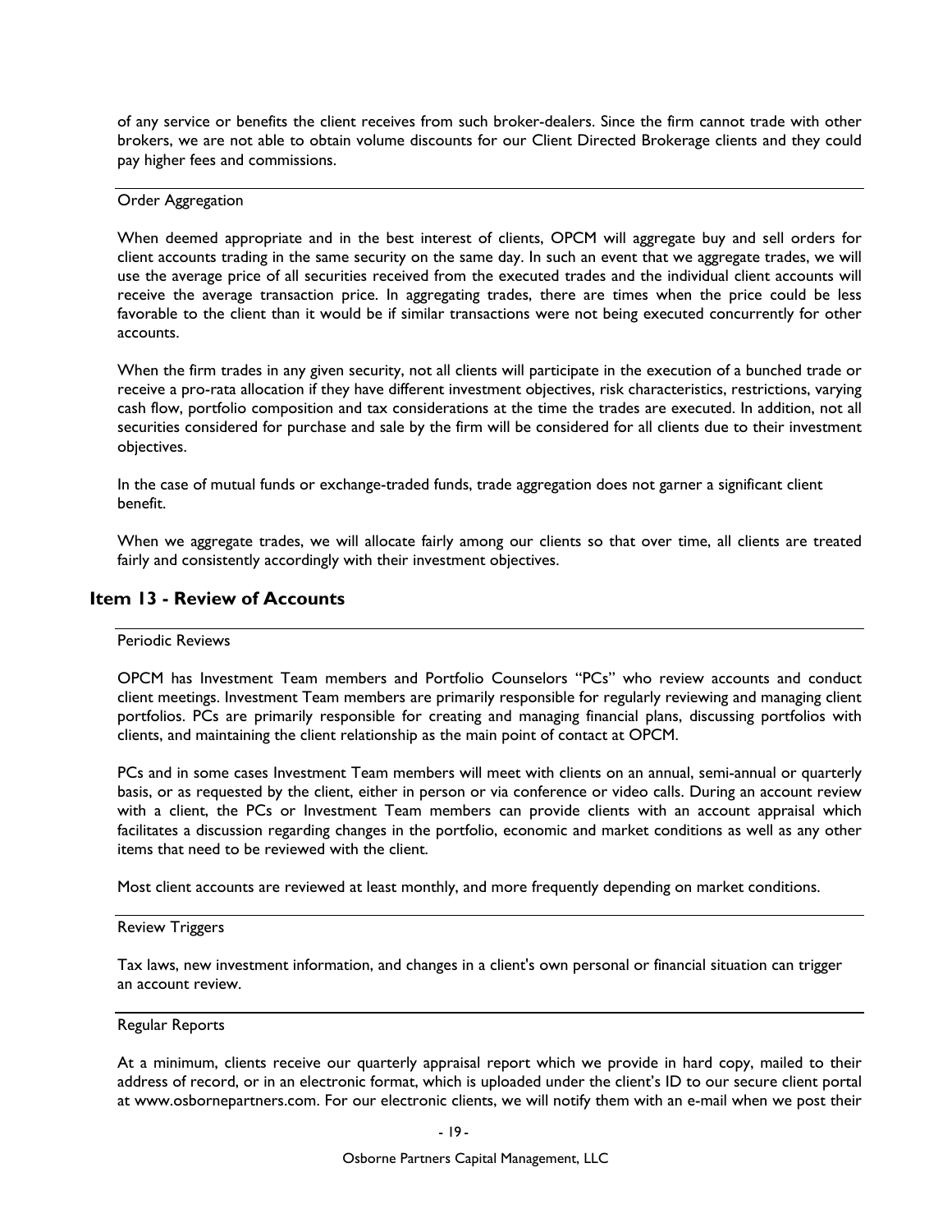of any service or benefits the client receives from such broker-dealers. Since the firm cannot trade with other brokers, we are not able to obtain volume discounts for our Client Directed Brokerage clients and they could pay higher fees and commissions.

### Order Aggregation

When deemed appropriate and in the best interest of clients, OPCM will aggregate buy and sell orders for client accounts trading in the same security on the same day. In such an event that we aggregate trades, we will use the average price of all securities received from the executed trades and the individual client accounts will receive the average transaction price. In aggregating trades, there are times when the price could be less favorable to the client than it would be if similar transactions were not being executed concurrently for other accounts.

When the firm trades in any given security, not all clients will participate in the execution of a bunched trade or receive a pro-rata allocation if they have different investment objectives, risk characteristics, restrictions, varying cash flow, portfolio composition and tax considerations at the time the trades are executed. In addition, not all securities considered for purchase and sale by the firm will be considered for all clients due to their investment objectives.

In the case of mutual funds or exchange-traded funds, trade aggregation does not garner a significant client benefit.

When we aggregate trades, we will allocate fairly among our clients so that over time, all clients are treated fairly and consistently accordingly with their investment objectives.

## Item 13 - Review of Accounts

### Periodic Reviews

OPCM has Investment Team members and Portfolio Counselors "PCs" who review accounts and conduct client meetings. Investment Team members are primarily responsible for regularly reviewing and managing client portfolios. PCs are primarily responsible for creating and managing financial plans, discussing portfolios with clients, and maintaining the client relationship as the main point of contact at OPCM.

PCs and in some cases Investment Team members will meet with clients on an annual, semi-annual or quarterly basis, or as requested by the client, either in person or via conference or video calls. During an account review with a client, the PCs or Investment Team members can provide clients with an account appraisal which facilitates a discussion regarding changes in the portfolio, economic and market conditions as well as any other items that need to be reviewed with the client.

Most client accounts are reviewed at least monthly, and more frequently depending on market conditions.

### Review Triggers

Tax laws, new investment information, and changes in a client's own personal or financial situation can trigger an account review.

### Regular Reports

At a minimum, clients receive our quarterly appraisal report which we provide in hard copy, mailed to their address of record, or in an electronic format, which is uploaded under the client's ID to our secure client portal at www.osbornepartners.com. For our electronic clients, we will notify them with an e-mail when we post their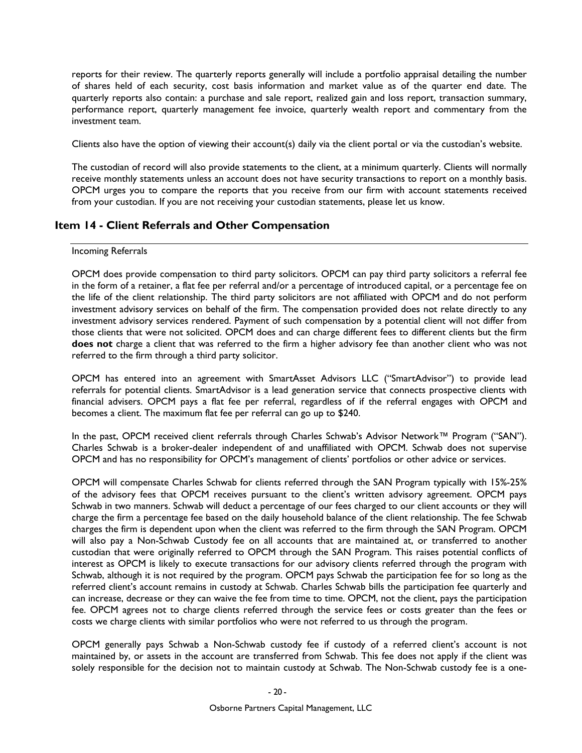reports for their review. The quarterly reports generally will include a portfolio appraisal detailing the number of shares held of each security, cost basis information and market value as of the quarter end date. The quarterly reports also contain: a purchase and sale report, realized gain and loss report, transaction summary, performance report, quarterly management fee invoice, quarterly wealth report and commentary from the investment team.

Clients also have the option of viewing their account(s) daily via the client portal or via the custodian's website.

The custodian of record will also provide statements to the client, at a minimum quarterly. Clients will normally receive monthly statements unless an account does not have security transactions to report on a monthly basis. OPCM urges you to compare the reports that you receive from our firm with account statements received from your custodian. If you are not receiving your custodian statements, please let us know.

## Item 14 - Client Referrals and Other Compensation

Incoming Referrals

OPCM does provide compensation to third party solicitors. OPCM can pay third party solicitors a referral fee in the form of a retainer, a flat fee per referral and/or a percentage of introduced capital, or a percentage fee on the life of the client relationship. The third party solicitors are not affiliated with OPCM and do not perform investment advisory services on behalf of the firm. The compensation provided does not relate directly to any investment advisory services rendered. Payment of such compensation by a potential client will not differ from those clients that were not solicited. OPCM does and can charge different fees to different clients but the firm **does not** charge a client that was referred to the firm a higher advisory fee than another client who was not referred to the firm through a third party solicitor.

OPCM has entered into an agreement with SmartAsset Advisors LLC ("SmartAdvisor") to provide lead referrals for potential clients. SmartAdvisor is a lead generation service that connects prospective clients with financial advisers. OPCM pays a flat fee per referral, regardless of if the referral engages with OPCM and becomes a client. The maximum flat fee per referral can go up to $240.

In the past, OPCM received client referrals through Charles Schwab's Advisor Network™ Program ("SAN"). Charles Schwab is a broker-dealer independent of and unaffiliated with OPCM. Schwab does not supervise OPCM and has no responsibility for OPCM's management of clients' portfolios or other advice or services.

OPCM will compensate Charles Schwab for clients referred through the SAN Program typically with 15%-25% of the advisory fees that OPCM receives pursuant to the client's written advisory agreement. OPCM pays Schwab in two manners. Schwab will deduct a percentage of our fees charged to our client accounts or they will charge the firm a percentage fee based on the daily household balance of the client relationship. The fee Schwab charges the firm is dependent upon when the client was referred to the firm through the SAN Program. OPCM will also pay a Non-Schwab Custody fee on all accounts that are maintained at, or transferred to another custodian that were originally referred to OPCM through the SAN Program. This raises potential conflicts of interest as OPCM is likely to execute transactions for our advisory clients referred through the program with Schwab, although it is not required by the program. OPCM pays Schwab the participation fee for so long as the referred client's account remains in custody at Schwab. Charles Schwab bills the participation fee quarterly and can increase, decrease or they can waive the fee from time to time. OPCM, not the client, pays the participation fee. OPCM agrees not to charge clients referred through the service fees or costs greater than the fees or costs we charge clients with similar portfolios who were not referred to us through the program.

OPCM generally pays Schwab a Non-Schwab custody fee if custody of a referred client's account is not maintained by, or assets in the account are transferred from Schwab. This fee does not apply if the client was solely responsible for the decision not to maintain custody at Schwab. The Non-Schwab custody fee is a one-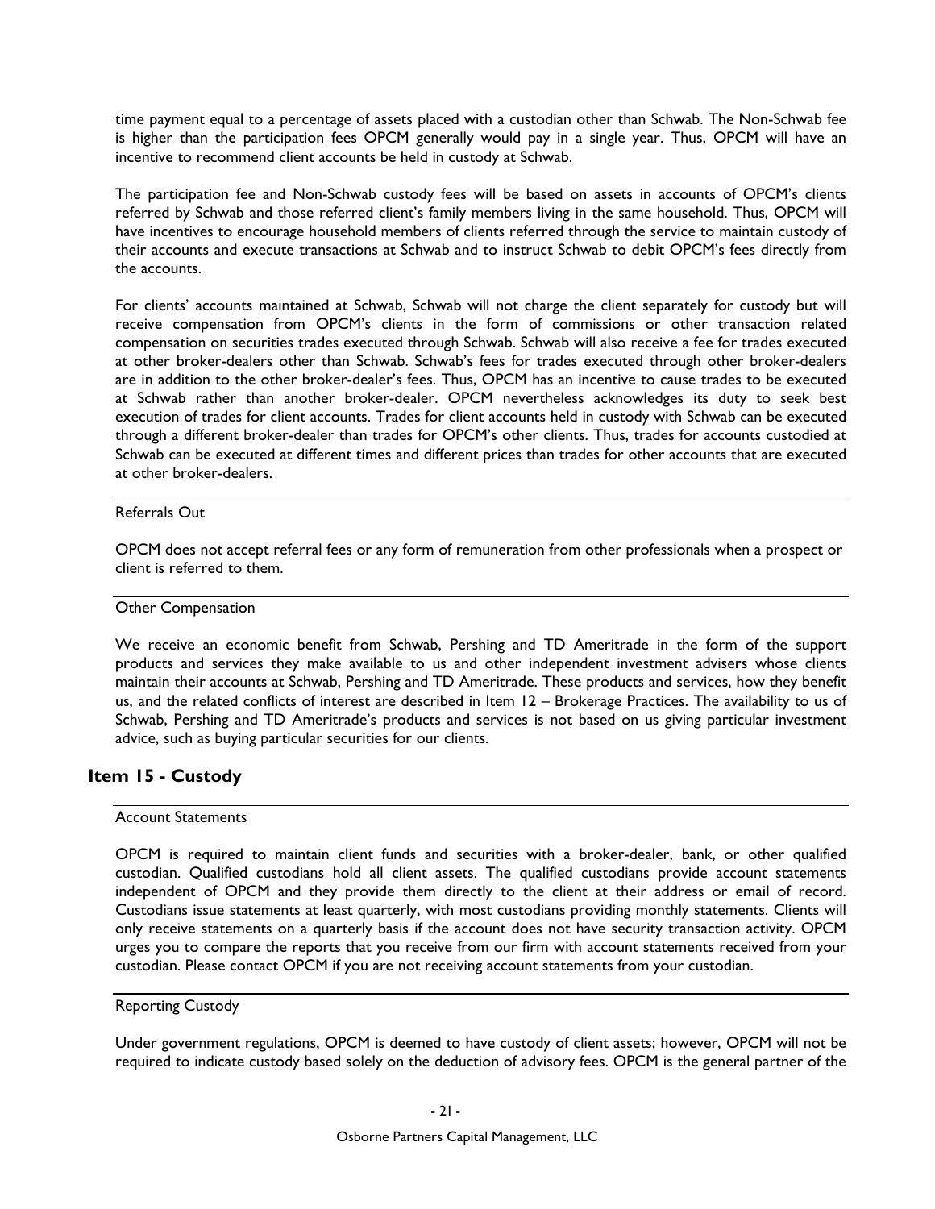time payment equal to a percentage of assets placed with a custodian other than Schwab. The Non-Schwab fee is higher than the participation fees OPCM generally would pay in a single year. Thus, OPCM will have an incentive to recommend client accounts be held in custody at Schwab.

The participation fee and Non-Schwab custody fees will be based on assets in accounts of OPCM's clients referred by Schwab and those referred client's family members living in the same household. Thus, OPCM will have incentives to encourage household members of clients referred through the service to maintain custody of their accounts and execute transactions at Schwab and to instruct Schwab to debit OPCM's fees directly from the accounts.

For clients' accounts maintained at Schwab, Schwab will not charge the client separately for custody but will receive compensation from OPCM's clients in the form of commissions or other transaction related compensation on securities trades executed through Schwab. Schwab will also receive a fee for trades executed at other broker-dealers other than Schwab. Schwab's fees for trades executed through other broker-dealers are in addition to the other broker-dealer's fees. Thus, OPCM has an incentive to cause trades to be executed at Schwab rather than another broker-dealer. OPCM nevertheless acknowledges its duty to seek best execution of trades for client accounts. Trades for client accounts held in custody with Schwab can be executed through a different broker-dealer than trades for OPCM's other clients. Thus, trades for accounts custodied at Schwab can be executed at different times and different prices than trades for other accounts that are executed at other broker-dealers.

### Referrals Out

OPCM does not accept referral fees or any form of remuneration from other professionals when a prospect or client is referred to them.

### Other Compensation

We receive an economic benefit from Schwab, Pershing and TD Ameritrade in the form of the support products and services they make available to us and other independent investment advisers whose clients maintain their accounts at Schwab, Pershing and TD Ameritrade. These products and services, how they benefit us, and the related conflicts of interest are described in Item 12 – Brokerage Practices. The availability to us of Schwab, Pershing and TD Ameritrade's products and services is not based on us giving particular investment advice, such as buying particular securities for our clients.

## Item 15 - Custody

### Account Statements

OPCM is required to maintain client funds and securities with a broker-dealer, bank, or other qualified custodian. Qualified custodians hold all client assets. The qualified custodians provide account statements independent of OPCM and they provide them directly to the client at their address or email of record. Custodians issue statements at least quarterly, with most custodians providing monthly statements. Clients will only receive statements on a quarterly basis if the account does not have security transaction activity. OPCM urges you to compare the reports that you receive from our firm with account statements received from your custodian. Please contact OPCM if you are not receiving account statements from your custodian.

### Reporting Custody

Under government regulations, OPCM is deemed to have custody of client assets; however, OPCM will not be required to indicate custody based solely on the deduction of advisory fees. OPCM is the general partner of the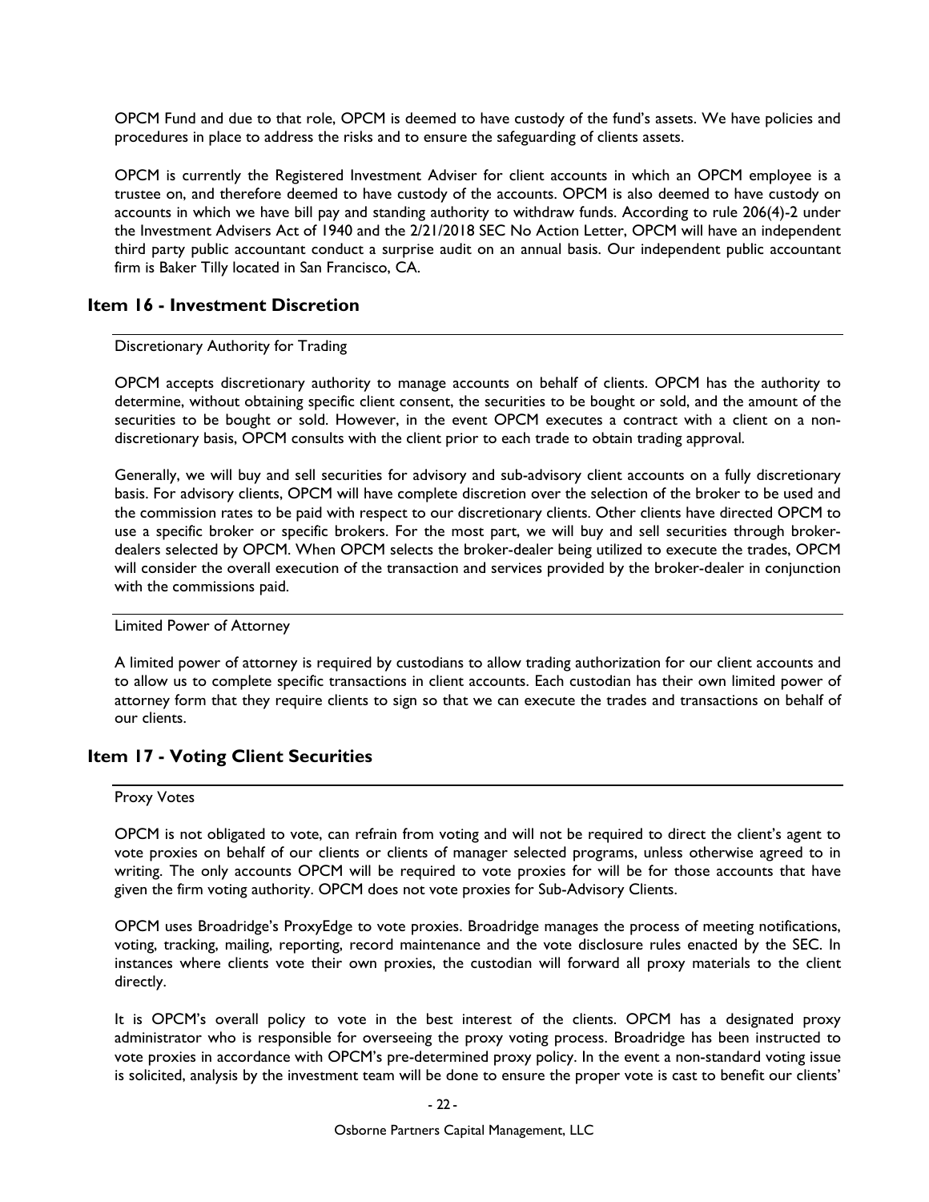OPCM Fund and due to that role, OPCM is deemed to have custody of the fund's assets. We have policies and procedures in place to address the risks and to ensure the safeguarding of clients assets.

OPCM is currently the Registered Investment Adviser for client accounts in which an OPCM employee is a trustee on, and therefore deemed to have custody of the accounts. OPCM is also deemed to have custody on accounts in which we have bill pay and standing authority to withdraw funds. According to rule 206(4)-2 under the Investment Advisers Act of 1940 and the 2/21/2018 SEC No Action Letter, OPCM will have an independent third party public accountant conduct a surprise audit on an annual basis. Our independent public accountant firm is Baker Tilly located in San Francisco, CA.

## Item 16 - Investment Discretion

Discretionary Authority for Trading

OPCM accepts discretionary authority to manage accounts on behalf of clients. OPCM has the authority to determine, without obtaining specific client consent, the securities to be bought or sold, and the amount of the securities to be bought or sold. However, in the event OPCM executes a contract with a client on a non-discretionary basis, OPCM consults with the client prior to each trade to obtain trading approval.

Generally, we will buy and sell securities for advisory and sub-advisory client accounts on a fully discretionary basis. For advisory clients, OPCM will have complete discretion over the selection of the broker to be used and the commission rates to be paid with respect to our discretionary clients. Other clients have directed OPCM to use a specific broker or specific brokers. For the most part, we will buy and sell securities through broker-dealers selected by OPCM. When OPCM selects the broker-dealer being utilized to execute the trades, OPCM will consider the overall execution of the transaction and services provided by the broker-dealer in conjunction with the commissions paid.

Limited Power of Attorney

A limited power of attorney is required by custodians to allow trading authorization for our client accounts and to allow us to complete specific transactions in client accounts. Each custodian has their own limited power of attorney form that they require clients to sign so that we can execute the trades and transactions on behalf of our clients.

## Item 17 - Voting Client Securities

Proxy Votes

OPCM is not obligated to vote, can refrain from voting and will not be required to direct the client's agent to vote proxies on behalf of our clients or clients of manager selected programs, unless otherwise agreed to in writing. The only accounts OPCM will be required to vote proxies for will be for those accounts that have given the firm voting authority. OPCM does not vote proxies for Sub-Advisory Clients.

OPCM uses Broadridge's ProxyEdge to vote proxies. Broadridge manages the process of meeting notifications, voting, tracking, mailing, reporting, record maintenance and the vote disclosure rules enacted by the SEC. In instances where clients vote their own proxies, the custodian will forward all proxy materials to the client directly.

It is OPCM's overall policy to vote in the best interest of the clients. OPCM has a designated proxy administrator who is responsible for overseeing the proxy voting process. Broadridge has been instructed to vote proxies in accordance with OPCM's pre-determined proxy policy. In the event a non-standard voting issue is solicited, analysis by the investment team will be done to ensure the proper vote is cast to benefit our clients'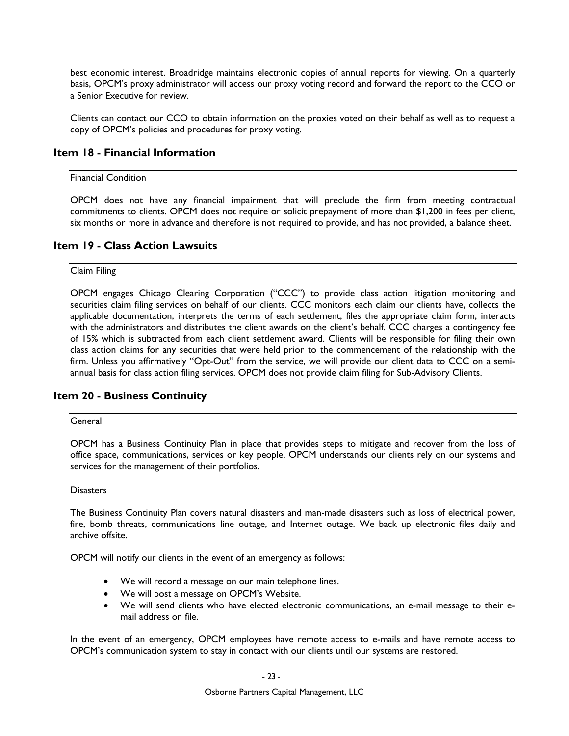best economic interest. Broadridge maintains electronic copies of annual reports for viewing. On a quarterly basis, OPCM's proxy administrator will access our proxy voting record and forward the report to the CCO or a Senior Executive for review.

Clients can contact our CCO to obtain information on the proxies voted on their behalf as well as to request a copy of OPCM's policies and procedures for proxy voting.

## Item 18 - Financial Information

Financial Condition

OPCM does not have any financial impairment that will preclude the firm from meeting contractual commitments to clients. OPCM does not require or solicit prepayment of more than $1,200 in fees per client, six months or more in advance and therefore is not required to provide, and has not provided, a balance sheet.

## Item 19 - Class Action Lawsuits

Claim Filing

OPCM engages Chicago Clearing Corporation ("CCC") to provide class action litigation monitoring and securities claim filing services on behalf of our clients. CCC monitors each claim our clients have, collects the applicable documentation, interprets the terms of each settlement, files the appropriate claim form, interacts with the administrators and distributes the client awards on the client's behalf. CCC charges a contingency fee of 15% which is subtracted from each client settlement award. Clients will be responsible for filing their own class action claims for any securities that were held prior to the commencement of the relationship with the firm. Unless you affirmatively "Opt-Out" from the service, we will provide our client data to CCC on a semi-annual basis for class action filing services. OPCM does not provide claim filing for Sub-Advisory Clients.

## Item 20 - Business Continuity

General

OPCM has a Business Continuity Plan in place that provides steps to mitigate and recover from the loss of office space, communications, services or key people. OPCM understands our clients rely on our systems and services for the management of their portfolios.

Disasters

The Business Continuity Plan covers natural disasters and man-made disasters such as loss of electrical power, fire, bomb threats, communications line outage, and Internet outage. We back up electronic files daily and archive offsite.

OPCM will notify our clients in the event of an emergency as follows:

- We will record a message on our main telephone lines.
- We will post a message on OPCM's Website.
- We will send clients who have elected electronic communications, an e-mail message to their e-mail address on file.

In the event of an emergency, OPCM employees have remote access to e-mails and have remote access to OPCM's communication system to stay in contact with our clients until our systems are restored.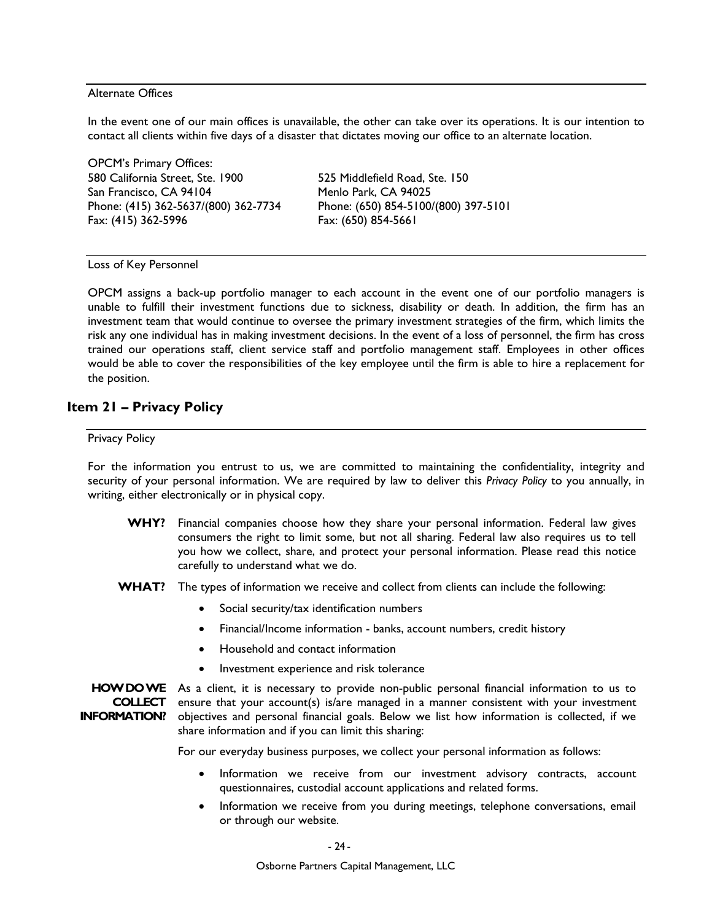Alternate Offices

In the event one of our main offices is unavailable, the other can take over its operations. It is our intention to contact all clients within five days of a disaster that dictates moving our office to an alternate location.

OPCM's Primary Offices:

580 California Street, Ste. 1900
San Francisco, CA 94104
Phone: (415) 362-5637/(800) 362-7734
Fax: (415) 362-5996

525 Middlefield Road, Ste. 150
Menlo Park, CA 94025
Phone: (650) 854-5100/(800) 397-5101
Fax: (650) 854-5661

Loss of Key Personnel

OPCM assigns a back-up portfolio manager to each account in the event one of our portfolio managers is unable to fulfill their investment functions due to sickness, disability or death. In addition, the firm has an investment team that would continue to oversee the primary investment strategies of the firm, which limits the risk any one individual has in making investment decisions. In the event of a loss of personnel, the firm has cross trained our operations staff, client service staff and portfolio management staff. Employees in other offices would be able to cover the responsibilities of the key employee until the firm is able to hire a replacement for the position.

## Item 21 – Privacy Policy

Privacy Policy

For the information you entrust to us, we are committed to maintaining the confidentiality, integrity and security of your personal information. We are required by law to deliver this *Privacy Policy* to you annually, in writing, either electronically or in physical copy.

**WHY?** Financial companies choose how they share your personal information. Federal law gives consumers the right to limit some, but not all sharing. Federal law also requires us to tell you how we collect, share, and protect your personal information. Please read this notice carefully to understand what we do.

**WHAT?** The types of information we receive and collect from clients can include the following:

- Social security/tax identification numbers
- Financial/Income information - banks, account numbers, credit history
- Household and contact information
- Investment experience and risk tolerance

**HOW DO WE COLLECT INFORMATION?** As a client, it is necessary to provide non-public personal financial information to us to ensure that your account(s) is/are managed in a manner consistent with your investment objectives and personal financial goals. Below we list how information is collected, if we share information and if you can limit this sharing:

For our everyday business purposes, we collect your personal information as follows:

- Information we receive from our investment advisory contracts, account questionnaires, custodial account applications and related forms.
- Information we receive from you during meetings, telephone conversations, email or through our website.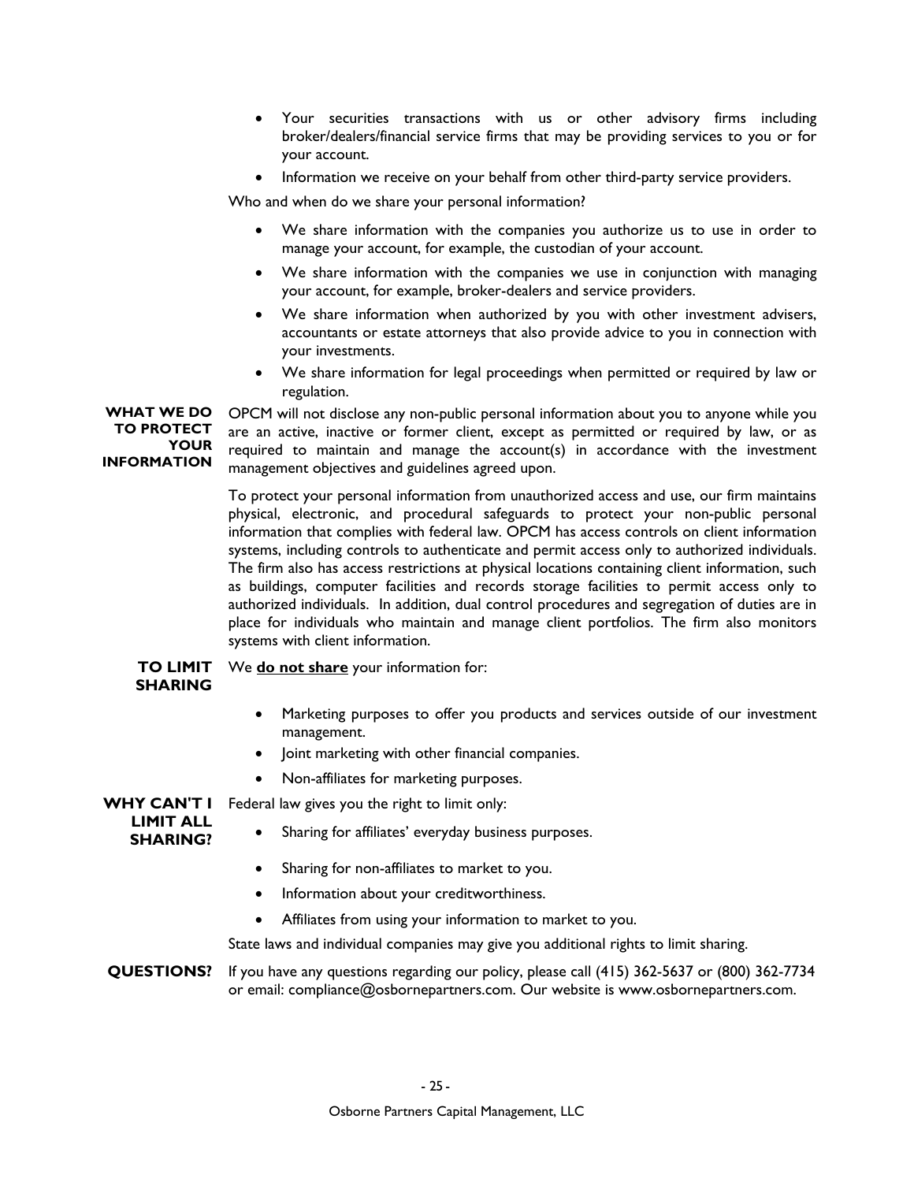- Your securities transactions with us or other advisory firms including broker/dealers/financial service firms that may be providing services to you or for your account.
- Information we receive on your behalf from other third-party service providers.

Who and when do we share your personal information?

- We share information with the companies you authorize us to use in order to manage your account, for example, the custodian of your account.
- We share information with the companies we use in conjunction with managing your account, for example, broker-dealers and service providers.
- We share information when authorized by you with other investment advisers, accountants or estate attorneys that also provide advice to you in connection with your investments.
- We share information for legal proceedings when permitted or required by law or regulation.

**WHAT WE DO TO PROTECT YOUR INFORMATION**

OPCM will not disclose any non-public personal information about you to anyone while you are an active, inactive or former client, except as permitted or required by law, or as required to maintain and manage the account(s) in accordance with the investment management objectives and guidelines agreed upon.

To protect your personal information from unauthorized access and use, our firm maintains physical, electronic, and procedural safeguards to protect your non-public personal information that complies with federal law. OPCM has access controls on client information systems, including controls to authenticate and permit access only to authorized individuals. The firm also has access restrictions at physical locations containing client information, such as buildings, computer facilities and records storage facilities to permit access only to authorized individuals. In addition, dual control procedures and segregation of duties are in place for individuals who maintain and manage client portfolios. The firm also monitors systems with client information.

**TO LIMIT SHARING**

We **do not share** your information for:

- Marketing purposes to offer you products and services outside of our investment management.
- Joint marketing with other financial companies.
- Non-affiliates for marketing purposes.

**WHY CAN'T I LIMIT ALL SHARING?**

Federal law gives you the right to limit only:

- Sharing for affiliates' everyday business purposes.
- Sharing for non-affiliates to market to you.
- Information about your creditworthiness.
- Affiliates from using your information to market to you.

State laws and individual companies may give you additional rights to limit sharing.

**QUESTIONS?**

If you have any questions regarding our policy, please call (415) 362-5637 or (800) 362-7734 or email: compliance@osbornepartners.com. Our website is www.osbornepartners.com.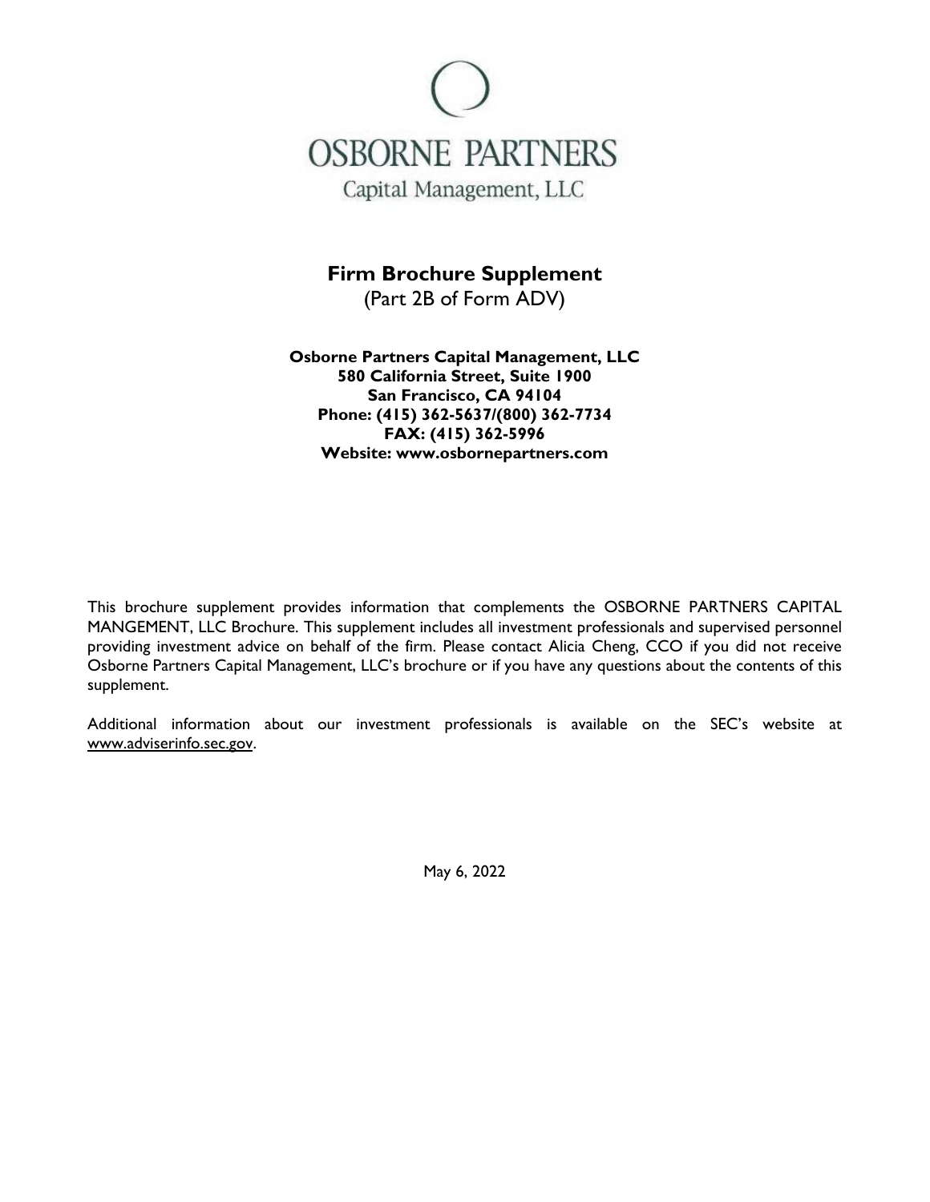# OSBORNE PARTNERS

Capital Management, LLC

## Firm Brochure Supplement

(Part 2B of Form ADV)

**Osborne Partners Capital Management, LLC**
**580 California Street, Suite 1900**
**San Francisco, CA 94104**
**Phone: (415) 362-5637/(800) 362-7734**
**FAX: (415) 362-5996**
**Website: www.osbornepartners.com**

This brochure supplement provides information that complements the OSBORNE PARTNERS CAPITAL MANGEMENT, LLC Brochure. This supplement includes all investment professionals and supervised personnel providing investment advice on behalf of the firm. Please contact Alicia Cheng, CCO if you did not receive Osborne Partners Capital Management, LLC's brochure or if you have any questions about the contents of this supplement.

Additional information about our investment professionals is available on the SEC's website at www.adviserinfo.sec.gov.

May 6, 2022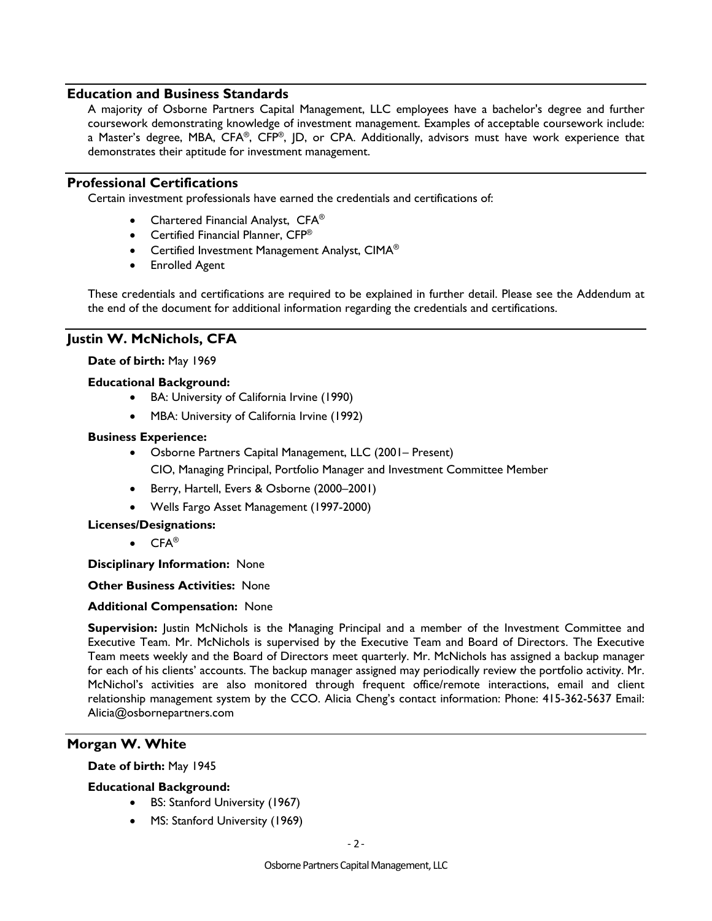## Education and Business Standards

A majority of Osborne Partners Capital Management, LLC employees have a bachelor's degree and further coursework demonstrating knowledge of investment management. Examples of acceptable coursework include: a Master's degree, MBA, CFA®, CFP®, JD, or CPA. Additionally, advisors must have work experience that demonstrates their aptitude for investment management.

## Professional Certifications

Certain investment professionals have earned the credentials and certifications of:

- Chartered Financial Analyst, CFA®
- Certified Financial Planner, CFP®
- Certified Investment Management Analyst, CIMA®
- Enrolled Agent

These credentials and certifications are required to be explained in further detail. Please see the Addendum at the end of the document for additional information regarding the credentials and certifications.

## Justin W. McNichols, CFA

**Date of birth:** May 1969

**Educational Background:**

- BA: University of California Irvine (1990)
- MBA: University of California Irvine (1992)

**Business Experience:**

- Osborne Partners Capital Management, LLC (2001– Present)
  CIO, Managing Principal, Portfolio Manager and Investment Committee Member
- Berry, Hartell, Evers & Osborne (2000–2001)
- Wells Fargo Asset Management (1997-2000)

**Licenses/Designations:**

- CFA®

**Disciplinary Information:** None

**Other Business Activities:** None

**Additional Compensation:** None

**Supervision:** Justin McNichols is the Managing Principal and a member of the Investment Committee and Executive Team. Mr. McNichols is supervised by the Executive Team and Board of Directors. The Executive Team meets weekly and the Board of Directors meet quarterly. Mr. McNichols has assigned a backup manager for each of his clients' accounts. The backup manager assigned may periodically review the portfolio activity. Mr. McNichol's activities are also monitored through frequent office/remote interactions, email and client relationship management system by the CCO. Alicia Cheng's contact information: Phone: 415-362-5637 Email: Alicia@osbornepartners.com

## Morgan W. White

**Date of birth:** May 1945

**Educational Background:**

- BS: Stanford University (1967)
- MS: Stanford University (1969)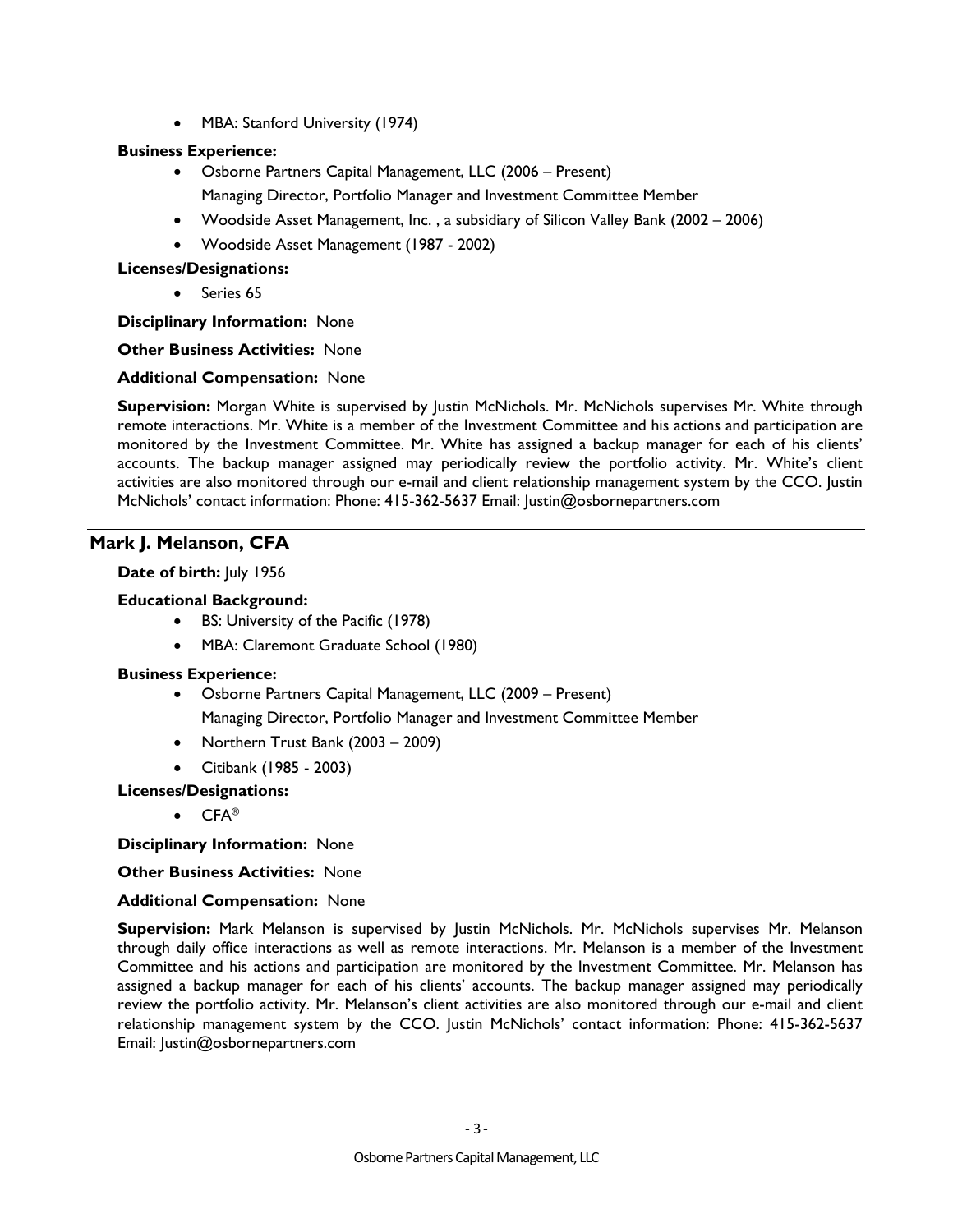- MBA: Stanford University (1974)

**Business Experience:**

- Osborne Partners Capital Management, LLC (2006 – Present)
  Managing Director, Portfolio Manager and Investment Committee Member
- Woodside Asset Management, Inc. , a subsidiary of Silicon Valley Bank (2002 – 2006)
- Woodside Asset Management (1987 - 2002)

**Licenses/Designations:**

- Series 65

**Disciplinary Information:** None

**Other Business Activities:** None

**Additional Compensation:** None

**Supervision:** Morgan White is supervised by Justin McNichols. Mr. McNichols supervises Mr. White through remote interactions. Mr. White is a member of the Investment Committee and his actions and participation are monitored by the Investment Committee. Mr. White has assigned a backup manager for each of his clients' accounts. The backup manager assigned may periodically review the portfolio activity. Mr. White's client activities are also monitored through our e-mail and client relationship management system by the CCO. Justin McNichols' contact information: Phone: 415-362-5637 Email: Justin@osbornepartners.com

## Mark J. Melanson, CFA

**Date of birth:** July 1956

**Educational Background:**

- BS: University of the Pacific (1978)
- MBA: Claremont Graduate School (1980)

**Business Experience:**

- Osborne Partners Capital Management, LLC (2009 – Present)
  Managing Director, Portfolio Manager and Investment Committee Member
- Northern Trust Bank (2003 – 2009)
- Citibank (1985 - 2003)

**Licenses/Designations:**

- CFA®

**Disciplinary Information:** None

**Other Business Activities:** None

**Additional Compensation:** None

**Supervision:** Mark Melanson is supervised by Justin McNichols. Mr. McNichols supervises Mr. Melanson through daily office interactions as well as remote interactions. Mr. Melanson is a member of the Investment Committee and his actions and participation are monitored by the Investment Committee. Mr. Melanson has assigned a backup manager for each of his clients' accounts. The backup manager assigned may periodically review the portfolio activity. Mr. Melanson's client activities are also monitored through our e-mail and client relationship management system by the CCO. Justin McNichols' contact information: Phone: 415-362-5637 Email: Justin@osbornepartners.com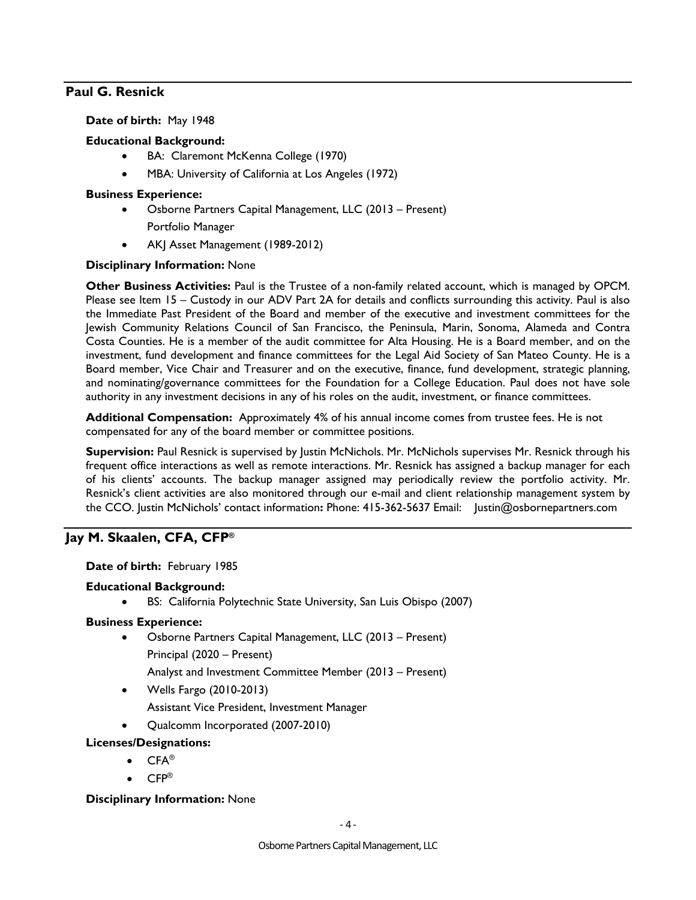## Paul G. Resnick

**Date of birth:** May 1948

**Educational Background:**

- BA: Claremont McKenna College (1970)
- MBA: University of California at Los Angeles (1972)

**Business Experience:**

- Osborne Partners Capital Management, LLC (2013 – Present)
  Portfolio Manager
- AKJ Asset Management (1989-2012)

**Disciplinary Information:** None

**Other Business Activities:** Paul is the Trustee of a non-family related account, which is managed by OPCM. Please see Item 15 – Custody in our ADV Part 2A for details and conflicts surrounding this activity. Paul is also the Immediate Past President of the Board and member of the executive and investment committees for the Jewish Community Relations Council of San Francisco, the Peninsula, Marin, Sonoma, Alameda and Contra Costa Counties. He is a member of the audit committee for Alta Housing. He is a Board member, and on the investment, fund development and finance committees for the Legal Aid Society of San Mateo County. He is a Board member, Vice Chair and Treasurer and on the executive, finance, fund development, strategic planning, and nominating/governance committees for the Foundation for a College Education. Paul does not have sole authority in any investment decisions in any of his roles on the audit, investment, or finance committees.

**Additional Compensation:** Approximately 4% of his annual income comes from trustee fees. He is not compensated for any of the board member or committee positions.

**Supervision:** Paul Resnick is supervised by Justin McNichols. Mr. McNichols supervises Mr. Resnick through his frequent office interactions as well as remote interactions. Mr. Resnick has assigned a backup manager for each of his clients' accounts. The backup manager assigned may periodically review the portfolio activity. Mr. Resnick's client activities are also monitored through our e-mail and client relationship management system by the CCO. Justin McNichols' contact information**:** Phone: 415-362-5637 Email: Justin@osbornepartners.com

## Jay M. Skaalen, CFA, CFP®

**Date of birth:** February 1985

**Educational Background:**

- BS: California Polytechnic State University, San Luis Obispo (2007)

**Business Experience:**

- Osborne Partners Capital Management, LLC (2013 – Present)
  Principal (2020 – Present)
  Analyst and Investment Committee Member (2013 – Present)
- Wells Fargo (2010-2013)
  Assistant Vice President, Investment Manager
- Qualcomm Incorporated (2007-2010)

**Licenses/Designations:**

- CFA®
- CFP®

**Disciplinary Information:** None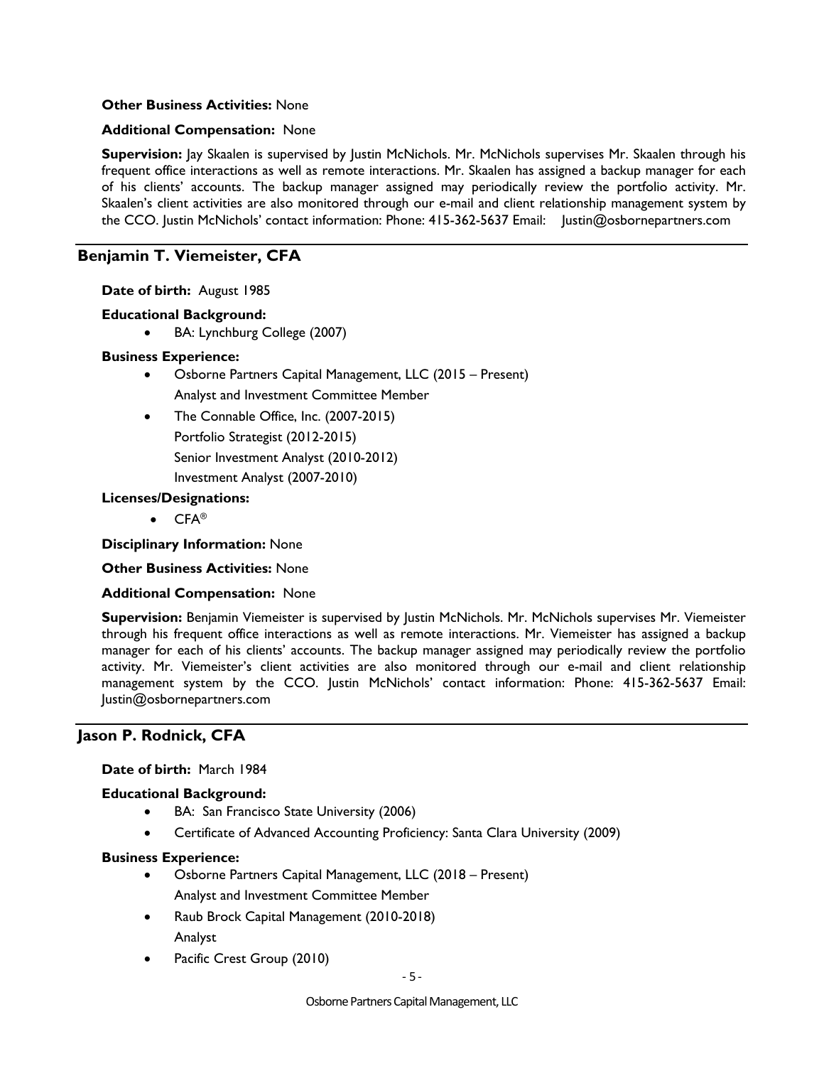**Other Business Activities:** None

**Additional Compensation:** None

**Supervision:** Jay Skaalen is supervised by Justin McNichols. Mr. McNichols supervises Mr. Skaalen through his frequent office interactions as well as remote interactions. Mr. Skaalen has assigned a backup manager for each of his clients' accounts. The backup manager assigned may periodically review the portfolio activity. Mr. Skaalen's client activities are also monitored through our e-mail and client relationship management system by the CCO. Justin McNichols' contact information: Phone: 415-362-5637 Email: Justin@osbornepartners.com

## Benjamin T. Viemeister, CFA

**Date of birth:** August 1985

**Educational Background:**

- BA: Lynchburg College (2007)

**Business Experience:**

- Osborne Partners Capital Management, LLC (2015 – Present)
  Analyst and Investment Committee Member
- The Connable Office, Inc. (2007-2015)
  Portfolio Strategist (2012-2015)
  Senior Investment Analyst (2010-2012)
  Investment Analyst (2007-2010)

**Licenses/Designations:**

- CFA®

**Disciplinary Information:** None

**Other Business Activities:** None

**Additional Compensation:** None

**Supervision:** Benjamin Viemeister is supervised by Justin McNichols. Mr. McNichols supervises Mr. Viemeister through his frequent office interactions as well as remote interactions. Mr. Viemeister has assigned a backup manager for each of his clients' accounts. The backup manager assigned may periodically review the portfolio activity. Mr. Viemeister's client activities are also monitored through our e-mail and client relationship management system by the CCO. Justin McNichols' contact information: Phone: 415-362-5637 Email: Justin@osbornepartners.com

## Jason P. Rodnick, CFA

**Date of birth:** March 1984

**Educational Background:**

- BA: San Francisco State University (2006)
- Certificate of Advanced Accounting Proficiency: Santa Clara University (2009)

**Business Experience:**

- Osborne Partners Capital Management, LLC (2018 – Present)
  Analyst and Investment Committee Member
- Raub Brock Capital Management (2010-2018)
  Analyst
- Pacific Crest Group (2010)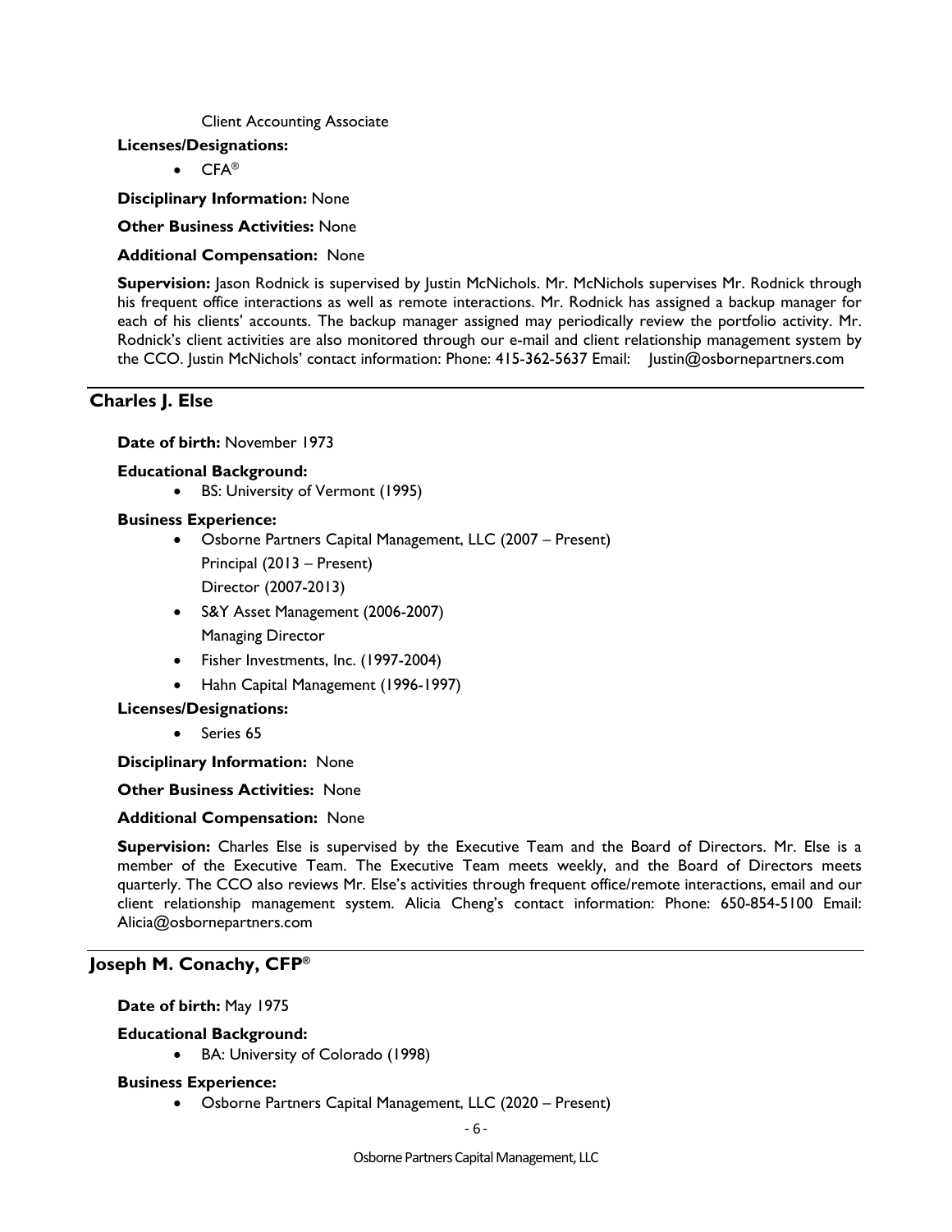Client Accounting Associate

**Licenses/Designations:**

- CFA®

**Disciplinary Information:** None

**Other Business Activities:** None

**Additional Compensation:** None

**Supervision:** Jason Rodnick is supervised by Justin McNichols. Mr. McNichols supervises Mr. Rodnick through his frequent office interactions as well as remote interactions. Mr. Rodnick has assigned a backup manager for each of his clients' accounts. The backup manager assigned may periodically review the portfolio activity. Mr. Rodnick's client activities are also monitored through our e-mail and client relationship management system by the CCO. Justin McNichols' contact information: Phone: 415-362-5637 Email: Justin@osbornepartners.com

## Charles J. Else

**Date of birth:** November 1973

**Educational Background:**

- BS: University of Vermont (1995)

**Business Experience:**

- Osborne Partners Capital Management, LLC (2007 – Present)
  Principal (2013 – Present)
  Director (2007-2013)
- S&Y Asset Management (2006-2007)
  Managing Director
- Fisher Investments, Inc. (1997-2004)
- Hahn Capital Management (1996-1997)

**Licenses/Designations:**

- Series 65

**Disciplinary Information:** None

**Other Business Activities:** None

**Additional Compensation:** None

**Supervision:** Charles Else is supervised by the Executive Team and the Board of Directors. Mr. Else is a member of the Executive Team. The Executive Team meets weekly, and the Board of Directors meets quarterly. The CCO also reviews Mr. Else's activities through frequent office/remote interactions, email and our client relationship management system. Alicia Cheng's contact information: Phone: 650-854-5100 Email: Alicia@osbornepartners.com

## Joseph M. Conachy, CFP®

**Date of birth:** May 1975

**Educational Background:**

- BA: University of Colorado (1998)

**Business Experience:**

- Osborne Partners Capital Management, LLC (2020 – Present)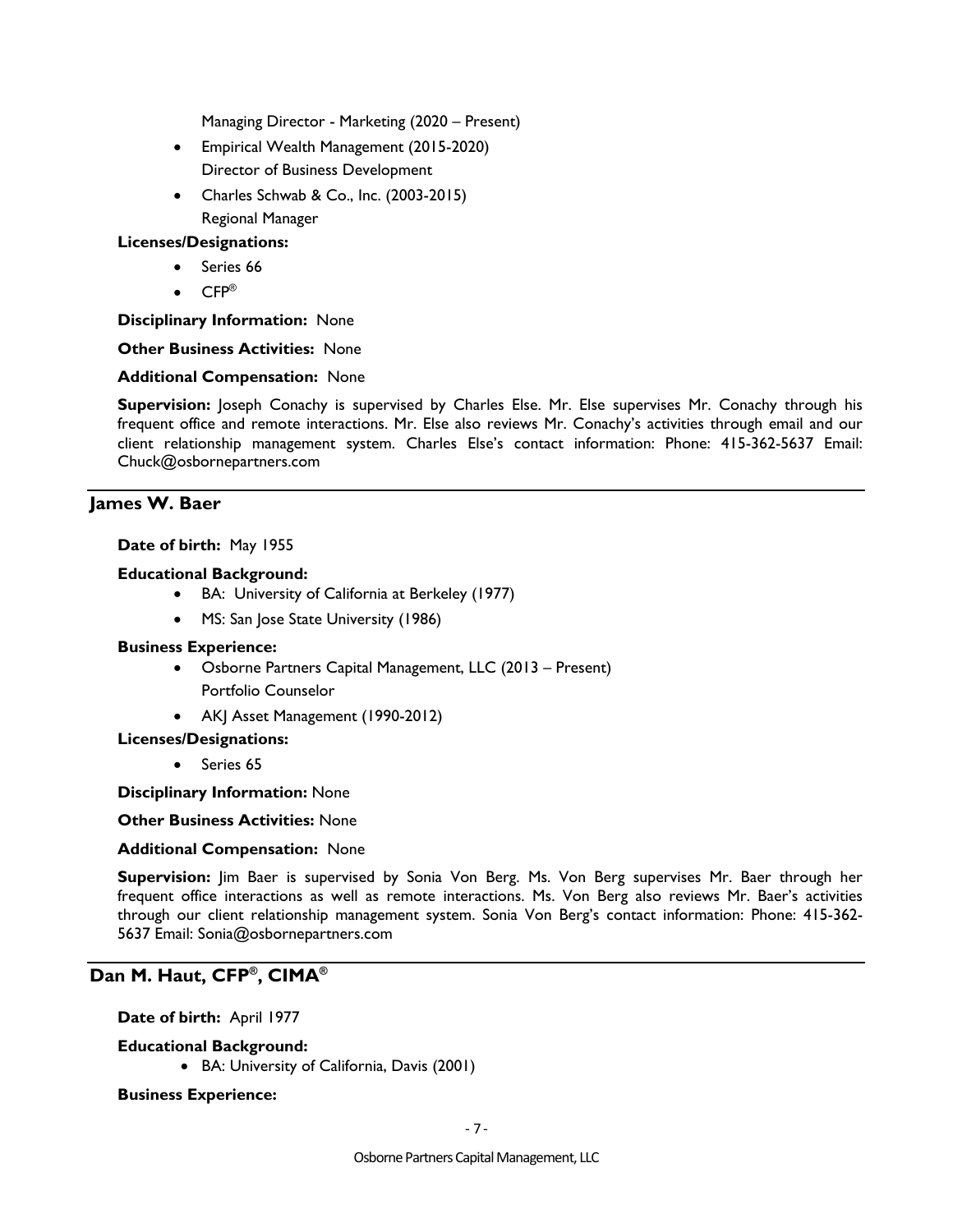Managing Director - Marketing (2020 – Present)

- Empirical Wealth Management (2015-2020)
  Director of Business Development
- Charles Schwab & Co., Inc. (2003-2015)
  Regional Manager

**Licenses/Designations:**

- Series 66
- CFP®

**Disciplinary Information:** None

**Other Business Activities:** None

**Additional Compensation:** None

**Supervision:** Joseph Conachy is supervised by Charles Else. Mr. Else supervises Mr. Conachy through his frequent office and remote interactions. Mr. Else also reviews Mr. Conachy's activities through email and our client relationship management system. Charles Else's contact information: Phone: 415-362-5637 Email: Chuck@osbornepartners.com

## James W. Baer

**Date of birth:** May 1955

**Educational Background:**

- BA: University of California at Berkeley (1977)
- MS: San Jose State University (1986)

**Business Experience:**

- Osborne Partners Capital Management, LLC (2013 – Present)
  Portfolio Counselor
- AKJ Asset Management (1990-2012)

**Licenses/Designations:**

- Series 65

**Disciplinary Information:** None

**Other Business Activities:** None

**Additional Compensation:** None

**Supervision:** Jim Baer is supervised by Sonia Von Berg. Ms. Von Berg supervises Mr. Baer through her frequent office interactions as well as remote interactions. Ms. Von Berg also reviews Mr. Baer's activities through our client relationship management system. Sonia Von Berg's contact information: Phone: 415-362-5637 Email: Sonia@osbornepartners.com

## Dan M. Haut, CFP®, CIMA®

**Date of birth:** April 1977

**Educational Background:**

- BA: University of California, Davis (2001)

**Business Experience:**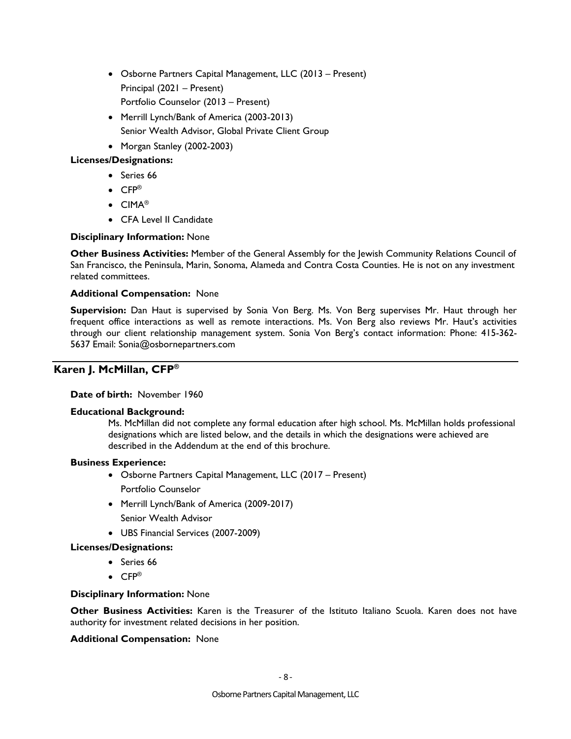- Osborne Partners Capital Management, LLC (2013 – Present)
  Principal (2021 – Present)
  Portfolio Counselor (2013 – Present)
- Merrill Lynch/Bank of America (2003-2013)
  Senior Wealth Advisor, Global Private Client Group
- Morgan Stanley (2002-2003)

**Licenses/Designations:**

- Series 66
- CFP®
- CIMA®
- CFA Level II Candidate

**Disciplinary Information:** None

**Other Business Activities:** Member of the General Assembly for the Jewish Community Relations Council of San Francisco, the Peninsula, Marin, Sonoma, Alameda and Contra Costa Counties. He is not on any investment related committees.

**Additional Compensation:** None

**Supervision:** Dan Haut is supervised by Sonia Von Berg. Ms. Von Berg supervises Mr. Haut through her frequent office interactions as well as remote interactions. Ms. Von Berg also reviews Mr. Haut's activities through our client relationship management system. Sonia Von Berg's contact information: Phone: 415-362-5637 Email: Sonia@osbornepartners.com

## Karen J. McMillan, CFP®

**Date of birth:** November 1960

**Educational Background:**

Ms. McMillan did not complete any formal education after high school. Ms. McMillan holds professional designations which are listed below, and the details in which the designations were achieved are described in the Addendum at the end of this brochure.

**Business Experience:**

- Osborne Partners Capital Management, LLC (2017 – Present)
  Portfolio Counselor
- Merrill Lynch/Bank of America (2009-2017)
  Senior Wealth Advisor
- UBS Financial Services (2007-2009)

**Licenses/Designations:**

- Series 66
- CFP®

**Disciplinary Information:** None

**Other Business Activities:** Karen is the Treasurer of the Istituto Italiano Scuola. Karen does not have authority for investment related decisions in her position.

**Additional Compensation:** None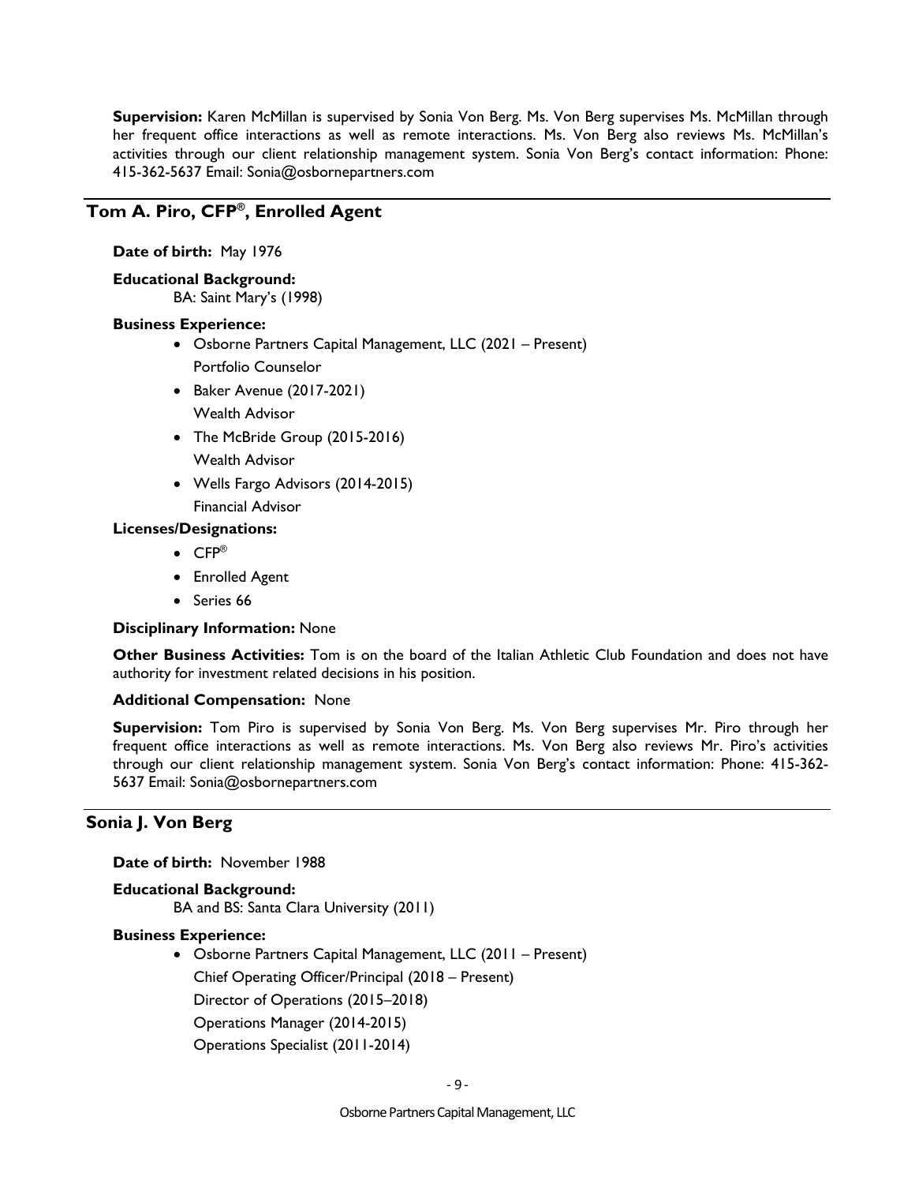**Supervision:** Karen McMillan is supervised by Sonia Von Berg. Ms. Von Berg supervises Ms. McMillan through her frequent office interactions as well as remote interactions. Ms. Von Berg also reviews Ms. McMillan's activities through our client relationship management system. Sonia Von Berg's contact information: Phone: 415-362-5637 Email: Sonia@osbornepartners.com

## Tom A. Piro, CFP®, Enrolled Agent

**Date of birth:** May 1976

**Educational Background:**

BA: Saint Mary's (1998)

**Business Experience:**

- Osborne Partners Capital Management, LLC (2021 – Present)
  Portfolio Counselor
- Baker Avenue (2017-2021)
  Wealth Advisor
- The McBride Group (2015-2016)
  Wealth Advisor
- Wells Fargo Advisors (2014-2015)
  Financial Advisor

**Licenses/Designations:**

- CFP®
- Enrolled Agent
- Series 66

**Disciplinary Information:** None

**Other Business Activities:** Tom is on the board of the Italian Athletic Club Foundation and does not have authority for investment related decisions in his position.

**Additional Compensation:** None

**Supervision:** Tom Piro is supervised by Sonia Von Berg. Ms. Von Berg supervises Mr. Piro through her frequent office interactions as well as remote interactions. Ms. Von Berg also reviews Mr. Piro's activities through our client relationship management system. Sonia Von Berg's contact information: Phone: 415-362-5637 Email: Sonia@osbornepartners.com

## Sonia J. Von Berg

**Date of birth:** November 1988

**Educational Background:**

BA and BS: Santa Clara University (2011)

**Business Experience:**

- Osborne Partners Capital Management, LLC (2011 – Present)
  Chief Operating Officer/Principal (2018 – Present)
  Director of Operations (2015–2018)
  Operations Manager (2014-2015)
  Operations Specialist (2011-2014)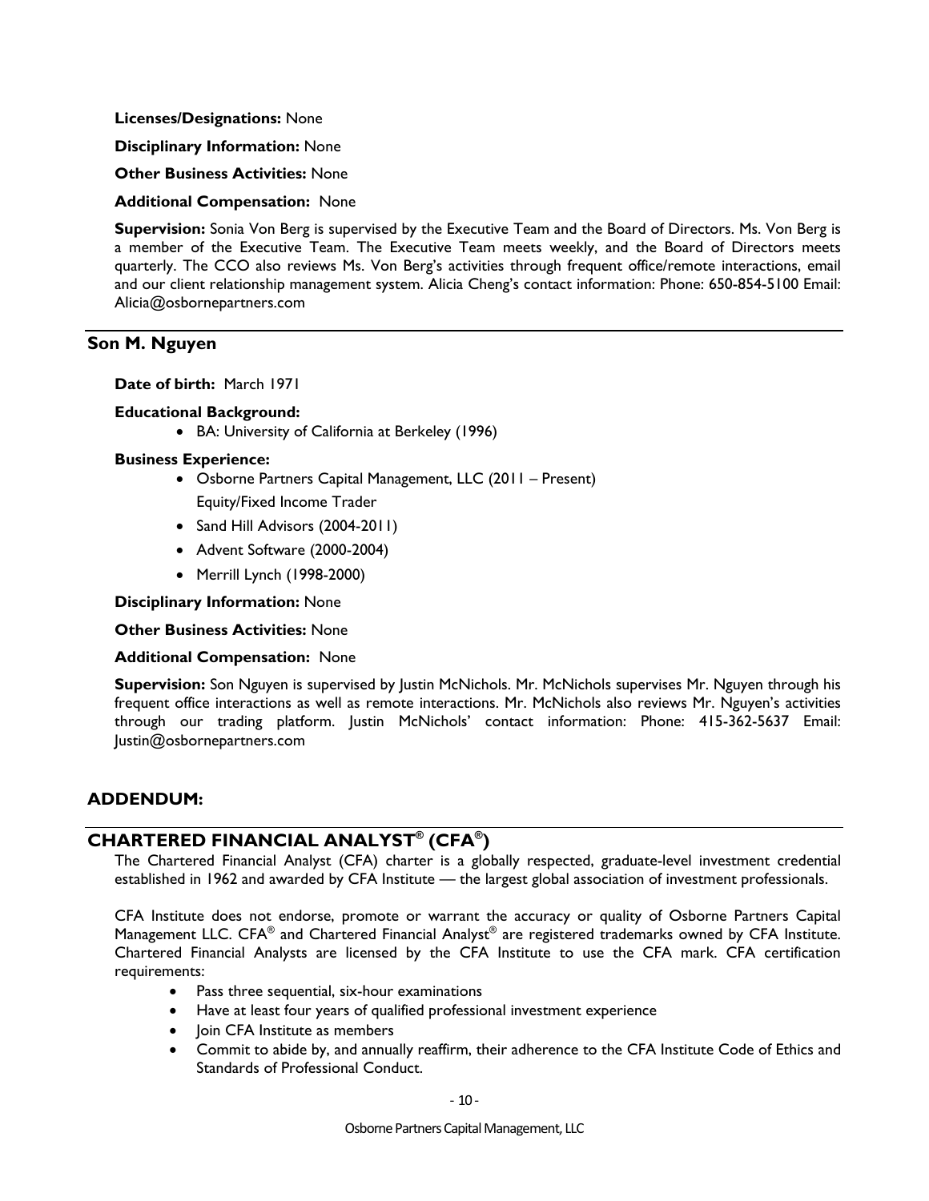**Licenses/Designations:** None

**Disciplinary Information:** None

**Other Business Activities:** None

**Additional Compensation:** None

**Supervision:** Sonia Von Berg is supervised by the Executive Team and the Board of Directors. Ms. Von Berg is a member of the Executive Team. The Executive Team meets weekly, and the Board of Directors meets quarterly. The CCO also reviews Ms. Von Berg's activities through frequent office/remote interactions, email and our client relationship management system. Alicia Cheng's contact information: Phone: 650-854-5100 Email: Alicia@osbornepartners.com

## Son M. Nguyen

**Date of birth:** March 1971

**Educational Background:**

- BA: University of California at Berkeley (1996)

**Business Experience:**

- Osborne Partners Capital Management, LLC (2011 – Present)
  Equity/Fixed Income Trader
- Sand Hill Advisors (2004-2011)
- Advent Software (2000-2004)
- Merrill Lynch (1998-2000)

**Disciplinary Information:** None

**Other Business Activities:** None

**Additional Compensation:** None

**Supervision:** Son Nguyen is supervised by Justin McNichols. Mr. McNichols supervises Mr. Nguyen through his frequent office interactions as well as remote interactions. Mr. McNichols also reviews Mr. Nguyen's activities through our trading platform. Justin McNichols' contact information: Phone: 415-362-5637 Email: Justin@osbornepartners.com

## ADDENDUM:

## CHARTERED FINANCIAL ANALYST® (CFA®)

The Chartered Financial Analyst (CFA) charter is a globally respected, graduate-level investment credential established in 1962 and awarded by CFA Institute — the largest global association of investment professionals.

CFA Institute does not endorse, promote or warrant the accuracy or quality of Osborne Partners Capital Management LLC. CFA® and Chartered Financial Analyst® are registered trademarks owned by CFA Institute. Chartered Financial Analysts are licensed by the CFA Institute to use the CFA mark. CFA certification requirements:

- Pass three sequential, six-hour examinations
- Have at least four years of qualified professional investment experience
- Join CFA Institute as members
- Commit to abide by, and annually reaffirm, their adherence to the CFA Institute Code of Ethics and Standards of Professional Conduct.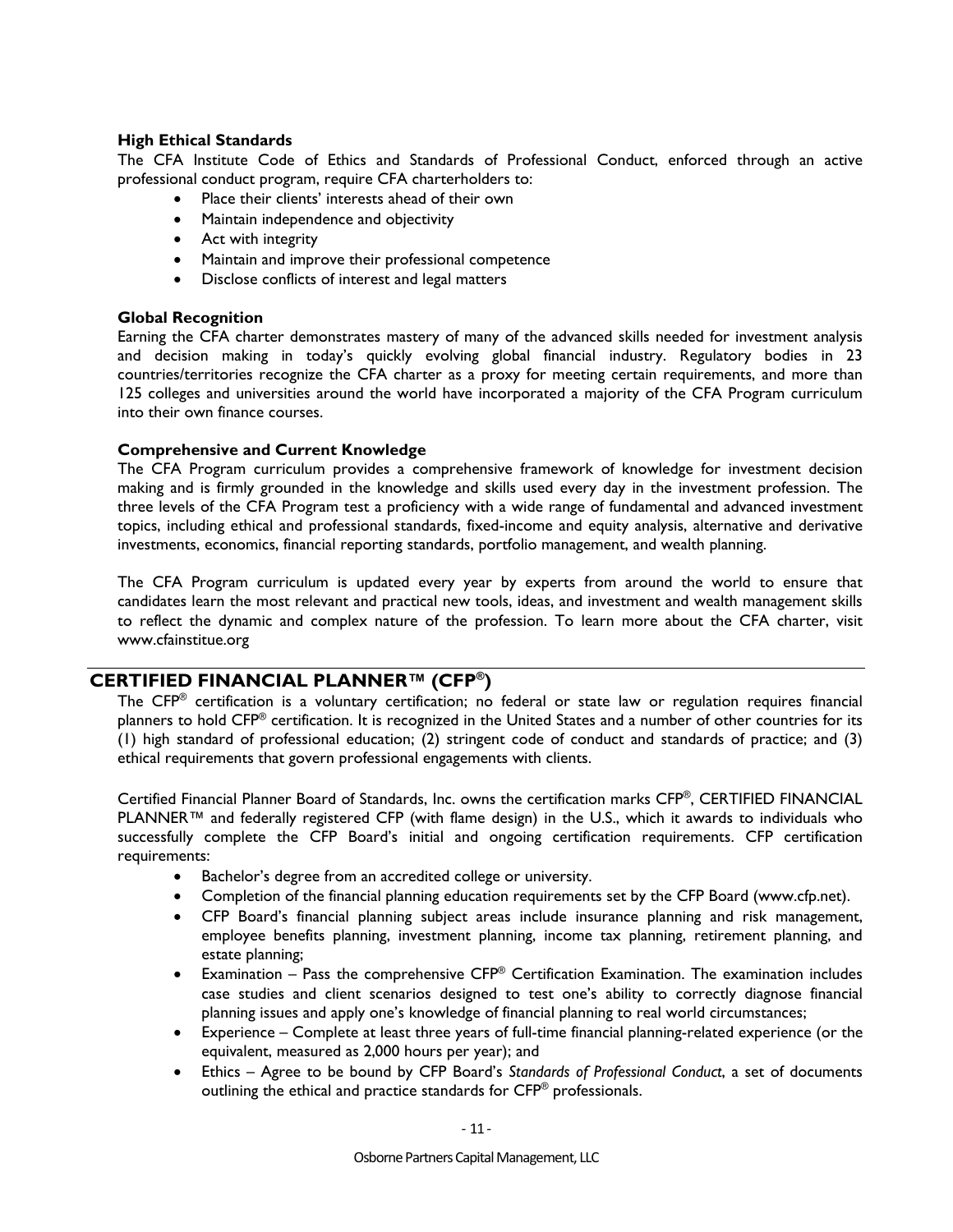### High Ethical Standards

The CFA Institute Code of Ethics and Standards of Professional Conduct, enforced through an active professional conduct program, require CFA charterholders to:

- Place their clients' interests ahead of their own
- Maintain independence and objectivity
- Act with integrity
- Maintain and improve their professional competence
- Disclose conflicts of interest and legal matters

### Global Recognition

Earning the CFA charter demonstrates mastery of many of the advanced skills needed for investment analysis and decision making in today's quickly evolving global financial industry. Regulatory bodies in 23 countries/territories recognize the CFA charter as a proxy for meeting certain requirements, and more than 125 colleges and universities around the world have incorporated a majority of the CFA Program curriculum into their own finance courses.

### Comprehensive and Current Knowledge

The CFA Program curriculum provides a comprehensive framework of knowledge for investment decision making and is firmly grounded in the knowledge and skills used every day in the investment profession. The three levels of the CFA Program test a proficiency with a wide range of fundamental and advanced investment topics, including ethical and professional standards, fixed-income and equity analysis, alternative and derivative investments, economics, financial reporting standards, portfolio management, and wealth planning.

The CFA Program curriculum is updated every year by experts from around the world to ensure that candidates learn the most relevant and practical new tools, ideas, and investment and wealth management skills to reflect the dynamic and complex nature of the profession. To learn more about the CFA charter, visit www.cfainstitue.org

## CERTIFIED FINANCIAL PLANNER™ (CFP®)

The CFP® certification is a voluntary certification; no federal or state law or regulation requires financial planners to hold CFP® certification. It is recognized in the United States and a number of other countries for its (1) high standard of professional education; (2) stringent code of conduct and standards of practice; and (3) ethical requirements that govern professional engagements with clients.

Certified Financial Planner Board of Standards, Inc. owns the certification marks CFP®, CERTIFIED FINANCIAL PLANNER™ and federally registered CFP (with flame design) in the U.S., which it awards to individuals who successfully complete the CFP Board's initial and ongoing certification requirements. CFP certification requirements:

- Bachelor's degree from an accredited college or university.
- Completion of the financial planning education requirements set by the CFP Board (www.cfp.net).
- CFP Board's financial planning subject areas include insurance planning and risk management, employee benefits planning, investment planning, income tax planning, retirement planning, and estate planning;
- Examination – Pass the comprehensive CFP® Certification Examination. The examination includes case studies and client scenarios designed to test one's ability to correctly diagnose financial planning issues and apply one's knowledge of financial planning to real world circumstances;
- Experience – Complete at least three years of full-time financial planning-related experience (or the equivalent, measured as 2,000 hours per year); and
- Ethics – Agree to be bound by CFP Board's *Standards of Professional Conduct*, a set of documents outlining the ethical and practice standards for CFP® professionals.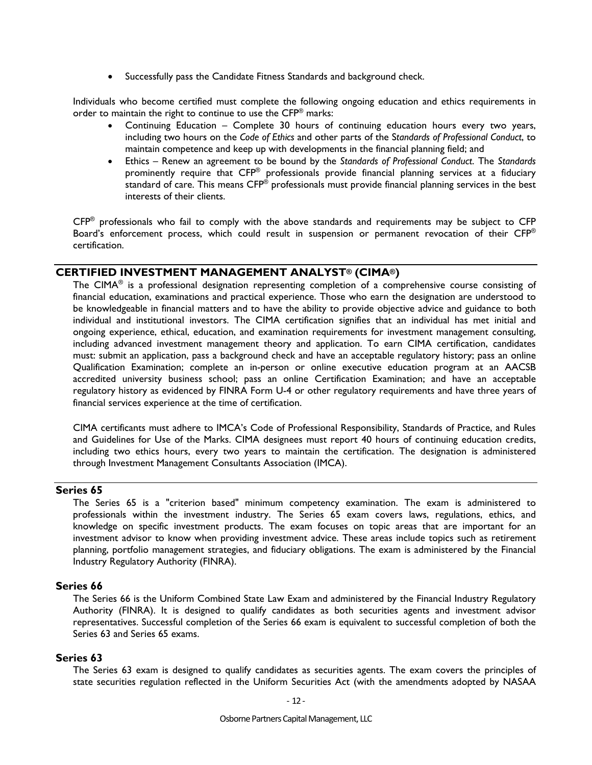- Successfully pass the Candidate Fitness Standards and background check.

Individuals who become certified must complete the following ongoing education and ethics requirements in order to maintain the right to continue to use the CFP® marks:

- Continuing Education – Complete 30 hours of continuing education hours every two years, including two hours on the *Code of Ethics* and other parts of the *Standards of Professional Conduct*, to maintain competence and keep up with developments in the financial planning field; and
- Ethics – Renew an agreement to be bound by the *Standards of Professional Conduct*. The *Standards* prominently require that CFP® professionals provide financial planning services at a fiduciary standard of care. This means CFP® professionals must provide financial planning services in the best interests of their clients.

CFP® professionals who fail to comply with the above standards and requirements may be subject to CFP Board's enforcement process, which could result in suspension or permanent revocation of their CFP® certification.

## CERTIFIED INVESTMENT MANAGEMENT ANALYST® (CIMA®)

The CIMA® is a professional designation representing completion of a comprehensive course consisting of financial education, examinations and practical experience. Those who earn the designation are understood to be knowledgeable in financial matters and to have the ability to provide objective advice and guidance to both individual and institutional investors. The CIMA certification signifies that an individual has met initial and ongoing experience, ethical, education, and examination requirements for investment management consulting, including advanced investment management theory and application. To earn CIMA certification, candidates must: submit an application, pass a background check and have an acceptable regulatory history; pass an online Qualification Examination; complete an in-person or online executive education program at an AACSB accredited university business school; pass an online Certification Examination; and have an acceptable regulatory history as evidenced by FINRA Form U-4 or other regulatory requirements and have three years of financial services experience at the time of certification.

CIMA certificants must adhere to IMCA's Code of Professional Responsibility, Standards of Practice, and Rules and Guidelines for Use of the Marks. CIMA designees must report 40 hours of continuing education credits, including two ethics hours, every two years to maintain the certification. The designation is administered through Investment Management Consultants Association (IMCA).

### Series 65

The Series 65 is a "criterion based" minimum competency examination. The exam is administered to professionals within the investment industry. The Series 65 exam covers laws, regulations, ethics, and knowledge on specific investment products. The exam focuses on topic areas that are important for an investment advisor to know when providing investment advice. These areas include topics such as retirement planning, portfolio management strategies, and fiduciary obligations. The exam is administered by the Financial Industry Regulatory Authority (FINRA).

### Series 66

The Series 66 is the Uniform Combined State Law Exam and administered by the Financial Industry Regulatory Authority (FINRA). It is designed to qualify candidates as both securities agents and investment advisor representatives. Successful completion of the Series 66 exam is equivalent to successful completion of both the Series 63 and Series 65 exams.

### Series 63

The Series 63 exam is designed to qualify candidates as securities agents. The exam covers the principles of state securities regulation reflected in the Uniform Securities Act (with the amendments adopted by NASAA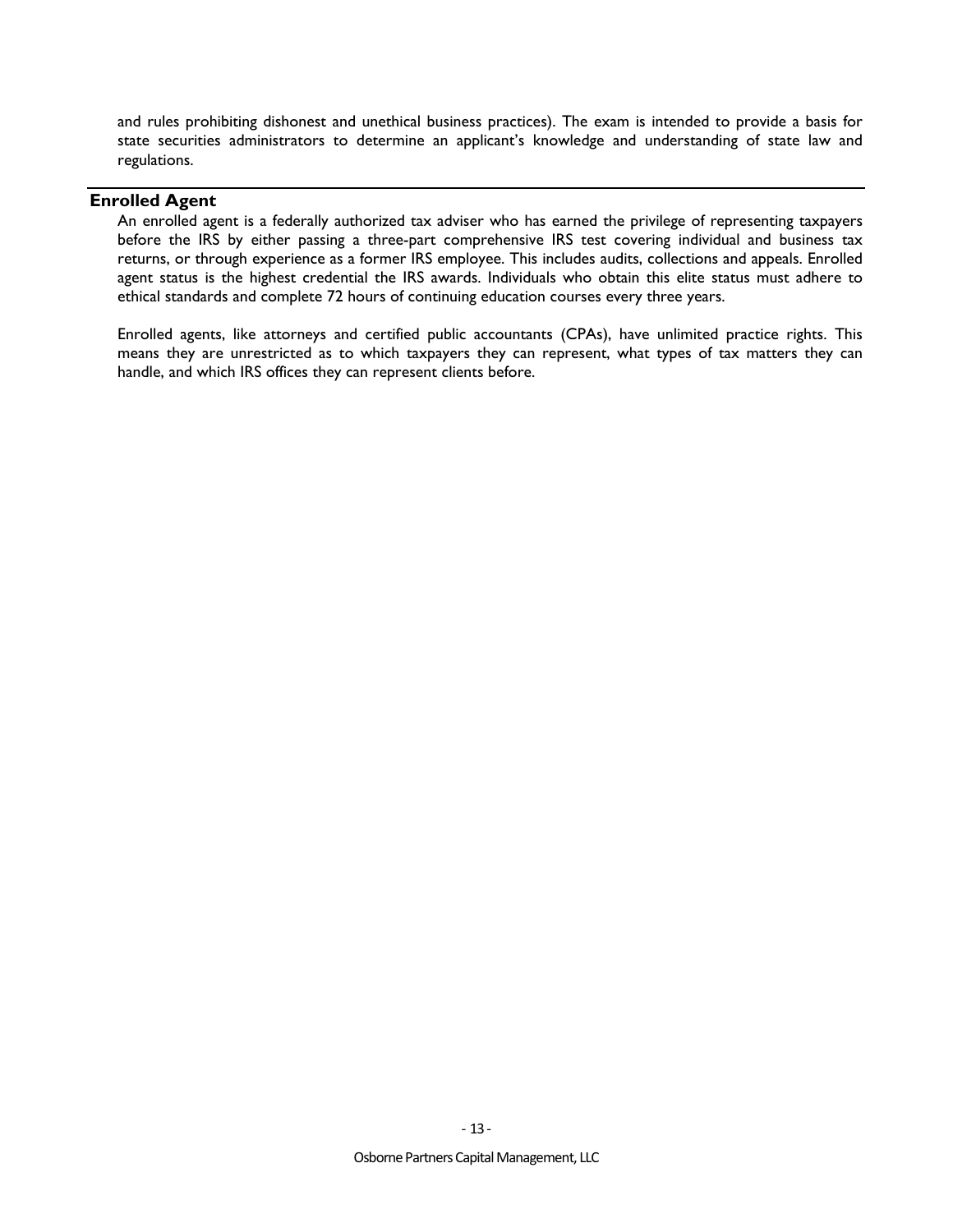and rules prohibiting dishonest and unethical business practices). The exam is intended to provide a basis for state securities administrators to determine an applicant's knowledge and understanding of state law and regulations.

## Enrolled Agent

An enrolled agent is a federally authorized tax adviser who has earned the privilege of representing taxpayers before the IRS by either passing a three-part comprehensive IRS test covering individual and business tax returns, or through experience as a former IRS employee. This includes audits, collections and appeals. Enrolled agent status is the highest credential the IRS awards. Individuals who obtain this elite status must adhere to ethical standards and complete 72 hours of continuing education courses every three years.

Enrolled agents, like attorneys and certified public accountants (CPAs), have unlimited practice rights. This means they are unrestricted as to which taxpayers they can represent, what types of tax matters they can handle, and which IRS offices they can represent clients before.